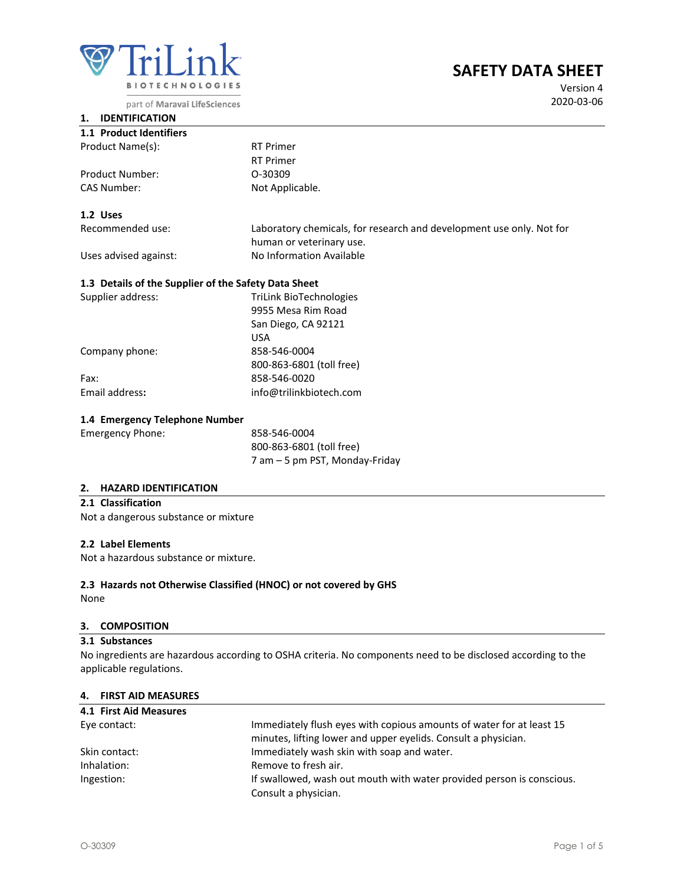TriLink BIOTECHNOLOGIES

part of Maravai LifeSciences

# SAFETY DATA SHEET

Version 4
2020-03-06

## 1. IDENTIFICATION

### 1.1 Product Identifiers

| | |
|---|---|
| Product Name(s): | RT Primer<br>RT Primer |
| Product Number: | O-30309 |
| CAS Number: | Not Applicable. |

### 1.2 Uses

| | |
|---|---|
| Recommended use: | Laboratory chemicals, for research and development use only. Not for human or veterinary use. |
| Uses advised against: | No Information Available |

### 1.3 Details of the Supplier of the Safety Data Sheet

| | |
|---|---|
| Supplier address: | TriLink BioTechnologies<br>9955 Mesa Rim Road<br>San Diego, CA 92121<br>USA |
| Company phone: | 858-546-0004<br>800-863-6801 (toll free) |
| Fax: | 858-546-0020 |
| **Email address:** | info@trilinkbiotech.com |

### 1.4 Emergency Telephone Number

| | |
|---|---|
| Emergency Phone: | 858-546-0004<br>800-863-6801 (toll free)<br>7 am – 5 pm PST, Monday-Friday |

## 2. HAZARD IDENTIFICATION

### 2.1 Classification

Not a dangerous substance or mixture

### 2.2 Label Elements

Not a hazardous substance or mixture.

### 2.3 Hazards not Otherwise Classified (HNOC) or not covered by GHS

None

## 3. COMPOSITION

### 3.1 Substances

No ingredients are hazardous according to OSHA criteria. No components need to be disclosed according to the applicable regulations.

## 4. FIRST AID MEASURES

### 4.1 First Aid Measures

| | |
|---|---|
| Eye contact: | Immediately flush eyes with copious amounts of water for at least 15 minutes, lifting lower and upper eyelids. Consult a physician. |
| Skin contact: | Immediately wash skin with soap and water. |
| Inhalation: | Remove to fresh air. |
| Ingestion: | If swallowed, wash out mouth with water provided person is conscious. Consult a physician. |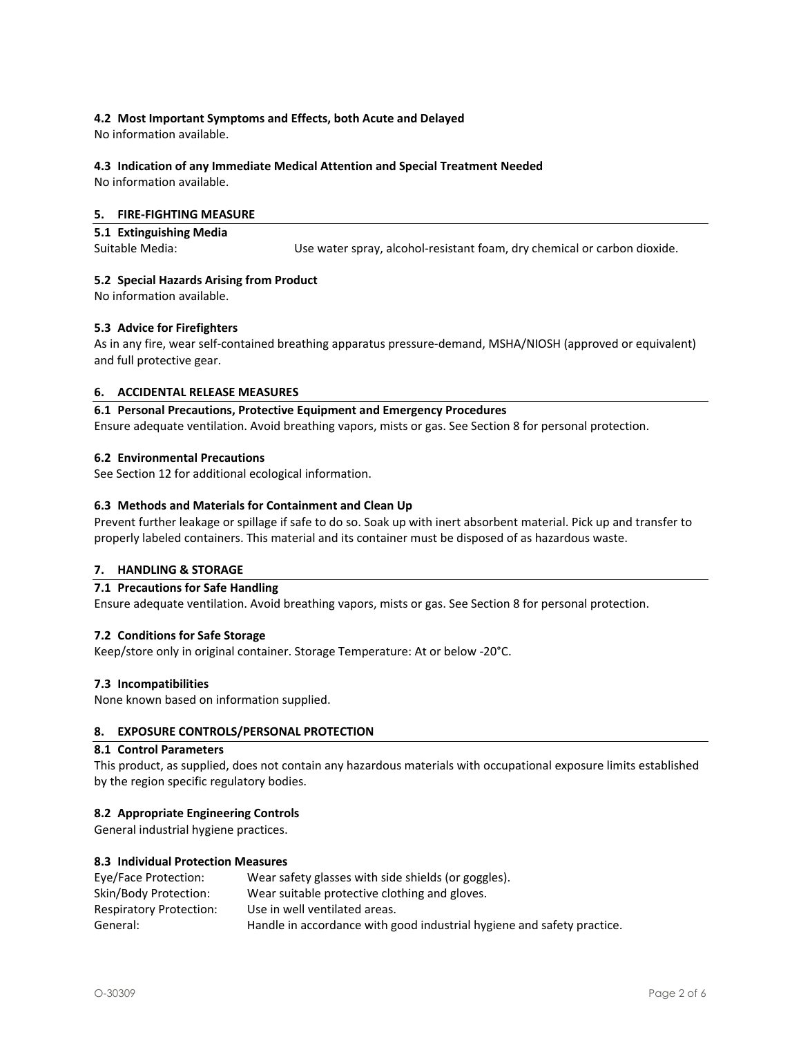### 4.2 Most Important Symptoms and Effects, both Acute and Delayed

No information available.

### 4.3 Indication of any Immediate Medical Attention and Special Treatment Needed

No information available.

## 5. FIRE-FIGHTING MEASURE

### 5.1 Extinguishing Media

Suitable Media: Use water spray, alcohol-resistant foam, dry chemical or carbon dioxide.

### 5.2 Special Hazards Arising from Product

No information available.

### 5.3 Advice for Firefighters

As in any fire, wear self-contained breathing apparatus pressure-demand, MSHA/NIOSH (approved or equivalent) and full protective gear.

## 6. ACCIDENTAL RELEASE MEASURES

### 6.1 Personal Precautions, Protective Equipment and Emergency Procedures

Ensure adequate ventilation. Avoid breathing vapors, mists or gas. See Section 8 for personal protection.

### 6.2 Environmental Precautions

See Section 12 for additional ecological information.

### 6.3 Methods and Materials for Containment and Clean Up

Prevent further leakage or spillage if safe to do so. Soak up with inert absorbent material. Pick up and transfer to properly labeled containers. This material and its container must be disposed of as hazardous waste.

## 7. HANDLING & STORAGE

### 7.1 Precautions for Safe Handling

Ensure adequate ventilation. Avoid breathing vapors, mists or gas. See Section 8 for personal protection.

### 7.2 Conditions for Safe Storage

Keep/store only in original container. Storage Temperature: At or below -20°C.

### 7.3 Incompatibilities

None known based on information supplied.

## 8. EXPOSURE CONTROLS/PERSONAL PROTECTION

### 8.1 Control Parameters

This product, as supplied, does not contain any hazardous materials with occupational exposure limits established by the region specific regulatory bodies.

### 8.2 Appropriate Engineering Controls

General industrial hygiene practices.

### 8.3 Individual Protection Measures

Eye/Face Protection: Wear safety glasses with side shields (or goggles).
Skin/Body Protection: Wear suitable protective clothing and gloves.
Respiratory Protection: Use in well ventilated areas.
General: Handle in accordance with good industrial hygiene and safety practice.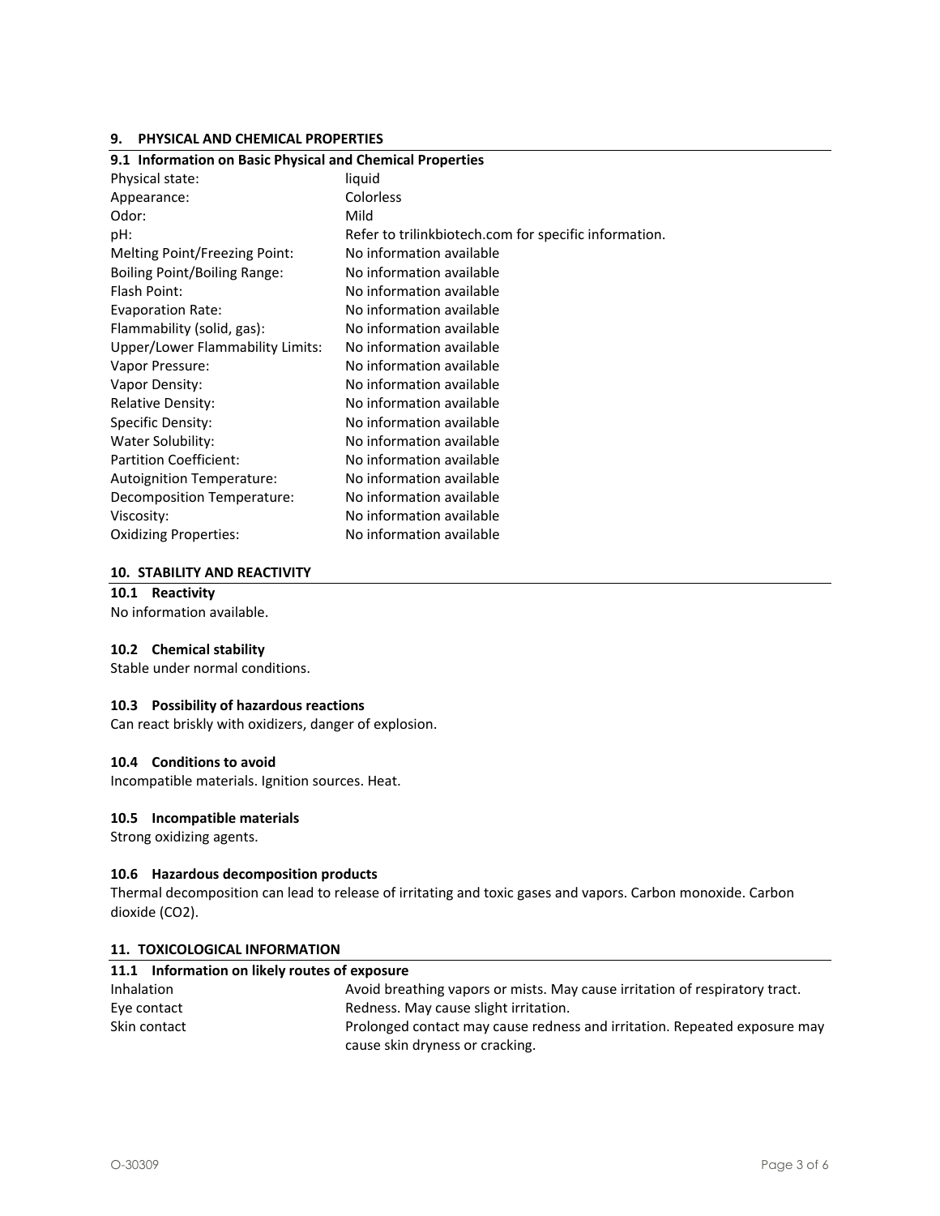## 9. PHYSICAL AND CHEMICAL PROPERTIES

### 9.1 Information on Basic Physical and Chemical Properties

| Property | Value |
|---|---|
| Physical state: | liquid |
| Appearance: | Colorless |
| Odor: | Mild |
| pH: | Refer to trilinkbiotech.com for specific information. |
| Melting Point/Freezing Point: | No information available |
| Boiling Point/Boiling Range: | No information available |
| Flash Point: | No information available |
| Evaporation Rate: | No information available |
| Flammability (solid, gas): | No information available |
| Upper/Lower Flammability Limits: | No information available |
| Vapor Pressure: | No information available |
| Vapor Density: | No information available |
| Relative Density: | No information available |
| Specific Density: | No information available |
| Water Solubility: | No information available |
| Partition Coefficient: | No information available |
| Autoignition Temperature: | No information available |
| Decomposition Temperature: | No information available |
| Viscosity: | No information available |
| Oxidizing Properties: | No information available |

## 10. STABILITY AND REACTIVITY

### 10.1 Reactivity

No information available.

### 10.2 Chemical stability

Stable under normal conditions.

### 10.3 Possibility of hazardous reactions

Can react briskly with oxidizers, danger of explosion.

### 10.4 Conditions to avoid

Incompatible materials. Ignition sources. Heat.

### 10.5 Incompatible materials

Strong oxidizing agents.

### 10.6 Hazardous decomposition products

Thermal decomposition can lead to release of irritating and toxic gases and vapors. Carbon monoxide. Carbon dioxide ($CO_2$).

## 11. TOXICOLOGICAL INFORMATION

### 11.1 Information on likely routes of exposure

| Route | Information |
|---|---|
| Inhalation | Avoid breathing vapors or mists. May cause irritation of respiratory tract. |
| Eye contact | Redness. May cause slight irritation. |
| Skin contact | Prolonged contact may cause redness and irritation. Repeated exposure may cause skin dryness or cracking. |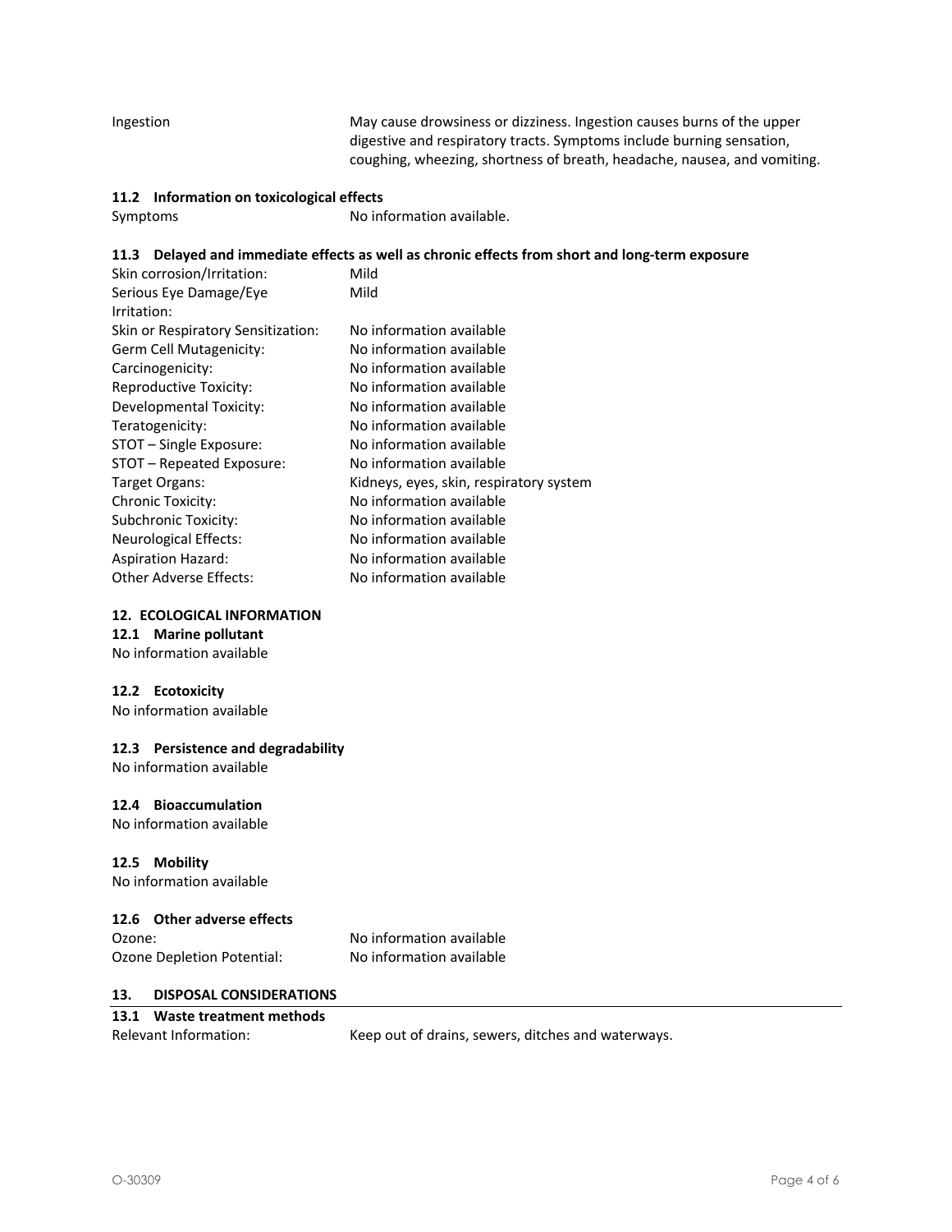| | |
|---|---|
| Ingestion | May cause drowsiness or dizziness. Ingestion causes burns of the upper digestive and respiratory tracts. Symptoms include burning sensation, coughing, wheezing, shortness of breath, headache, nausea, and vomiting. |

### 11.2 Information on toxicological effects

| | |
|---|---|
| Symptoms | No information available. |

### 11.3 Delayed and immediate effects as well as chronic effects from short and long-term exposure

| | |
|---|---|
| Skin corrosion/Irritation: | Mild |
| Serious Eye Damage/Eye Irritation: | Mild |
| Skin or Respiratory Sensitization: | No information available |
| Germ Cell Mutagenicity: | No information available |
| Carcinogenicity: | No information available |
| Reproductive Toxicity: | No information available |
| Developmental Toxicity: | No information available |
| Teratogenicity: | No information available |
| STOT – Single Exposure: | No information available |
| STOT – Repeated Exposure: | No information available |
| Target Organs: | Kidneys, eyes, skin, respiratory system |
| Chronic Toxicity: | No information available |
| Subchronic Toxicity: | No information available |
| Neurological Effects: | No information available |
| Aspiration Hazard: | No information available |
| Other Adverse Effects: | No information available |

## 12. ECOLOGICAL INFORMATION

### 12.1 Marine pollutant

No information available

### 12.2 Ecotoxicity

No information available

### 12.3 Persistence and degradability

No information available

### 12.4 Bioaccumulation

No information available

### 12.5 Mobility

No information available

### 12.6 Other adverse effects

| | |
|---|---|
| Ozone: | No information available |
| Ozone Depletion Potential: | No information available |

## 13. DISPOSAL CONSIDERATIONS

### 13.1 Waste treatment methods

| | |
|---|---|
| Relevant Information: | Keep out of drains, sewers, ditches and waterways. |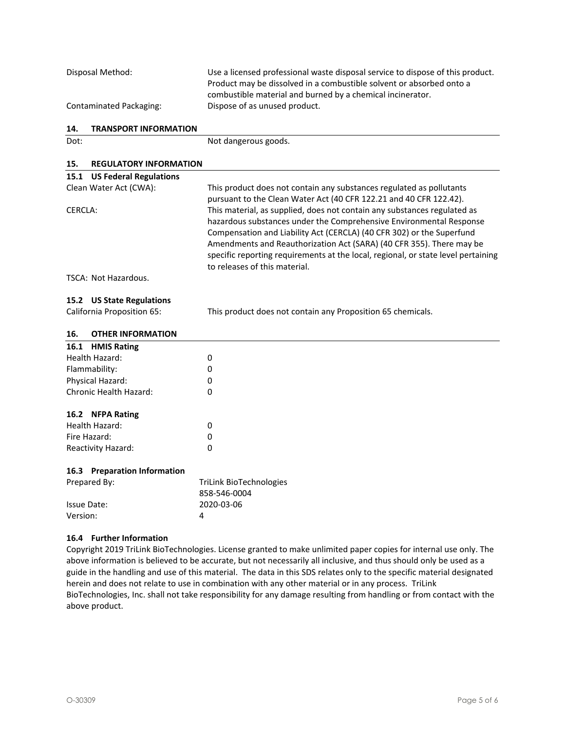| | |
|---|---|
| Disposal Method: | Use a licensed professional waste disposal service to dispose of this product. Product may be dissolved in a combustible solvent or absorbed onto a combustible material and burned by a chemical incinerator. |
| Contaminated Packaging: | Dispose of as unused product. |

## 14. TRANSPORT INFORMATION

| | |
|---|---|
| Dot: | Not dangerous goods. |

## 15. REGULATORY INFORMATION

### 15.1 US Federal Regulations

| | |
|---|---|
| Clean Water Act (CWA): | This product does not contain any substances regulated as pollutants pursuant to the Clean Water Act (40 CFR 122.21 and 40 CFR 122.42). |
| CERCLA: | This material, as supplied, does not contain any substances regulated as hazardous substances under the Comprehensive Environmental Response Compensation and Liability Act (CERCLA) (40 CFR 302) or the Superfund Amendments and Reauthorization Act (SARA) (40 CFR 355). There may be specific reporting requirements at the local, regional, or state level pertaining to releases of this material. |

TSCA: Not Hazardous.

### 15.2 US State Regulations

| | |
|---|---|
| California Proposition 65: | This product does not contain any Proposition 65 chemicals. |

## 16. OTHER INFORMATION

### 16.1 HMIS Rating

| | |
|---|---|
| Health Hazard: | 0 |
| Flammability: | 0 |
| Physical Hazard: | 0 |
| Chronic Health Hazard: | 0 |

### 16.2 NFPA Rating

| | |
|---|---|
| Health Hazard: | 0 |
| Fire Hazard: | 0 |
| Reactivity Hazard: | 0 |

### 16.3 Preparation Information

| | |
|---|---|
| Prepared By: | TriLink BioTechnologies<br>858-546-0004 |
| Issue Date: | 2020-03-06 |
| Version: | 4 |

### 16.4 Further Information

Copyright 2019 TriLink BioTechnologies. License granted to make unlimited paper copies for internal use only. The above information is believed to be accurate, but not necessarily all inclusive, and thus should only be used as a guide in the handling and use of this material. The data in this SDS relates only to the specific material designated herein and does not relate to use in combination with any other material or in any process. TriLink BioTechnologies, Inc. shall not take responsibility for any damage resulting from handling or from contact with the above product.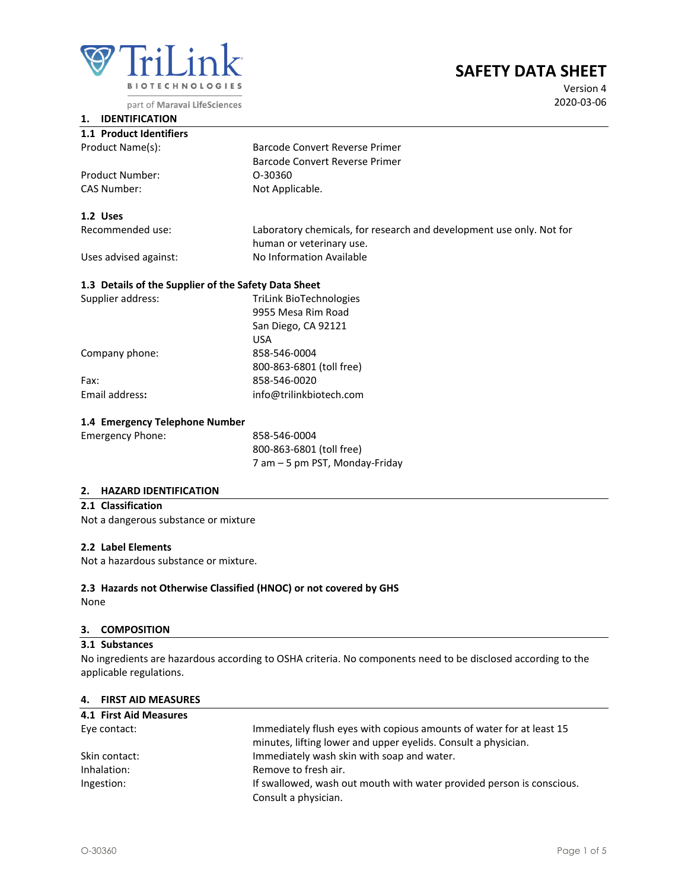TriLink BIOTECHNOLOGIES

part of Maravai LifeSciences

# SAFETY DATA SHEET

Version 4
2020-03-06

## 1. IDENTIFICATION

### 1.1 Product Identifiers

| | |
|---|---|
| Product Name(s): | Barcode Convert Reverse Primer<br>Barcode Convert Reverse Primer |
| Product Number: | O-30360 |
| CAS Number: | Not Applicable. |

### 1.2 Uses

| | |
|---|---|
| Recommended use: | Laboratory chemicals, for research and development use only. Not for human or veterinary use. |
| Uses advised against: | No Information Available |

### 1.3 Details of the Supplier of the Safety Data Sheet

| | |
|---|---|
| Supplier address: | TriLink BioTechnologies<br>9955 Mesa Rim Road<br>San Diego, CA 92121<br>USA |
| Company phone: | 858-546-0004<br>800-863-6801 (toll free) |
| Fax: | 858-546-0020 |
| **Email address:** | info@trilinkbiotech.com |

### 1.4 Emergency Telephone Number

| | |
|---|---|
| Emergency Phone: | 858-546-0004<br>800-863-6801 (toll free)<br>7 am – 5 pm PST, Monday-Friday |

## 2. HAZARD IDENTIFICATION

### 2.1 Classification

Not a dangerous substance or mixture

### 2.2 Label Elements

Not a hazardous substance or mixture.

### 2.3 Hazards not Otherwise Classified (HNOC) or not covered by GHS

None

## 3. COMPOSITION

### 3.1 Substances

No ingredients are hazardous according to OSHA criteria. No components need to be disclosed according to the applicable regulations.

## 4. FIRST AID MEASURES

### 4.1 First Aid Measures

| | |
|---|---|
| Eye contact: | Immediately flush eyes with copious amounts of water for at least 15 minutes, lifting lower and upper eyelids. Consult a physician. |
| Skin contact: | Immediately wash skin with soap and water. |
| Inhalation: | Remove to fresh air. |
| Ingestion: | If swallowed, wash out mouth with water provided person is conscious. Consult a physician. |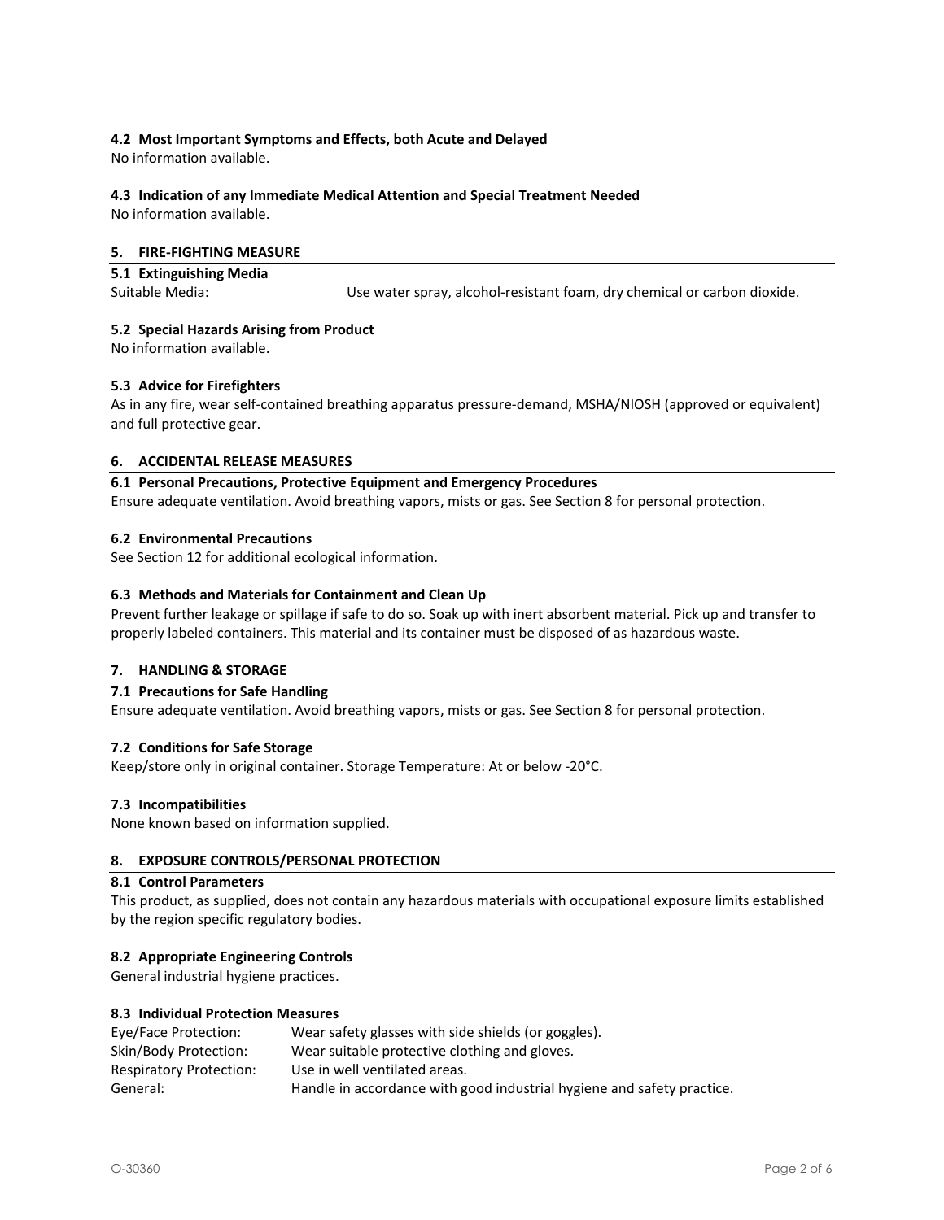### 4.2 Most Important Symptoms and Effects, both Acute and Delayed

No information available.

### 4.3 Indication of any Immediate Medical Attention and Special Treatment Needed

No information available.

## 5. FIRE-FIGHTING MEASURE

### 5.1 Extinguishing Media

Suitable Media: Use water spray, alcohol-resistant foam, dry chemical or carbon dioxide.

### 5.2 Special Hazards Arising from Product

No information available.

### 5.3 Advice for Firefighters

As in any fire, wear self-contained breathing apparatus pressure-demand, MSHA/NIOSH (approved or equivalent) and full protective gear.

## 6. ACCIDENTAL RELEASE MEASURES

### 6.1 Personal Precautions, Protective Equipment and Emergency Procedures

Ensure adequate ventilation. Avoid breathing vapors, mists or gas. See Section 8 for personal protection.

### 6.2 Environmental Precautions

See Section 12 for additional ecological information.

### 6.3 Methods and Materials for Containment and Clean Up

Prevent further leakage or spillage if safe to do so. Soak up with inert absorbent material. Pick up and transfer to properly labeled containers. This material and its container must be disposed of as hazardous waste.

## 7. HANDLING & STORAGE

### 7.1 Precautions for Safe Handling

Ensure adequate ventilation. Avoid breathing vapors, mists or gas. See Section 8 for personal protection.

### 7.2 Conditions for Safe Storage

Keep/store only in original container. Storage Temperature: At or below -20°C.

### 7.3 Incompatibilities

None known based on information supplied.

## 8. EXPOSURE CONTROLS/PERSONAL PROTECTION

### 8.1 Control Parameters

This product, as supplied, does not contain any hazardous materials with occupational exposure limits established by the region specific regulatory bodies.

### 8.2 Appropriate Engineering Controls

General industrial hygiene practices.

### 8.3 Individual Protection Measures

Eye/Face Protection: Wear safety glasses with side shields (or goggles).
Skin/Body Protection: Wear suitable protective clothing and gloves.
Respiratory Protection: Use in well ventilated areas.
General: Handle in accordance with good industrial hygiene and safety practice.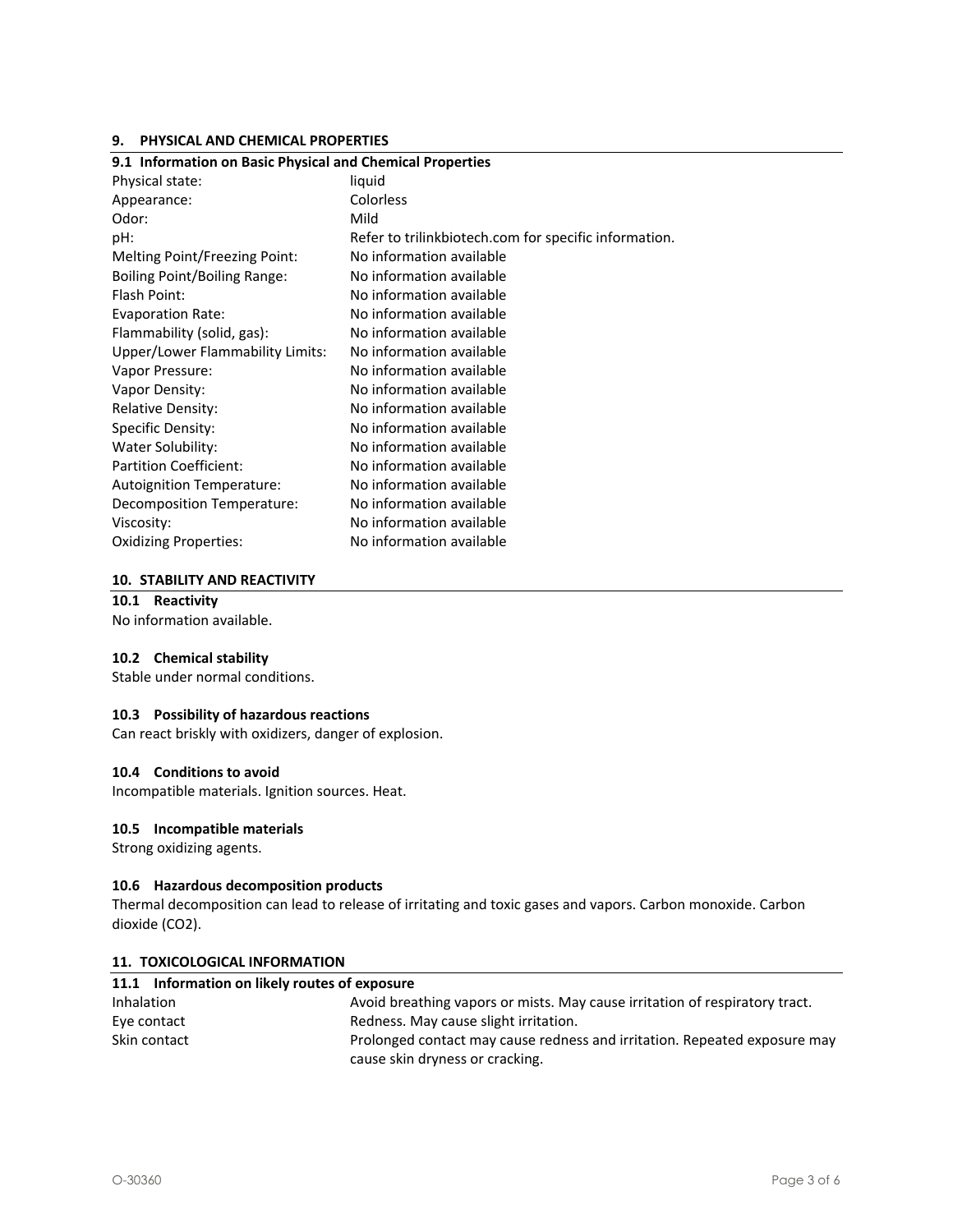## 9. PHYSICAL AND CHEMICAL PROPERTIES

### 9.1 Information on Basic Physical and Chemical Properties

| Property | Value |
|---|---|
| Physical state: | liquid |
| Appearance: | Colorless |
| Odor: | Mild |
| pH: | Refer to trilinkbiotech.com for specific information. |
| Melting Point/Freezing Point: | No information available |
| Boiling Point/Boiling Range: | No information available |
| Flash Point: | No information available |
| Evaporation Rate: | No information available |
| Flammability (solid, gas): | No information available |
| Upper/Lower Flammability Limits: | No information available |
| Vapor Pressure: | No information available |
| Vapor Density: | No information available |
| Relative Density: | No information available |
| Specific Density: | No information available |
| Water Solubility: | No information available |
| Partition Coefficient: | No information available |
| Autoignition Temperature: | No information available |
| Decomposition Temperature: | No information available |
| Viscosity: | No information available |
| Oxidizing Properties: | No information available |

## 10. STABILITY AND REACTIVITY

### 10.1 Reactivity

No information available.

### 10.2 Chemical stability

Stable under normal conditions.

### 10.3 Possibility of hazardous reactions

Can react briskly with oxidizers, danger of explosion.

### 10.4 Conditions to avoid

Incompatible materials. Ignition sources. Heat.

### 10.5 Incompatible materials

Strong oxidizing agents.

### 10.6 Hazardous decomposition products

Thermal decomposition can lead to release of irritating and toxic gases and vapors. Carbon monoxide. Carbon dioxide ($CO_2$).

## 11. TOXICOLOGICAL INFORMATION

### 11.1 Information on likely routes of exposure

| Route | Information |
|---|---|
| Inhalation | Avoid breathing vapors or mists. May cause irritation of respiratory tract. |
| Eye contact | Redness. May cause slight irritation. |
| Skin contact | Prolonged contact may cause redness and irritation. Repeated exposure may cause skin dryness or cracking. |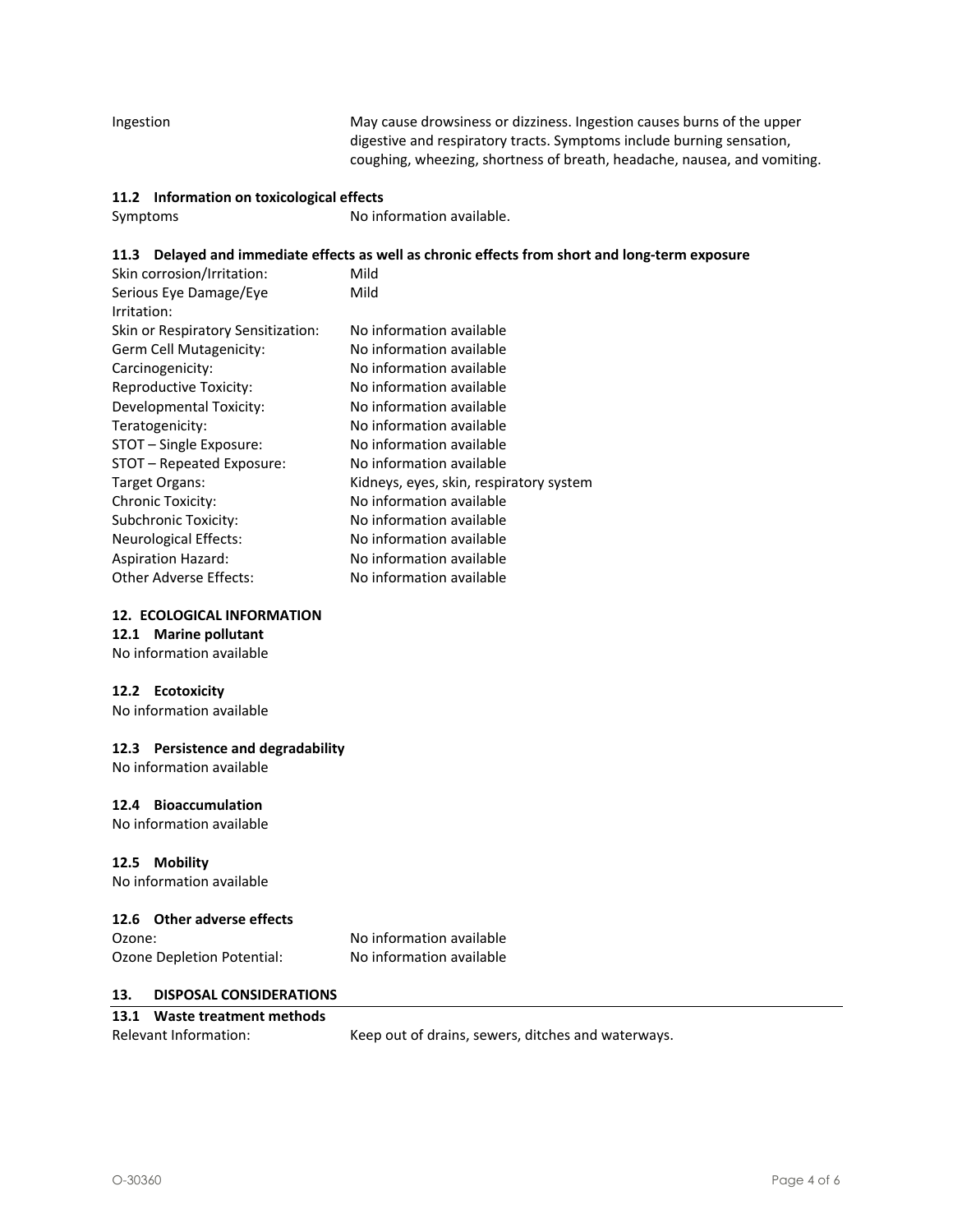| | |
|---|---|
| Ingestion | May cause drowsiness or dizziness. Ingestion causes burns of the upper digestive and respiratory tracts. Symptoms include burning sensation, coughing, wheezing, shortness of breath, headache, nausea, and vomiting. |

### 11.2 Information on toxicological effects

| | |
|---|---|
| Symptoms | No information available. |

### 11.3 Delayed and immediate effects as well as chronic effects from short and long-term exposure

| | |
|---|---|
| Skin corrosion/Irritation: | Mild |
| Serious Eye Damage/Eye Irritation: | Mild |
| Skin or Respiratory Sensitization: | No information available |
| Germ Cell Mutagenicity: | No information available |
| Carcinogenicity: | No information available |
| Reproductive Toxicity: | No information available |
| Developmental Toxicity: | No information available |
| Teratogenicity: | No information available |
| STOT – Single Exposure: | No information available |
| STOT – Repeated Exposure: | No information available |
| Target Organs: | Kidneys, eyes, skin, respiratory system |
| Chronic Toxicity: | No information available |
| Subchronic Toxicity: | No information available |
| Neurological Effects: | No information available |
| Aspiration Hazard: | No information available |
| Other Adverse Effects: | No information available |

## 12. ECOLOGICAL INFORMATION

### 12.1 Marine pollutant

No information available

### 12.2 Ecotoxicity

No information available

### 12.3 Persistence and degradability

No information available

### 12.4 Bioaccumulation

No information available

### 12.5 Mobility

No information available

### 12.6 Other adverse effects

| | |
|---|---|
| Ozone: | No information available |
| Ozone Depletion Potential: | No information available |

## 13. DISPOSAL CONSIDERATIONS

### 13.1 Waste treatment methods

| | |
|---|---|
| Relevant Information: | Keep out of drains, sewers, ditches and waterways. |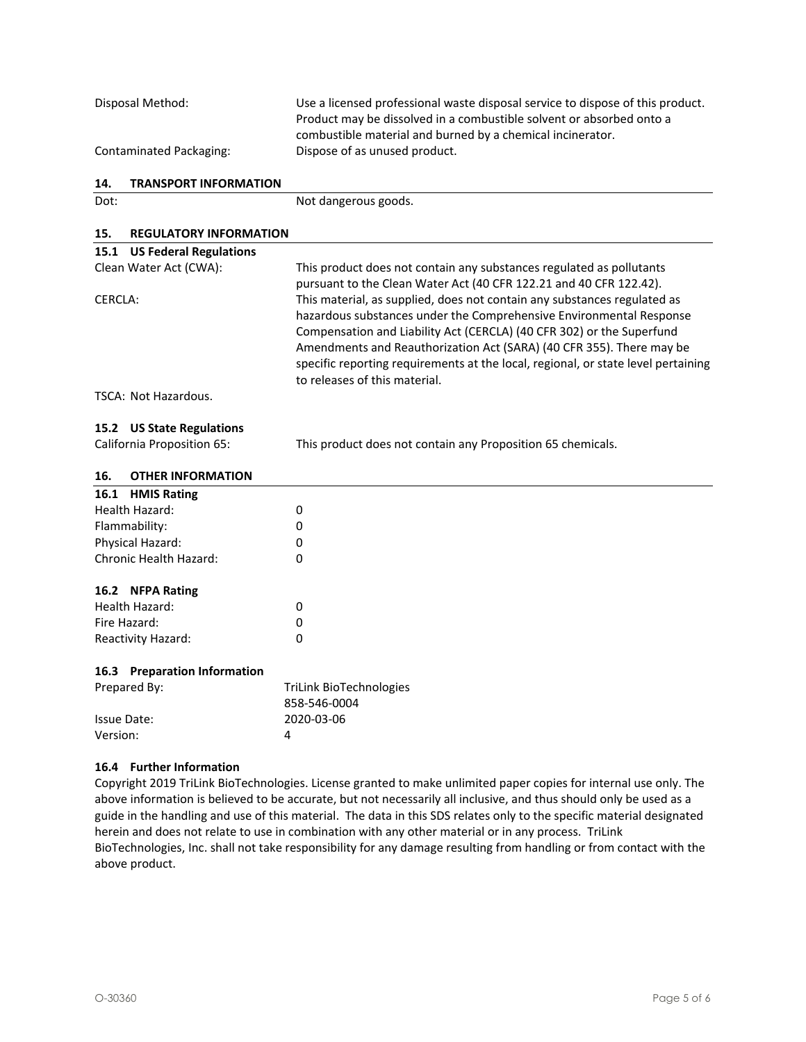| | |
|---|---|
| Disposal Method: | Use a licensed professional waste disposal service to dispose of this product. Product may be dissolved in a combustible solvent or absorbed onto a combustible material and burned by a chemical incinerator. |
| Contaminated Packaging: | Dispose of as unused product. |

## 14. TRANSPORT INFORMATION

| | |
|---|---|
| Dot: | Not dangerous goods. |

## 15. REGULATORY INFORMATION

### 15.1 US Federal Regulations

| | |
|---|---|
| Clean Water Act (CWA): | This product does not contain any substances regulated as pollutants pursuant to the Clean Water Act (40 CFR 122.21 and 40 CFR 122.42). |
| CERCLA: | This material, as supplied, does not contain any substances regulated as hazardous substances under the Comprehensive Environmental Response Compensation and Liability Act (CERCLA) (40 CFR 302) or the Superfund Amendments and Reauthorization Act (SARA) (40 CFR 355). There may be specific reporting requirements at the local, regional, or state level pertaining to releases of this material. |

TSCA: Not Hazardous.

### 15.2 US State Regulations

| | |
|---|---|
| California Proposition 65: | This product does not contain any Proposition 65 chemicals. |

## 16. OTHER INFORMATION

### 16.1 HMIS Rating

| | |
|---|---|
| Health Hazard: | 0 |
| Flammability: | 0 |
| Physical Hazard: | 0 |
| Chronic Health Hazard: | 0 |

### 16.2 NFPA Rating

| | |
|---|---|
| Health Hazard: | 0 |
| Fire Hazard: | 0 |
| Reactivity Hazard: | 0 |

### 16.3 Preparation Information

| | |
|---|---|
| Prepared By: | TriLink BioTechnologies<br>858-546-0004 |
| Issue Date: | 2020-03-06 |
| Version: | 4 |

### 16.4 Further Information

Copyright 2019 TriLink BioTechnologies. License granted to make unlimited paper copies for internal use only. The above information is believed to be accurate, but not necessarily all inclusive, and thus should only be used as a guide in the handling and use of this material. The data in this SDS relates only to the specific material designated herein and does not relate to use in combination with any other material or in any process. TriLink BioTechnologies, Inc. shall not take responsibility for any damage resulting from handling or from contact with the above product.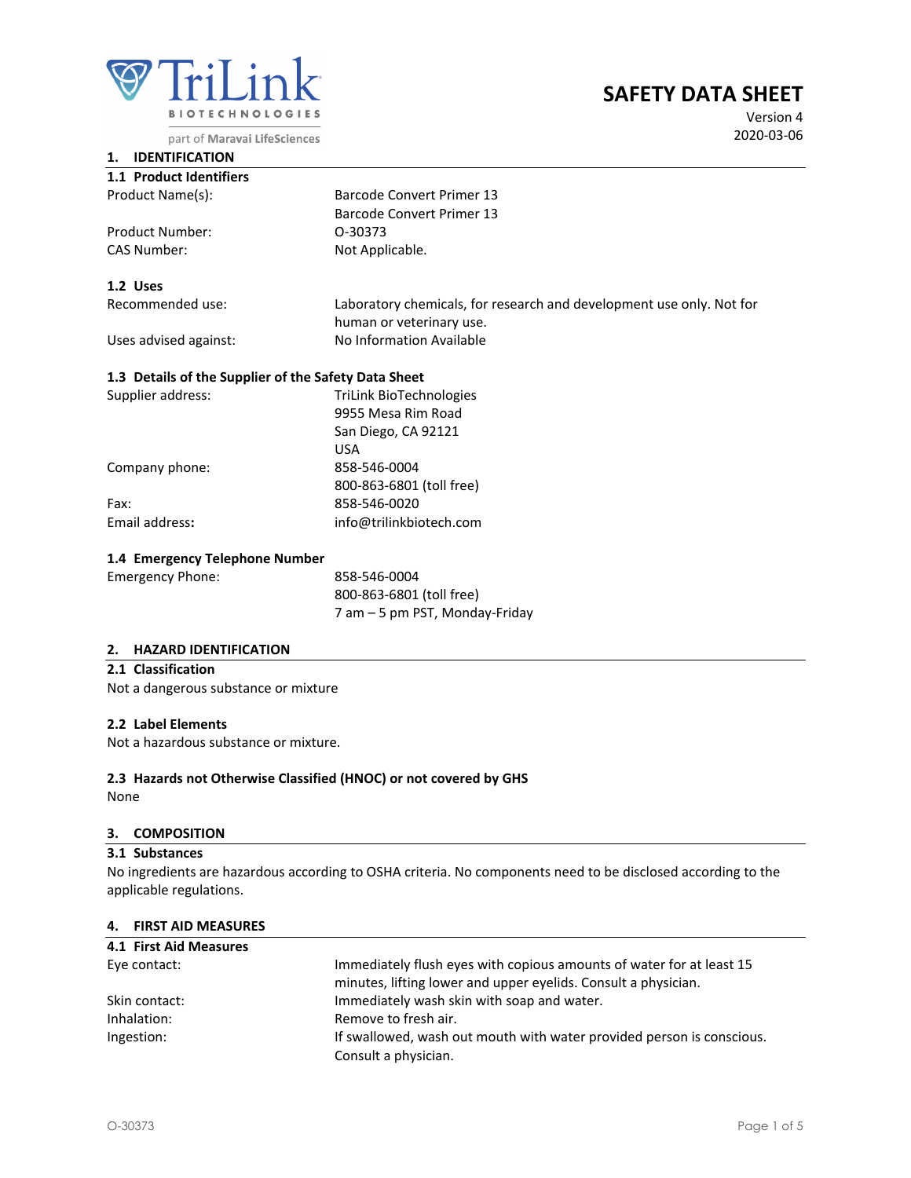TriLink BIOTECHNOLOGIES
part of Maravai LifeSciences

# SAFETY DATA SHEET

Version 4
2020-03-06

## 1. IDENTIFICATION

### 1.1 Product Identifiers

| | |
|---|---|
| Product Name(s): | Barcode Convert Primer 13 |
| | Barcode Convert Primer 13 |
| Product Number: | O-30373 |
| CAS Number: | Not Applicable. |

### 1.2 Uses

| | |
|---|---|
| Recommended use: | Laboratory chemicals, for research and development use only. Not for human or veterinary use. |
| Uses advised against: | No Information Available |

### 1.3 Details of the Supplier of the Safety Data Sheet

| | |
|---|---|
| Supplier address: | TriLink BioTechnologies<br>9955 Mesa Rim Road<br>San Diego, CA 92121<br>USA |
| Company phone: | 858-546-0004<br>800-863-6801 (toll free) |
| Fax: | 858-546-0020 |
| **Email address:** | info@trilinkbiotech.com |

### 1.4 Emergency Telephone Number

| | |
|---|---|
| Emergency Phone: | 858-546-0004<br>800-863-6801 (toll free)<br>7 am – 5 pm PST, Monday-Friday |

## 2. HAZARD IDENTIFICATION

### 2.1 Classification

Not a dangerous substance or mixture

### 2.2 Label Elements

Not a hazardous substance or mixture.

### 2.3 Hazards not Otherwise Classified (HNOC) or not covered by GHS

None

## 3. COMPOSITION

### 3.1 Substances

No ingredients are hazardous according to OSHA criteria. No components need to be disclosed according to the applicable regulations.

## 4. FIRST AID MEASURES

### 4.1 First Aid Measures

| | |
|---|---|
| Eye contact: | Immediately flush eyes with copious amounts of water for at least 15 minutes, lifting lower and upper eyelids. Consult a physician. |
| Skin contact: | Immediately wash skin with soap and water. |
| Inhalation: | Remove to fresh air. |
| Ingestion: | If swallowed, wash out mouth with water provided person is conscious. Consult a physician. |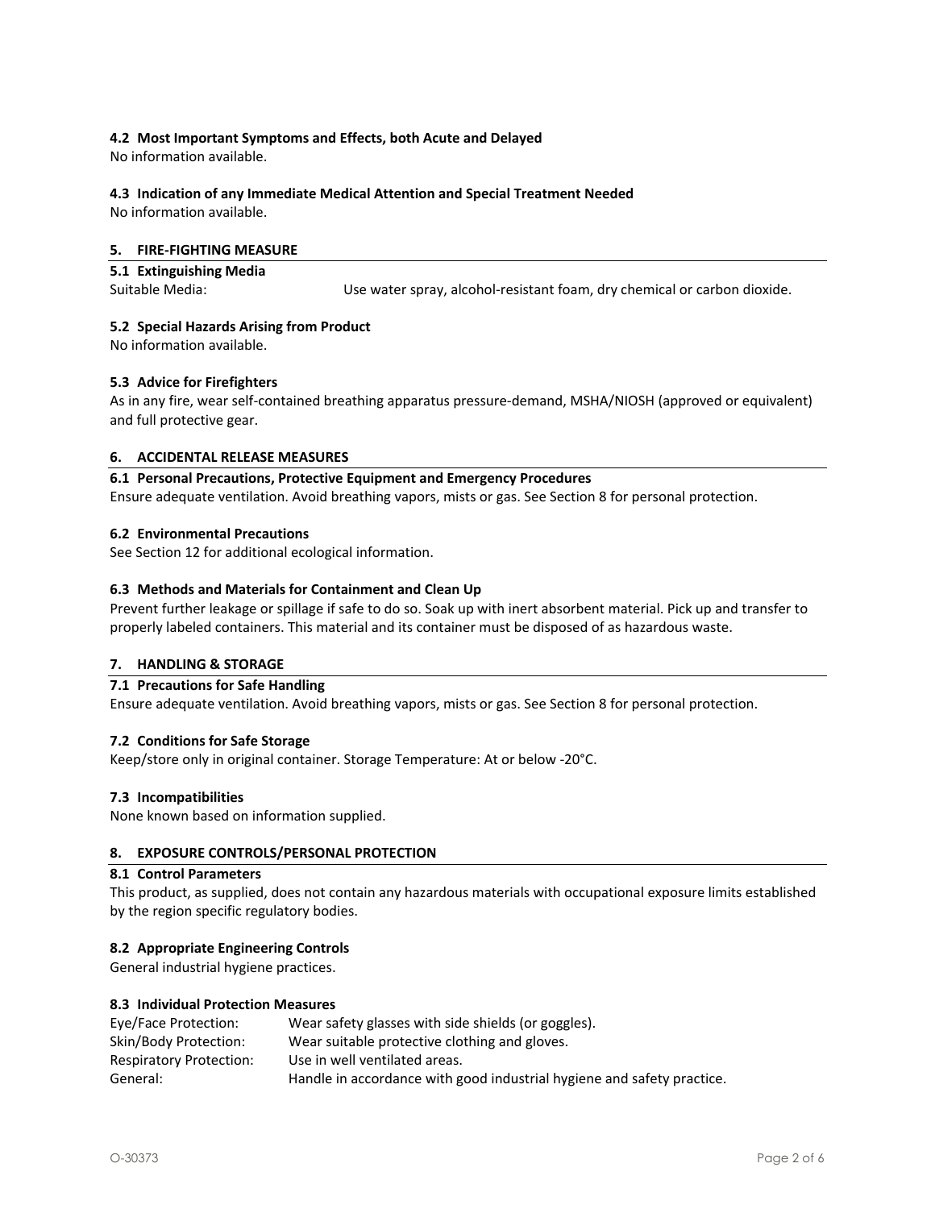### 4.2 Most Important Symptoms and Effects, both Acute and Delayed

No information available.

### 4.3 Indication of any Immediate Medical Attention and Special Treatment Needed

No information available.

## 5. FIRE-FIGHTING MEASURE

### 5.1 Extinguishing Media

Suitable Media: Use water spray, alcohol-resistant foam, dry chemical or carbon dioxide.

### 5.2 Special Hazards Arising from Product

No information available.

### 5.3 Advice for Firefighters

As in any fire, wear self-contained breathing apparatus pressure-demand, MSHA/NIOSH (approved or equivalent) and full protective gear.

## 6. ACCIDENTAL RELEASE MEASURES

### 6.1 Personal Precautions, Protective Equipment and Emergency Procedures

Ensure adequate ventilation. Avoid breathing vapors, mists or gas. See Section 8 for personal protection.

### 6.2 Environmental Precautions

See Section 12 for additional ecological information.

### 6.3 Methods and Materials for Containment and Clean Up

Prevent further leakage or spillage if safe to do so. Soak up with inert absorbent material. Pick up and transfer to properly labeled containers. This material and its container must be disposed of as hazardous waste.

## 7. HANDLING & STORAGE

### 7.1 Precautions for Safe Handling

Ensure adequate ventilation. Avoid breathing vapors, mists or gas. See Section 8 for personal protection.

### 7.2 Conditions for Safe Storage

Keep/store only in original container. Storage Temperature: At or below -20°C.

### 7.3 Incompatibilities

None known based on information supplied.

## 8. EXPOSURE CONTROLS/PERSONAL PROTECTION

### 8.1 Control Parameters

This product, as supplied, does not contain any hazardous materials with occupational exposure limits established by the region specific regulatory bodies.

### 8.2 Appropriate Engineering Controls

General industrial hygiene practices.

### 8.3 Individual Protection Measures

| | |
|---|---|
| Eye/Face Protection: | Wear safety glasses with side shields (or goggles). |
| Skin/Body Protection: | Wear suitable protective clothing and gloves. |
| Respiratory Protection: | Use in well ventilated areas. |
| General: | Handle in accordance with good industrial hygiene and safety practice. |

O-30373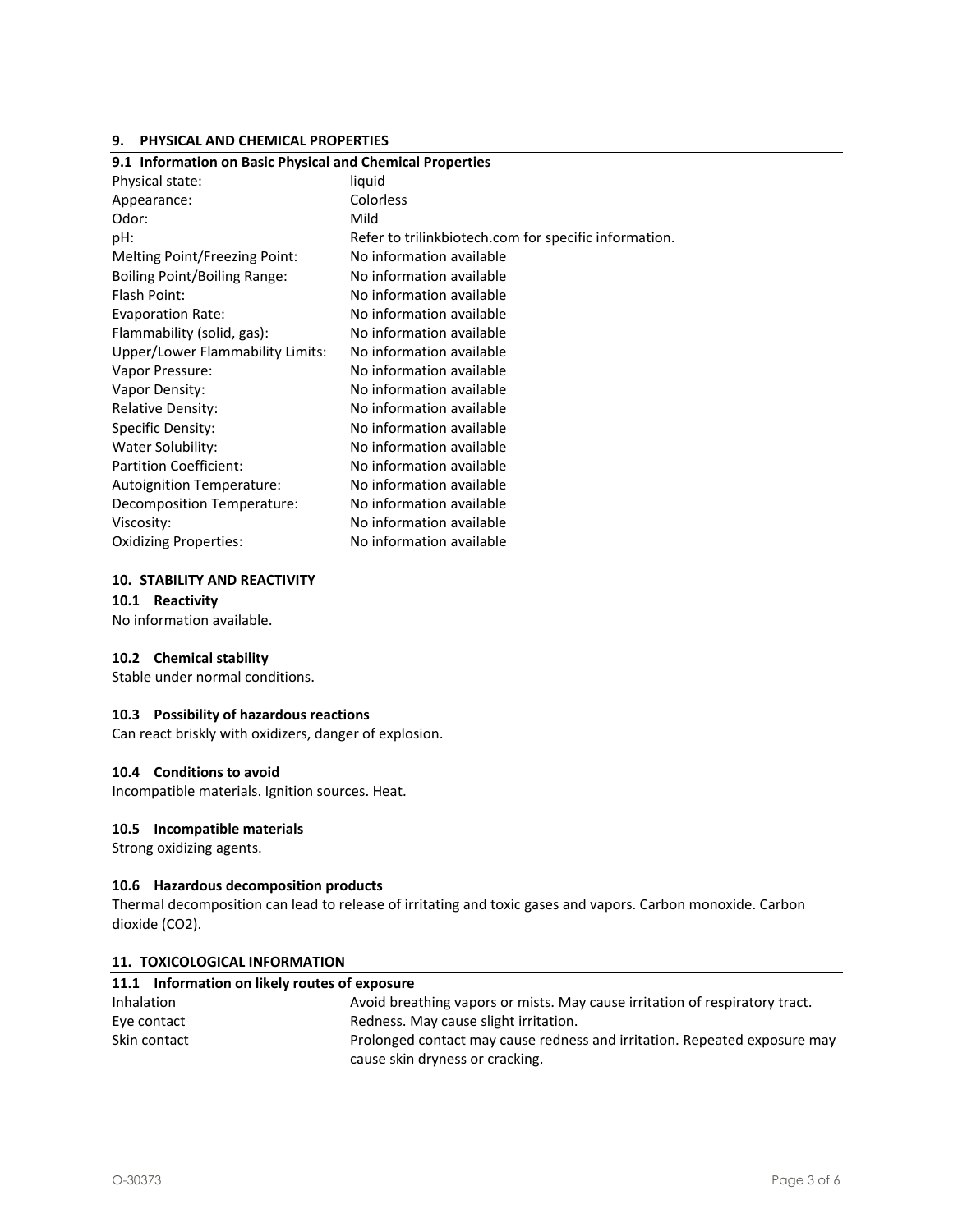## 9. PHYSICAL AND CHEMICAL PROPERTIES

### 9.1 Information on Basic Physical and Chemical Properties

| Property | Value |
|---|---|
| Physical state: | liquid |
| Appearance: | Colorless |
| Odor: | Mild |
| pH: | Refer to trilinkbiotech.com for specific information. |
| Melting Point/Freezing Point: | No information available |
| Boiling Point/Boiling Range: | No information available |
| Flash Point: | No information available |
| Evaporation Rate: | No information available |
| Flammability (solid, gas): | No information available |
| Upper/Lower Flammability Limits: | No information available |
| Vapor Pressure: | No information available |
| Vapor Density: | No information available |
| Relative Density: | No information available |
| Specific Density: | No information available |
| Water Solubility: | No information available |
| Partition Coefficient: | No information available |
| Autoignition Temperature: | No information available |
| Decomposition Temperature: | No information available |
| Viscosity: | No information available |
| Oxidizing Properties: | No information available |

## 10. STABILITY AND REACTIVITY

### 10.1 Reactivity

No information available.

### 10.2 Chemical stability

Stable under normal conditions.

### 10.3 Possibility of hazardous reactions

Can react briskly with oxidizers, danger of explosion.

### 10.4 Conditions to avoid

Incompatible materials. Ignition sources. Heat.

### 10.5 Incompatible materials

Strong oxidizing agents.

### 10.6 Hazardous decomposition products

Thermal decomposition can lead to release of irritating and toxic gases and vapors. Carbon monoxide. Carbon dioxide ($CO_2$).

## 11. TOXICOLOGICAL INFORMATION

### 11.1 Information on likely routes of exposure

| Route | Information |
|---|---|
| Inhalation | Avoid breathing vapors or mists. May cause irritation of respiratory tract. |
| Eye contact | Redness. May cause slight irritation. |
| Skin contact | Prolonged contact may cause redness and irritation. Repeated exposure may cause skin dryness or cracking. |

O-30373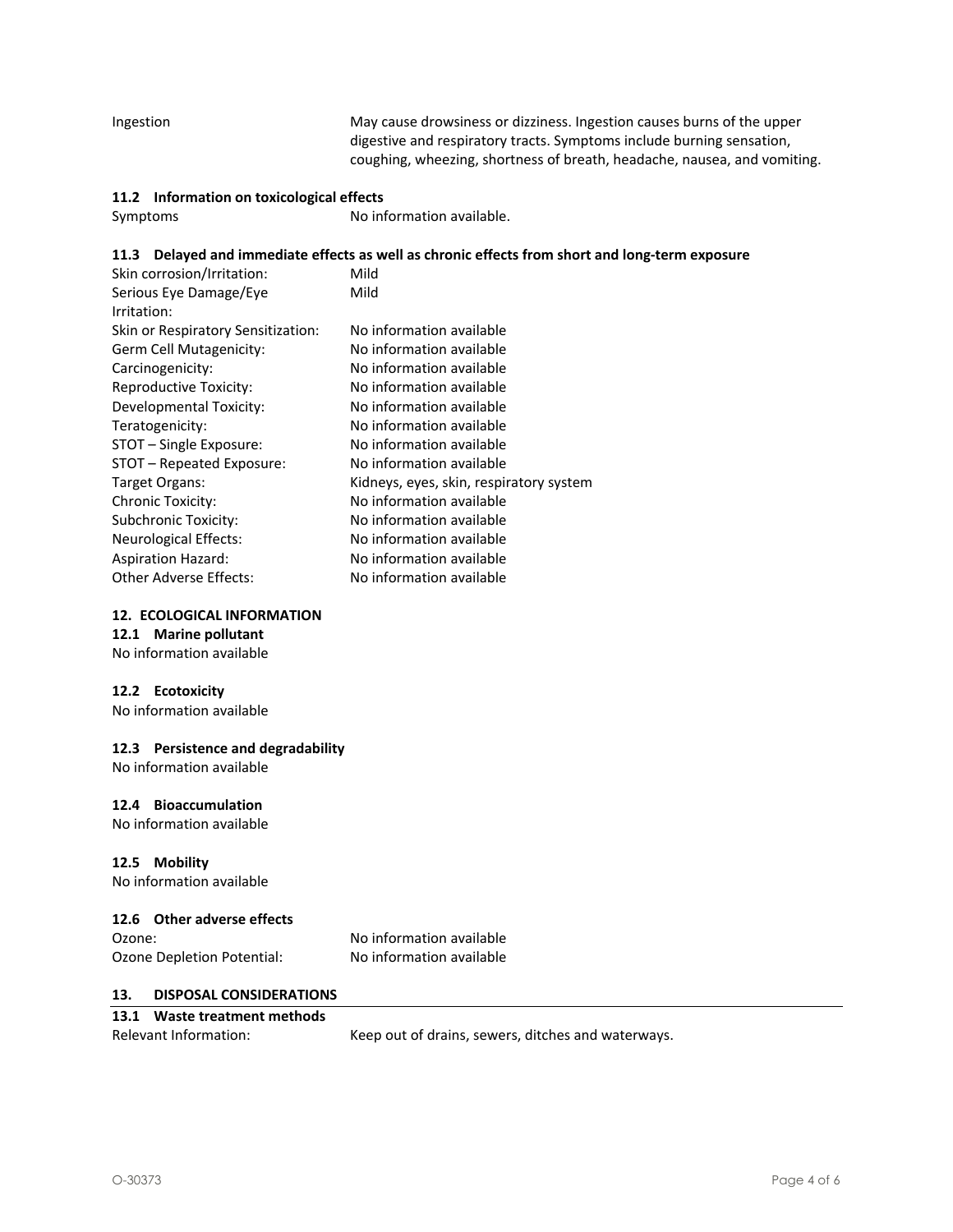| | |
|---|---|
| Ingestion | May cause drowsiness or dizziness. Ingestion causes burns of the upper digestive and respiratory tracts. Symptoms include burning sensation, coughing, wheezing, shortness of breath, headache, nausea, and vomiting. |

### 11.2 Information on toxicological effects

| | |
|---|---|
| Symptoms | No information available. |

### 11.3 Delayed and immediate effects as well as chronic effects from short and long-term exposure

| | |
|---|---|
| Skin corrosion/Irritation: | Mild |
| Serious Eye Damage/Eye Irritation: | Mild |
| Skin or Respiratory Sensitization: | No information available |
| Germ Cell Mutagenicity: | No information available |
| Carcinogenicity: | No information available |
| Reproductive Toxicity: | No information available |
| Developmental Toxicity: | No information available |
| Teratogenicity: | No information available |
| STOT – Single Exposure: | No information available |
| STOT – Repeated Exposure: | No information available |
| Target Organs: | Kidneys, eyes, skin, respiratory system |
| Chronic Toxicity: | No information available |
| Subchronic Toxicity: | No information available |
| Neurological Effects: | No information available |
| Aspiration Hazard: | No information available |
| Other Adverse Effects: | No information available |

## 12. ECOLOGICAL INFORMATION

### 12.1 Marine pollutant

No information available

### 12.2 Ecotoxicity

No information available

### 12.3 Persistence and degradability

No information available

### 12.4 Bioaccumulation

No information available

### 12.5 Mobility

No information available

### 12.6 Other adverse effects

| | |
|---|---|
| Ozone: | No information available |
| Ozone Depletion Potential: | No information available |

## 13. DISPOSAL CONSIDERATIONS

### 13.1 Waste treatment methods

| | |
|---|---|
| Relevant Information: | Keep out of drains, sewers, ditches and waterways. |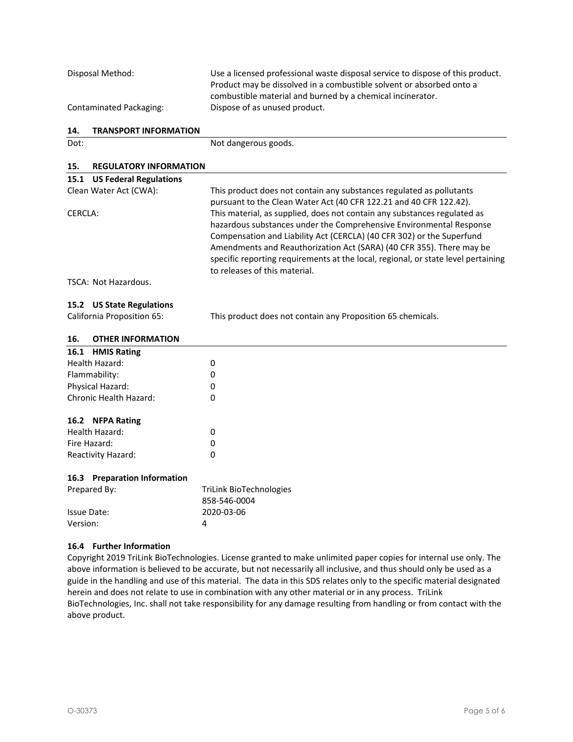| | |
|---|---|
| Disposal Method: | Use a licensed professional waste disposal service to dispose of this product. Product may be dissolved in a combustible solvent or absorbed onto a combustible material and burned by a chemical incinerator. |
| Contaminated Packaging: | Dispose of as unused product. |

## 14. TRANSPORT INFORMATION

| | |
|---|---|
| Dot: | Not dangerous goods. |

## 15. REGULATORY INFORMATION

### 15.1 US Federal Regulations

| | |
|---|---|
| Clean Water Act (CWA): | This product does not contain any substances regulated as pollutants pursuant to the Clean Water Act (40 CFR 122.21 and 40 CFR 122.42). |
| CERCLA: | This material, as supplied, does not contain any substances regulated as hazardous substances under the Comprehensive Environmental Response Compensation and Liability Act (CERCLA) (40 CFR 302) or the Superfund Amendments and Reauthorization Act (SARA) (40 CFR 355). There may be specific reporting requirements at the local, regional, or state level pertaining to releases of this material. |

TSCA: Not Hazardous.

### 15.2 US State Regulations

| | |
|---|---|
| California Proposition 65: | This product does not contain any Proposition 65 chemicals. |

## 16. OTHER INFORMATION

### 16.1 HMIS Rating

| | |
|---|---|
| Health Hazard: | 0 |
| Flammability: | 0 |
| Physical Hazard: | 0 |
| Chronic Health Hazard: | 0 |

### 16.2 NFPA Rating

| | |
|---|---|
| Health Hazard: | 0 |
| Fire Hazard: | 0 |
| Reactivity Hazard: | 0 |

### 16.3 Preparation Information

| | |
|---|---|
| Prepared By: | TriLink BioTechnologies<br>858-546-0004 |
| Issue Date: | 2020-03-06 |
| Version: | 4 |

### 16.4 Further Information

Copyright 2019 TriLink BioTechnologies. License granted to make unlimited paper copies for internal use only. The above information is believed to be accurate, but not necessarily all inclusive, and thus should only be used as a guide in the handling and use of this material. The data in this SDS relates only to the specific material designated herein and does not relate to use in combination with any other material or in any process. TriLink BioTechnologies, Inc. shall not take responsibility for any damage resulting from handling or from contact with the above product.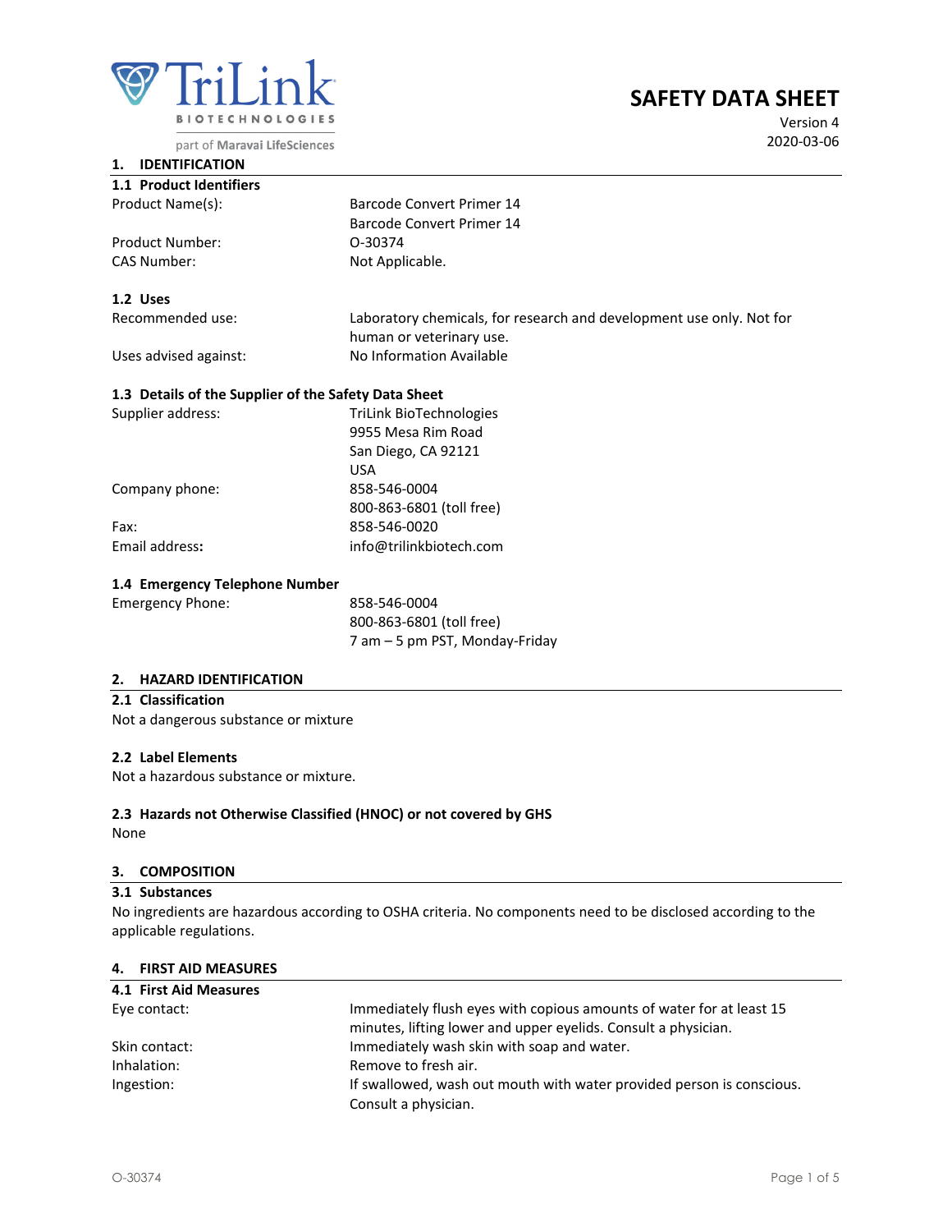TriLink BIOTECHNOLOGIES

part of Maravai LifeSciences

# SAFETY DATA SHEET

Version 4

2020-03-06

## 1. IDENTIFICATION

### 1.1 Product Identifiers

| | |
|---|---|
| Product Name(s): | Barcode Convert Primer 14<br>Barcode Convert Primer 14 |
| Product Number: | O-30374 |
| CAS Number: | Not Applicable. |

### 1.2 Uses

| | |
|---|---|
| Recommended use: | Laboratory chemicals, for research and development use only. Not for human or veterinary use. |
| Uses advised against: | No Information Available |

### 1.3 Details of the Supplier of the Safety Data Sheet

| | |
|---|---|
| Supplier address: | TriLink BioTechnologies<br>9955 Mesa Rim Road<br>San Diego, CA 92121<br>USA |
| Company phone: | 858-546-0004<br>800-863-6801 (toll free) |
| Fax: | 858-546-0020 |
| **Email address:** | info@trilinkbiotech.com |

### 1.4 Emergency Telephone Number

| | |
|---|---|
| Emergency Phone: | 858-546-0004<br>800-863-6801 (toll free)<br>7 am – 5 pm PST, Monday-Friday |

## 2. HAZARD IDENTIFICATION

### 2.1 Classification

Not a dangerous substance or mixture

### 2.2 Label Elements

Not a hazardous substance or mixture.

### 2.3 Hazards not Otherwise Classified (HNOC) or not covered by GHS

None

## 3. COMPOSITION

### 3.1 Substances

No ingredients are hazardous according to OSHA criteria. No components need to be disclosed according to the applicable regulations.

## 4. FIRST AID MEASURES

### 4.1 First Aid Measures

| | |
|---|---|
| Eye contact: | Immediately flush eyes with copious amounts of water for at least 15 minutes, lifting lower and upper eyelids. Consult a physician. |
| Skin contact: | Immediately wash skin with soap and water. |
| Inhalation: | Remove to fresh air. |
| Ingestion: | If swallowed, wash out mouth with water provided person is conscious. Consult a physician. |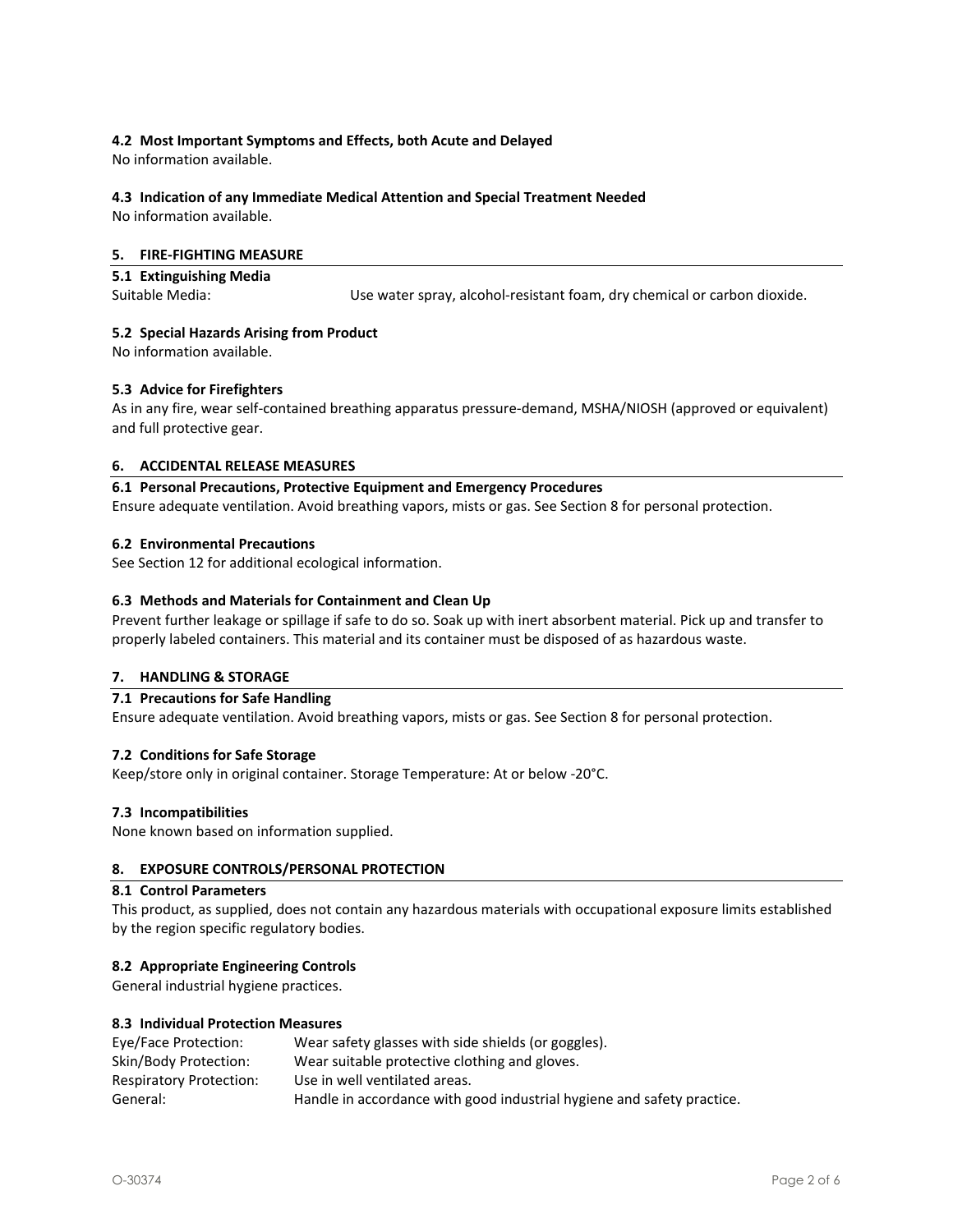### 4.2 Most Important Symptoms and Effects, both Acute and Delayed

No information available.

### 4.3 Indication of any Immediate Medical Attention and Special Treatment Needed

No information available.

## 5. FIRE-FIGHTING MEASURE

### 5.1 Extinguishing Media

Suitable Media: Use water spray, alcohol-resistant foam, dry chemical or carbon dioxide.

### 5.2 Special Hazards Arising from Product

No information available.

### 5.3 Advice for Firefighters

As in any fire, wear self-contained breathing apparatus pressure-demand, MSHA/NIOSH (approved or equivalent) and full protective gear.

## 6. ACCIDENTAL RELEASE MEASURES

### 6.1 Personal Precautions, Protective Equipment and Emergency Procedures

Ensure adequate ventilation. Avoid breathing vapors, mists or gas. See Section 8 for personal protection.

### 6.2 Environmental Precautions

See Section 12 for additional ecological information.

### 6.3 Methods and Materials for Containment and Clean Up

Prevent further leakage or spillage if safe to do so. Soak up with inert absorbent material. Pick up and transfer to properly labeled containers. This material and its container must be disposed of as hazardous waste.

## 7. HANDLING & STORAGE

### 7.1 Precautions for Safe Handling

Ensure adequate ventilation. Avoid breathing vapors, mists or gas. See Section 8 for personal protection.

### 7.2 Conditions for Safe Storage

Keep/store only in original container. Storage Temperature: At or below -20°C.

### 7.3 Incompatibilities

None known based on information supplied.

## 8. EXPOSURE CONTROLS/PERSONAL PROTECTION

### 8.1 Control Parameters

This product, as supplied, does not contain any hazardous materials with occupational exposure limits established by the region specific regulatory bodies.

### 8.2 Appropriate Engineering Controls

General industrial hygiene practices.

### 8.3 Individual Protection Measures

| | |
|---|---|
| Eye/Face Protection: | Wear safety glasses with side shields (or goggles). |
| Skin/Body Protection: | Wear suitable protective clothing and gloves. |
| Respiratory Protection: | Use in well ventilated areas. |
| General: | Handle in accordance with good industrial hygiene and safety practice. |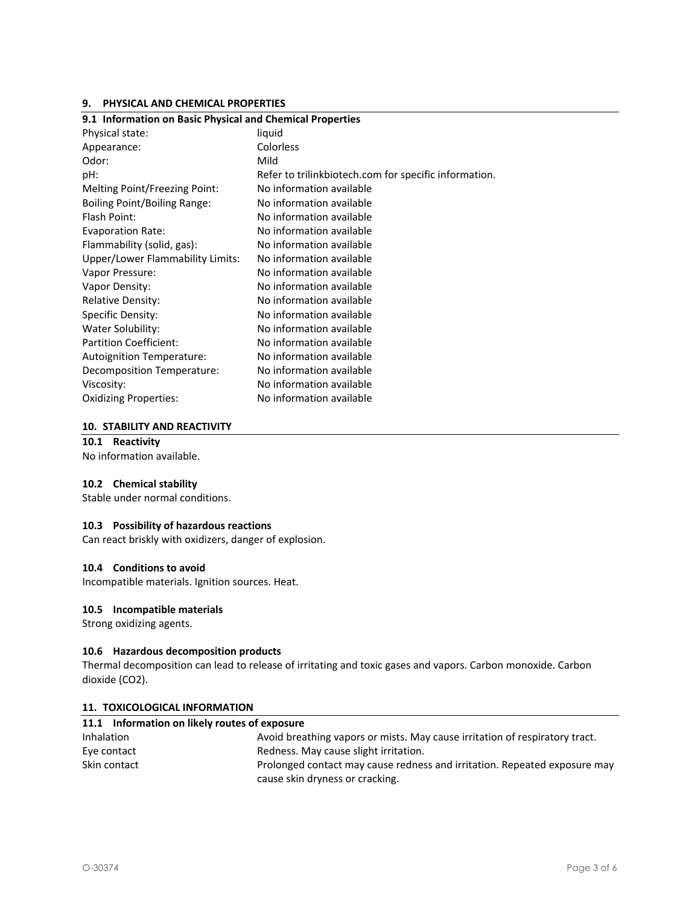## 9. PHYSICAL AND CHEMICAL PROPERTIES

### 9.1 Information on Basic Physical and Chemical Properties

| | |
|---|---|
| Physical state: | liquid |
| Appearance: | Colorless |
| Odor: | Mild |
| pH: | Refer to trilinkbiotech.com for specific information. |
| Melting Point/Freezing Point: | No information available |
| Boiling Point/Boiling Range: | No information available |
| Flash Point: | No information available |
| Evaporation Rate: | No information available |
| Flammability (solid, gas): | No information available |
| Upper/Lower Flammability Limits: | No information available |
| Vapor Pressure: | No information available |
| Vapor Density: | No information available |
| Relative Density: | No information available |
| Specific Density: | No information available |
| Water Solubility: | No information available |
| Partition Coefficient: | No information available |
| Autoignition Temperature: | No information available |
| Decomposition Temperature: | No information available |
| Viscosity: | No information available |
| Oxidizing Properties: | No information available |

## 10. STABILITY AND REACTIVITY

### 10.1 Reactivity

No information available.

### 10.2 Chemical stability

Stable under normal conditions.

### 10.3 Possibility of hazardous reactions

Can react briskly with oxidizers, danger of explosion.

### 10.4 Conditions to avoid

Incompatible materials. Ignition sources. Heat.

### 10.5 Incompatible materials

Strong oxidizing agents.

### 10.6 Hazardous decomposition products

Thermal decomposition can lead to release of irritating and toxic gases and vapors. Carbon monoxide. Carbon dioxide ($CO_2$).

## 11. TOXICOLOGICAL INFORMATION

### 11.1 Information on likely routes of exposure

| | |
|---|---|
| Inhalation | Avoid breathing vapors or mists. May cause irritation of respiratory tract. |
| Eye contact | Redness. May cause slight irritation. |
| Skin contact | Prolonged contact may cause redness and irritation. Repeated exposure may cause skin dryness or cracking. |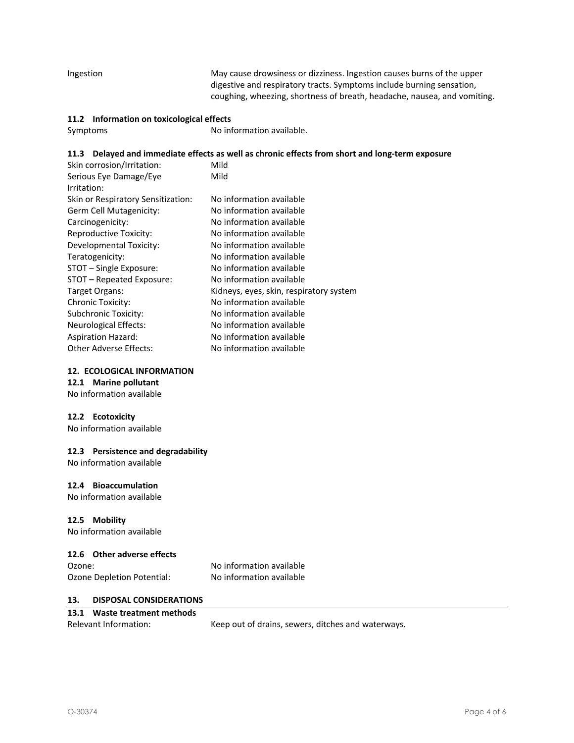| | |
|---|---|
| Ingestion | May cause drowsiness or dizziness. Ingestion causes burns of the upper digestive and respiratory tracts. Symptoms include burning sensation, coughing, wheezing, shortness of breath, headache, nausea, and vomiting. |

### 11.2 Information on toxicological effects

| | |
|---|---|
| Symptoms | No information available. |

### 11.3 Delayed and immediate effects as well as chronic effects from short and long-term exposure

| | |
|---|---|
| Skin corrosion/Irritation: | Mild |
| Serious Eye Damage/Eye Irritation: | Mild |
| Skin or Respiratory Sensitization: | No information available |
| Germ Cell Mutagenicity: | No information available |
| Carcinogenicity: | No information available |
| Reproductive Toxicity: | No information available |
| Developmental Toxicity: | No information available |
| Teratogenicity: | No information available |
| STOT – Single Exposure: | No information available |
| STOT – Repeated Exposure: | No information available |
| Target Organs: | Kidneys, eyes, skin, respiratory system |
| Chronic Toxicity: | No information available |
| Subchronic Toxicity: | No information available |
| Neurological Effects: | No information available |
| Aspiration Hazard: | No information available |
| Other Adverse Effects: | No information available |

## 12. ECOLOGICAL INFORMATION

### 12.1 Marine pollutant

No information available

### 12.2 Ecotoxicity

No information available

### 12.3 Persistence and degradability

No information available

### 12.4 Bioaccumulation

No information available

### 12.5 Mobility

No information available

### 12.6 Other adverse effects

| | |
|---|---|
| Ozone: | No information available |
| Ozone Depletion Potential: | No information available |

## 13. DISPOSAL CONSIDERATIONS

### 13.1 Waste treatment methods

| | |
|---|---|
| Relevant Information: | Keep out of drains, sewers, ditches and waterways. |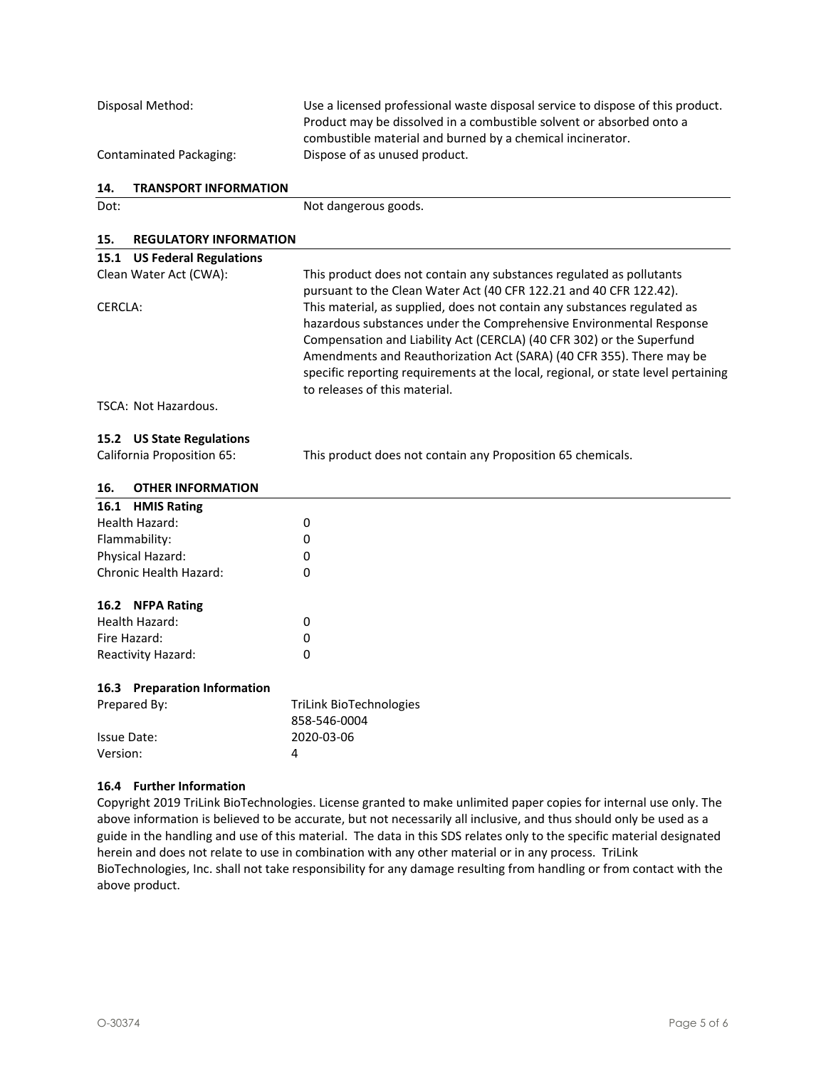Disposal Method: Use a licensed professional waste disposal service to dispose of this product. Product may be dissolved in a combustible solvent or absorbed onto a combustible material and burned by a chemical incinerator.

Contaminated Packaging: Dispose of as unused product.

## 14. TRANSPORT INFORMATION

Dot: Not dangerous goods.

## 15. REGULATORY INFORMATION

### 15.1 US Federal Regulations

Clean Water Act (CWA): This product does not contain any substances regulated as pollutants pursuant to the Clean Water Act (40 CFR 122.21 and 40 CFR 122.42).

CERCLA: This material, as supplied, does not contain any substances regulated as hazardous substances under the Comprehensive Environmental Response Compensation and Liability Act (CERCLA) (40 CFR 302) or the Superfund Amendments and Reauthorization Act (SARA) (40 CFR 355). There may be specific reporting requirements at the local, regional, or state level pertaining to releases of this material.

TSCA: Not Hazardous.

### 15.2 US State Regulations

California Proposition 65: This product does not contain any Proposition 65 chemicals.

## 16. OTHER INFORMATION

### 16.1 HMIS Rating

| | |
|---|---|
| Health Hazard: | 0 |
| Flammability: | 0 |
| Physical Hazard: | 0 |
| Chronic Health Hazard: | 0 |

### 16.2 NFPA Rating

| | |
|---|---|
| Health Hazard: | 0 |
| Fire Hazard: | 0 |
| Reactivity Hazard: | 0 |

### 16.3 Preparation Information

| | |
|---|---|
| Prepared By: | TriLink BioTechnologies<br>858-546-0004 |
| Issue Date: | 2020-03-06 |
| Version: | 4 |

### 16.4 Further Information

Copyright 2019 TriLink BioTechnologies. License granted to make unlimited paper copies for internal use only. The above information is believed to be accurate, but not necessarily all inclusive, and thus should only be used as a guide in the handling and use of this material. The data in this SDS relates only to the specific material designated herein and does not relate to use in combination with any other material or in any process. TriLink BioTechnologies, Inc. shall not take responsibility for any damage resulting from handling or from contact with the above product.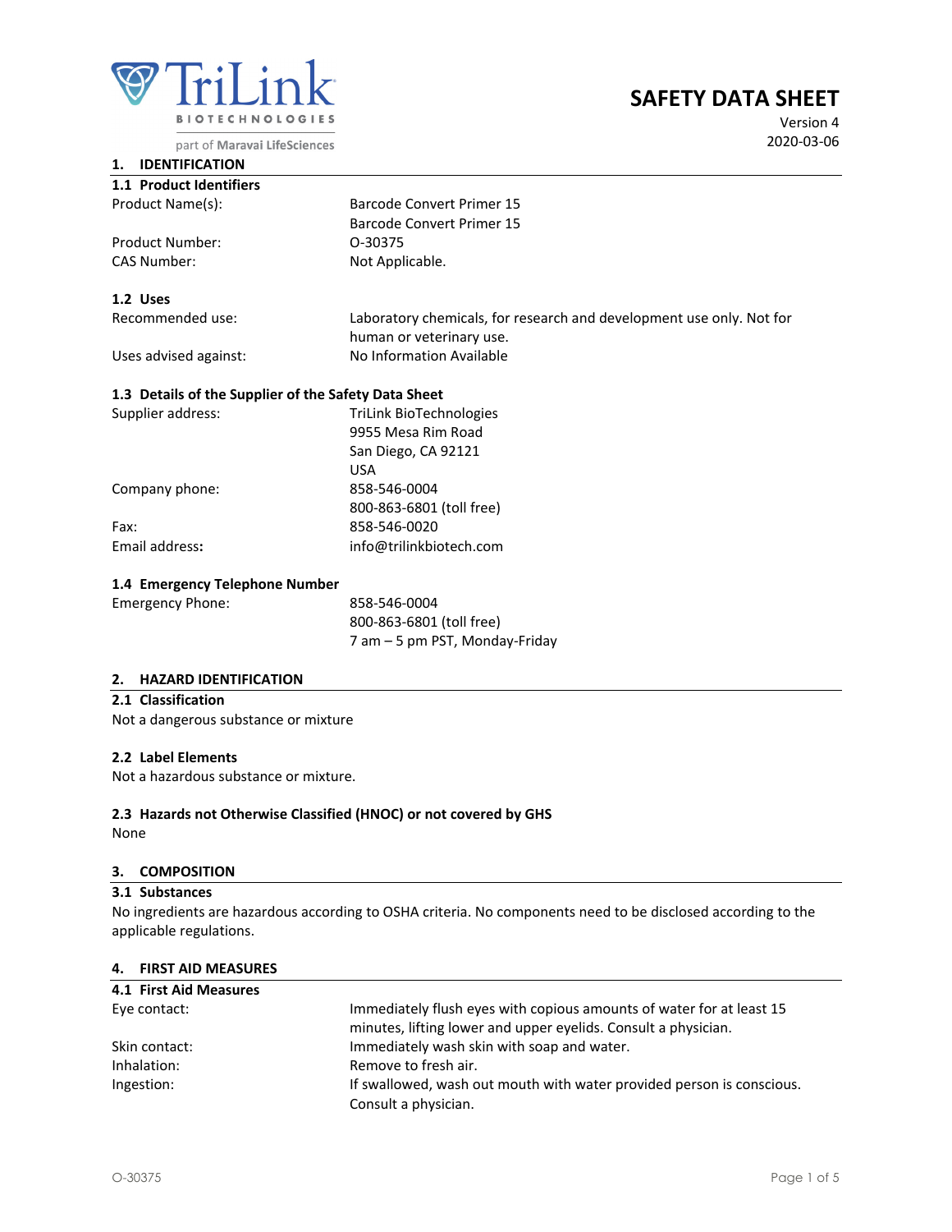TriLink BIOTECHNOLOGIES

part of Maravai LifeSciences

# SAFETY DATA SHEET

Version 4
2020-03-06

## 1. IDENTIFICATION

### 1.1 Product Identifiers

| | |
|---|---|
| Product Name(s): | Barcode Convert Primer 15<br>Barcode Convert Primer 15 |
| Product Number: | O-30375 |
| CAS Number: | Not Applicable. |

### 1.2 Uses

| | |
|---|---|
| Recommended use: | Laboratory chemicals, for research and development use only. Not for human or veterinary use. |
| Uses advised against: | No Information Available |

### 1.3 Details of the Supplier of the Safety Data Sheet

| | |
|---|---|
| Supplier address: | TriLink BioTechnologies<br>9955 Mesa Rim Road<br>San Diego, CA 92121<br>USA |
| Company phone: | 858-546-0004<br>800-863-6801 (toll free) |
| Fax: | 858-546-0020 |
| **Email address:** | info@trilinkbiotech.com |

### 1.4 Emergency Telephone Number

| | |
|---|---|
| Emergency Phone: | 858-546-0004<br>800-863-6801 (toll free)<br>7 am – 5 pm PST, Monday-Friday |

## 2. HAZARD IDENTIFICATION

### 2.1 Classification

Not a dangerous substance or mixture

### 2.2 Label Elements

Not a hazardous substance or mixture.

### 2.3 Hazards not Otherwise Classified (HNOC) or not covered by GHS

None

## 3. COMPOSITION

### 3.1 Substances

No ingredients are hazardous according to OSHA criteria. No components need to be disclosed according to the applicable regulations.

## 4. FIRST AID MEASURES

### 4.1 First Aid Measures

| | |
|---|---|
| Eye contact: | Immediately flush eyes with copious amounts of water for at least 15 minutes, lifting lower and upper eyelids. Consult a physician. |
| Skin contact: | Immediately wash skin with soap and water. |
| Inhalation: | Remove to fresh air. |
| Ingestion: | If swallowed, wash out mouth with water provided person is conscious. Consult a physician. |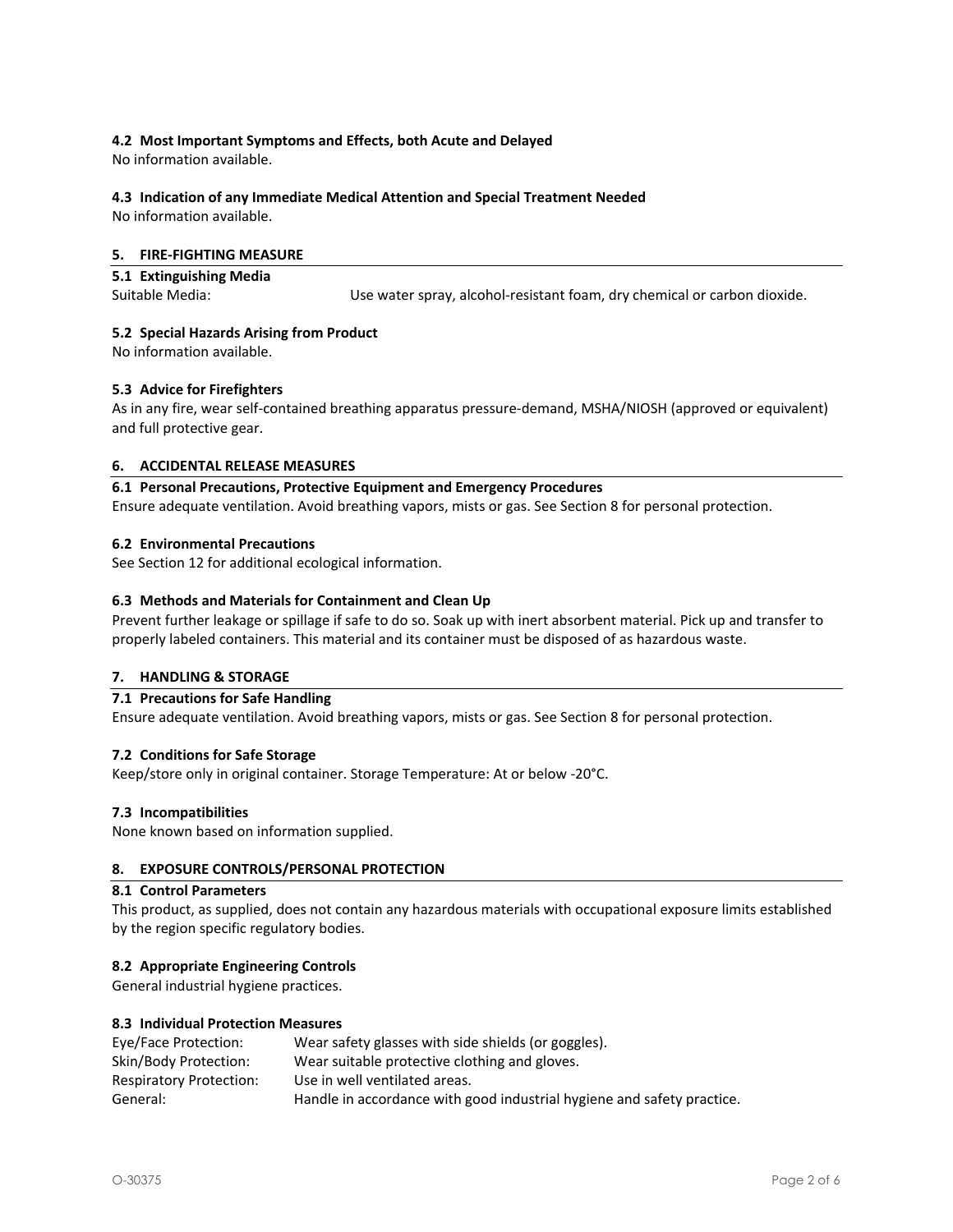### 4.2 Most Important Symptoms and Effects, both Acute and Delayed

No information available.

### 4.3 Indication of any Immediate Medical Attention and Special Treatment Needed

No information available.

## 5. FIRE-FIGHTING MEASURE

### 5.1 Extinguishing Media

Suitable Media: Use water spray, alcohol-resistant foam, dry chemical or carbon dioxide.

### 5.2 Special Hazards Arising from Product

No information available.

### 5.3 Advice for Firefighters

As in any fire, wear self-contained breathing apparatus pressure-demand, MSHA/NIOSH (approved or equivalent) and full protective gear.

## 6. ACCIDENTAL RELEASE MEASURES

### 6.1 Personal Precautions, Protective Equipment and Emergency Procedures

Ensure adequate ventilation. Avoid breathing vapors, mists or gas. See Section 8 for personal protection.

### 6.2 Environmental Precautions

See Section 12 for additional ecological information.

### 6.3 Methods and Materials for Containment and Clean Up

Prevent further leakage or spillage if safe to do so. Soak up with inert absorbent material. Pick up and transfer to properly labeled containers. This material and its container must be disposed of as hazardous waste.

## 7. HANDLING & STORAGE

### 7.1 Precautions for Safe Handling

Ensure adequate ventilation. Avoid breathing vapors, mists or gas. See Section 8 for personal protection.

### 7.2 Conditions for Safe Storage

Keep/store only in original container. Storage Temperature: At or below -20°C.

### 7.3 Incompatibilities

None known based on information supplied.

## 8. EXPOSURE CONTROLS/PERSONAL PROTECTION

### 8.1 Control Parameters

This product, as supplied, does not contain any hazardous materials with occupational exposure limits established by the region specific regulatory bodies.

### 8.2 Appropriate Engineering Controls

General industrial hygiene practices.

### 8.3 Individual Protection Measures

Eye/Face Protection: Wear safety glasses with side shields (or goggles).
Skin/Body Protection: Wear suitable protective clothing and gloves.
Respiratory Protection: Use in well ventilated areas.
General: Handle in accordance with good industrial hygiene and safety practice.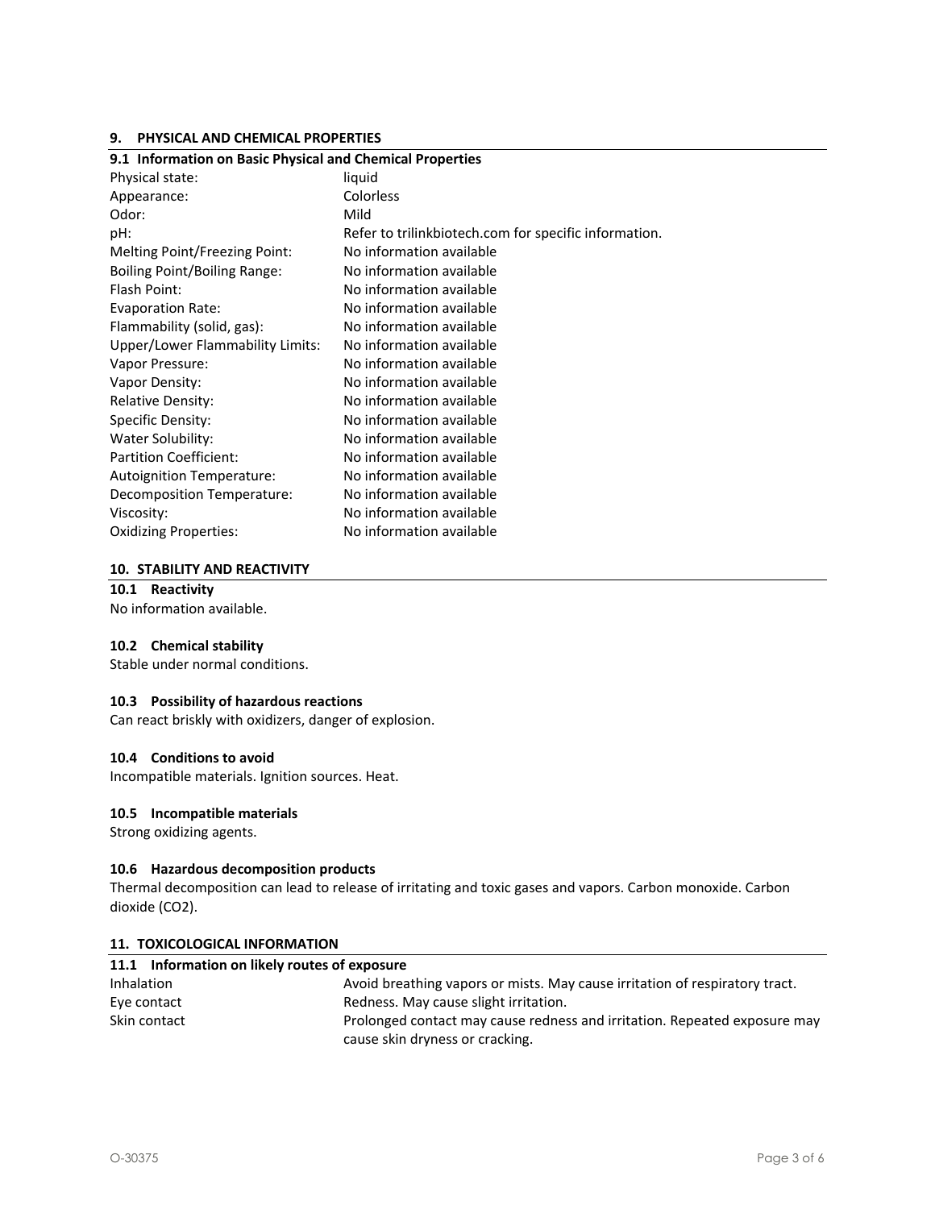## 9. PHYSICAL AND CHEMICAL PROPERTIES

### 9.1 Information on Basic Physical and Chemical Properties

| | |
|---|---|
| Physical state: | liquid |
| Appearance: | Colorless |
| Odor: | Mild |
| pH: | Refer to trilinkbiotech.com for specific information. |
| Melting Point/Freezing Point: | No information available |
| Boiling Point/Boiling Range: | No information available |
| Flash Point: | No information available |
| Evaporation Rate: | No information available |
| Flammability (solid, gas): | No information available |
| Upper/Lower Flammability Limits: | No information available |
| Vapor Pressure: | No information available |
| Vapor Density: | No information available |
| Relative Density: | No information available |
| Specific Density: | No information available |
| Water Solubility: | No information available |
| Partition Coefficient: | No information available |
| Autoignition Temperature: | No information available |
| Decomposition Temperature: | No information available |
| Viscosity: | No information available |
| Oxidizing Properties: | No information available |

## 10. STABILITY AND REACTIVITY

### 10.1 Reactivity

No information available.

### 10.2 Chemical stability

Stable under normal conditions.

### 10.3 Possibility of hazardous reactions

Can react briskly with oxidizers, danger of explosion.

### 10.4 Conditions to avoid

Incompatible materials. Ignition sources. Heat.

### 10.5 Incompatible materials

Strong oxidizing agents.

### 10.6 Hazardous decomposition products

Thermal decomposition can lead to release of irritating and toxic gases and vapors. Carbon monoxide. Carbon dioxide ($CO_2$).

## 11. TOXICOLOGICAL INFORMATION

### 11.1 Information on likely routes of exposure

| | |
|---|---|
| Inhalation | Avoid breathing vapors or mists. May cause irritation of respiratory tract. |
| Eye contact | Redness. May cause slight irritation. |
| Skin contact | Prolonged contact may cause redness and irritation. Repeated exposure may cause skin dryness or cracking. |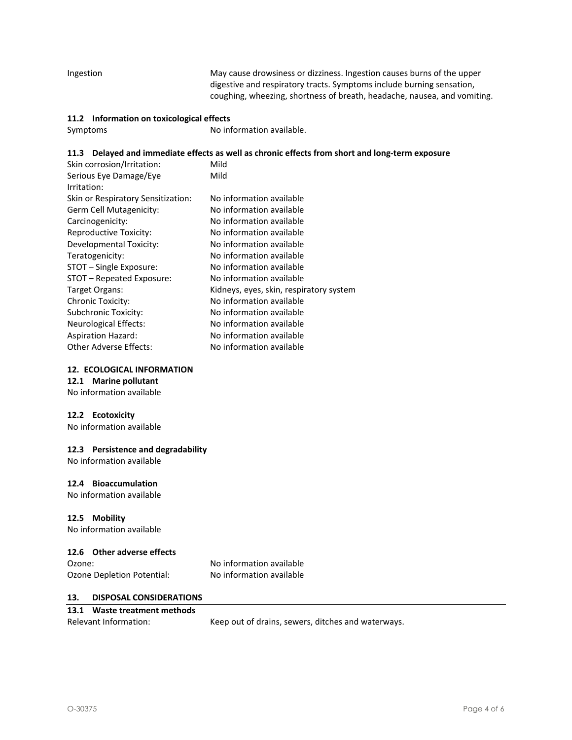| | |
|---|---|
| Ingestion | May cause drowsiness or dizziness. Ingestion causes burns of the upper digestive and respiratory tracts. Symptoms include burning sensation, coughing, wheezing, shortness of breath, headache, nausea, and vomiting. |

### 11.2 Information on toxicological effects

| | |
|---|---|
| Symptoms | No information available. |

### 11.3 Delayed and immediate effects as well as chronic effects from short and long-term exposure

| | |
|---|---|
| Skin corrosion/Irritation: | Mild |
| Serious Eye Damage/Eye Irritation: | Mild |
| Skin or Respiratory Sensitization: | No information available |
| Germ Cell Mutagenicity: | No information available |
| Carcinogenicity: | No information available |
| Reproductive Toxicity: | No information available |
| Developmental Toxicity: | No information available |
| Teratogenicity: | No information available |
| STOT – Single Exposure: | No information available |
| STOT – Repeated Exposure: | No information available |
| Target Organs: | Kidneys, eyes, skin, respiratory system |
| Chronic Toxicity: | No information available |
| Subchronic Toxicity: | No information available |
| Neurological Effects: | No information available |
| Aspiration Hazard: | No information available |
| Other Adverse Effects: | No information available |

## 12. ECOLOGICAL INFORMATION

### 12.1 Marine pollutant

No information available

### 12.2 Ecotoxicity

No information available

### 12.3 Persistence and degradability

No information available

### 12.4 Bioaccumulation

No information available

### 12.5 Mobility

No information available

### 12.6 Other adverse effects

| | |
|---|---|
| Ozone: | No information available |
| Ozone Depletion Potential: | No information available |

## 13. DISPOSAL CONSIDERATIONS

### 13.1 Waste treatment methods

| | |
|---|---|
| Relevant Information: | Keep out of drains, sewers, ditches and waterways. |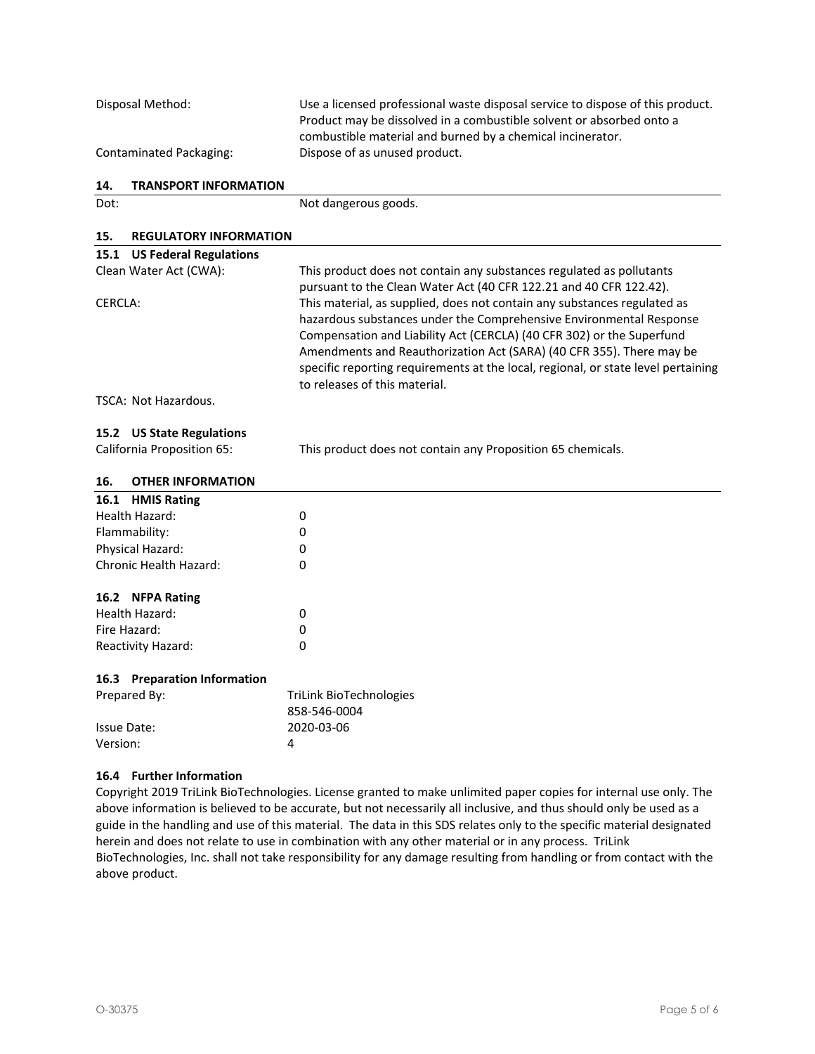| | |
|---|---|
| Disposal Method: | Use a licensed professional waste disposal service to dispose of this product. Product may be dissolved in a combustible solvent or absorbed onto a combustible material and burned by a chemical incinerator. |
| Contaminated Packaging: | Dispose of as unused product. |

## 14. TRANSPORT INFORMATION

| | |
|---|---|
| Dot: | Not dangerous goods. |

## 15. REGULATORY INFORMATION

### 15.1 US Federal Regulations

| | |
|---|---|
| Clean Water Act (CWA): | This product does not contain any substances regulated as pollutants pursuant to the Clean Water Act (40 CFR 122.21 and 40 CFR 122.42). |
| CERCLA: | This material, as supplied, does not contain any substances regulated as hazardous substances under the Comprehensive Environmental Response Compensation and Liability Act (CERCLA) (40 CFR 302) or the Superfund Amendments and Reauthorization Act (SARA) (40 CFR 355). There may be specific reporting requirements at the local, regional, or state level pertaining to releases of this material. |

TSCA: Not Hazardous.

### 15.2 US State Regulations

| | |
|---|---|
| California Proposition 65: | This product does not contain any Proposition 65 chemicals. |

## 16. OTHER INFORMATION

### 16.1 HMIS Rating

| | |
|---|---|
| Health Hazard: | 0 |
| Flammability: | 0 |
| Physical Hazard: | 0 |
| Chronic Health Hazard: | 0 |

### 16.2 NFPA Rating

| | |
|---|---|
| Health Hazard: | 0 |
| Fire Hazard: | 0 |
| Reactivity Hazard: | 0 |

### 16.3 Preparation Information

| | |
|---|---|
| Prepared By: | TriLink BioTechnologies<br>858-546-0004 |
| Issue Date: | 2020-03-06 |
| Version: | 4 |

### 16.4 Further Information

Copyright 2019 TriLink BioTechnologies. License granted to make unlimited paper copies for internal use only. The above information is believed to be accurate, but not necessarily all inclusive, and thus should only be used as a guide in the handling and use of this material. The data in this SDS relates only to the specific material designated herein and does not relate to use in combination with any other material or in any process. TriLink BioTechnologies, Inc. shall not take responsibility for any damage resulting from handling or from contact with the above product.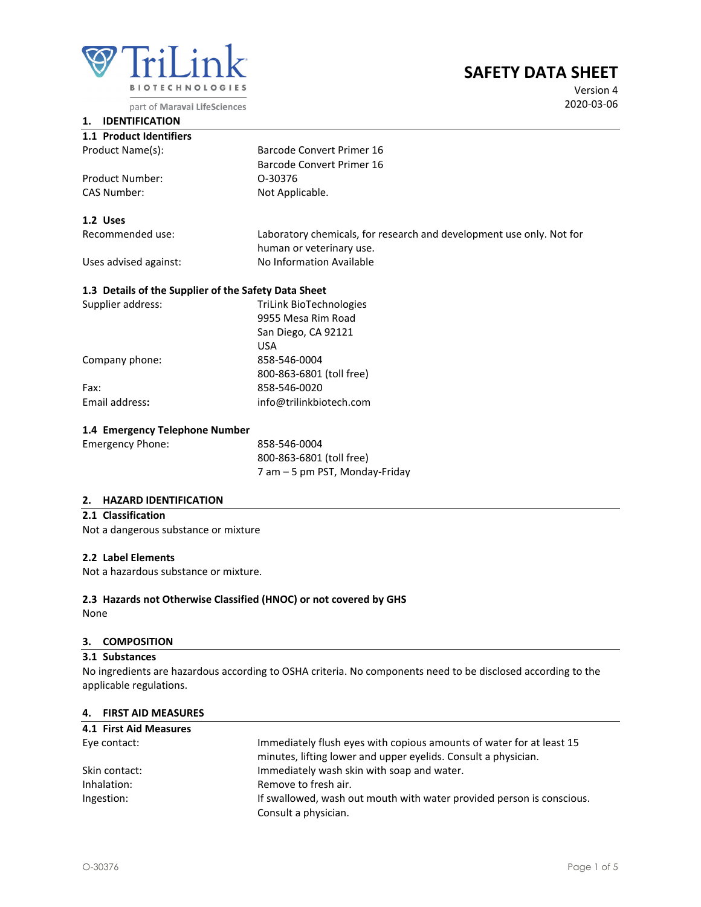# SAFETY DATA SHEET

Version 4
2020-03-06

TriLink BIOTECHNOLOGIES
part of Maravai LifeSciences

## 1. IDENTIFICATION

### 1.1 Product Identifiers

| | |
|---|---|
| Product Name(s): | Barcode Convert Primer 16 |
| | Barcode Convert Primer 16 |
| Product Number: | O-30376 |
| CAS Number: | Not Applicable. |

### 1.2 Uses

| | |
|---|---|
| Recommended use: | Laboratory chemicals, for research and development use only. Not for human or veterinary use. |
| Uses advised against: | No Information Available |

### 1.3 Details of the Supplier of the Safety Data Sheet

| | |
|---|---|
| Supplier address: | TriLink BioTechnologies<br>9955 Mesa Rim Road<br>San Diego, CA 92121<br>USA |
| Company phone: | 858-546-0004<br>800-863-6801 (toll free) |
| Fax: | 858-546-0020 |
| Email address: | info@trilinkbiotech.com |

### 1.4 Emergency Telephone Number

| | |
|---|---|
| Emergency Phone: | 858-546-0004<br>800-863-6801 (toll free)<br>7 am – 5 pm PST, Monday-Friday |

## 2. HAZARD IDENTIFICATION

### 2.1 Classification

Not a dangerous substance or mixture

### 2.2 Label Elements

Not a hazardous substance or mixture.

### 2.3 Hazards not Otherwise Classified (HNOC) or not covered by GHS

None

## 3. COMPOSITION

### 3.1 Substances

No ingredients are hazardous according to OSHA criteria. No components need to be disclosed according to the applicable regulations.

## 4. FIRST AID MEASURES

### 4.1 First Aid Measures

| | |
|---|---|
| Eye contact: | Immediately flush eyes with copious amounts of water for at least 15 minutes, lifting lower and upper eyelids. Consult a physician. |
| Skin contact: | Immediately wash skin with soap and water. |
| Inhalation: | Remove to fresh air. |
| Ingestion: | If swallowed, wash out mouth with water provided person is conscious. Consult a physician. |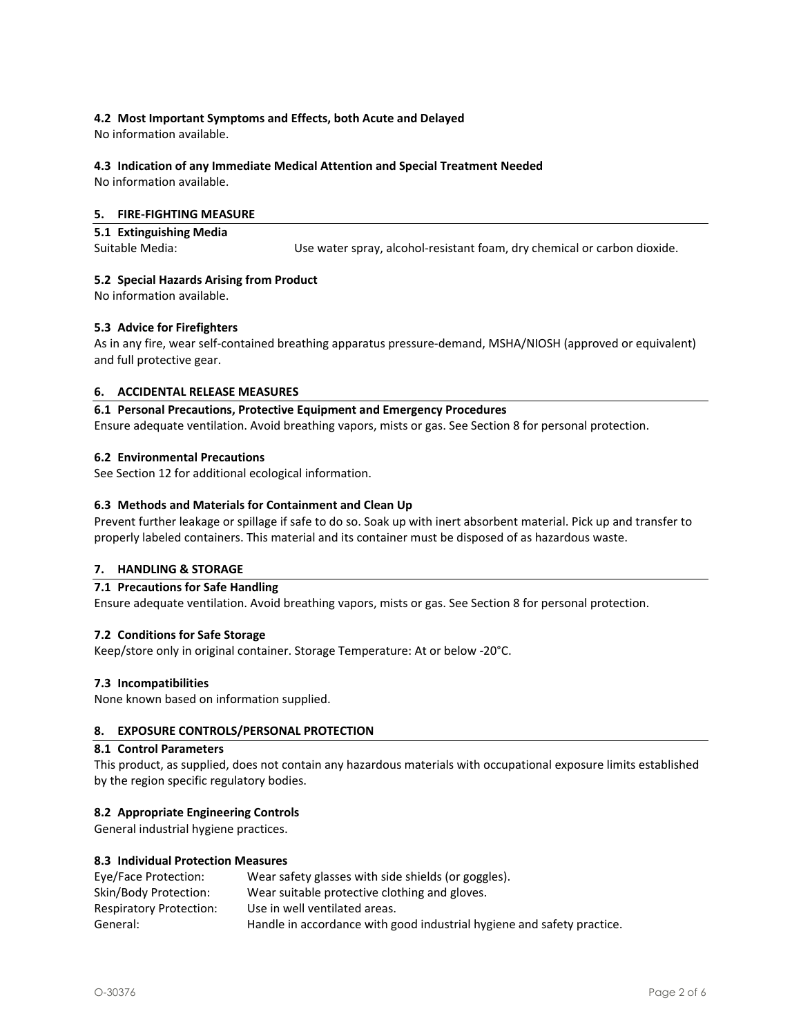### 4.2 Most Important Symptoms and Effects, both Acute and Delayed

No information available.

### 4.3 Indication of any Immediate Medical Attention and Special Treatment Needed

No information available.

## 5. FIRE-FIGHTING MEASURE

### 5.1 Extinguishing Media

Suitable Media: Use water spray, alcohol-resistant foam, dry chemical or carbon dioxide.

### 5.2 Special Hazards Arising from Product

No information available.

### 5.3 Advice for Firefighters

As in any fire, wear self-contained breathing apparatus pressure-demand, MSHA/NIOSH (approved or equivalent) and full protective gear.

## 6. ACCIDENTAL RELEASE MEASURES

### 6.1 Personal Precautions, Protective Equipment and Emergency Procedures

Ensure adequate ventilation. Avoid breathing vapors, mists or gas. See Section 8 for personal protection.

### 6.2 Environmental Precautions

See Section 12 for additional ecological information.

### 6.3 Methods and Materials for Containment and Clean Up

Prevent further leakage or spillage if safe to do so. Soak up with inert absorbent material. Pick up and transfer to properly labeled containers. This material and its container must be disposed of as hazardous waste.

## 7. HANDLING & STORAGE

### 7.1 Precautions for Safe Handling

Ensure adequate ventilation. Avoid breathing vapors, mists or gas. See Section 8 for personal protection.

### 7.2 Conditions for Safe Storage

Keep/store only in original container. Storage Temperature: At or below -20°C.

### 7.3 Incompatibilities

None known based on information supplied.

## 8. EXPOSURE CONTROLS/PERSONAL PROTECTION

### 8.1 Control Parameters

This product, as supplied, does not contain any hazardous materials with occupational exposure limits established by the region specific regulatory bodies.

### 8.2 Appropriate Engineering Controls

General industrial hygiene practices.

### 8.3 Individual Protection Measures

Eye/Face Protection: Wear safety glasses with side shields (or goggles).
Skin/Body Protection: Wear suitable protective clothing and gloves.
Respiratory Protection: Use in well ventilated areas.
General: Handle in accordance with good industrial hygiene and safety practice.

O-30376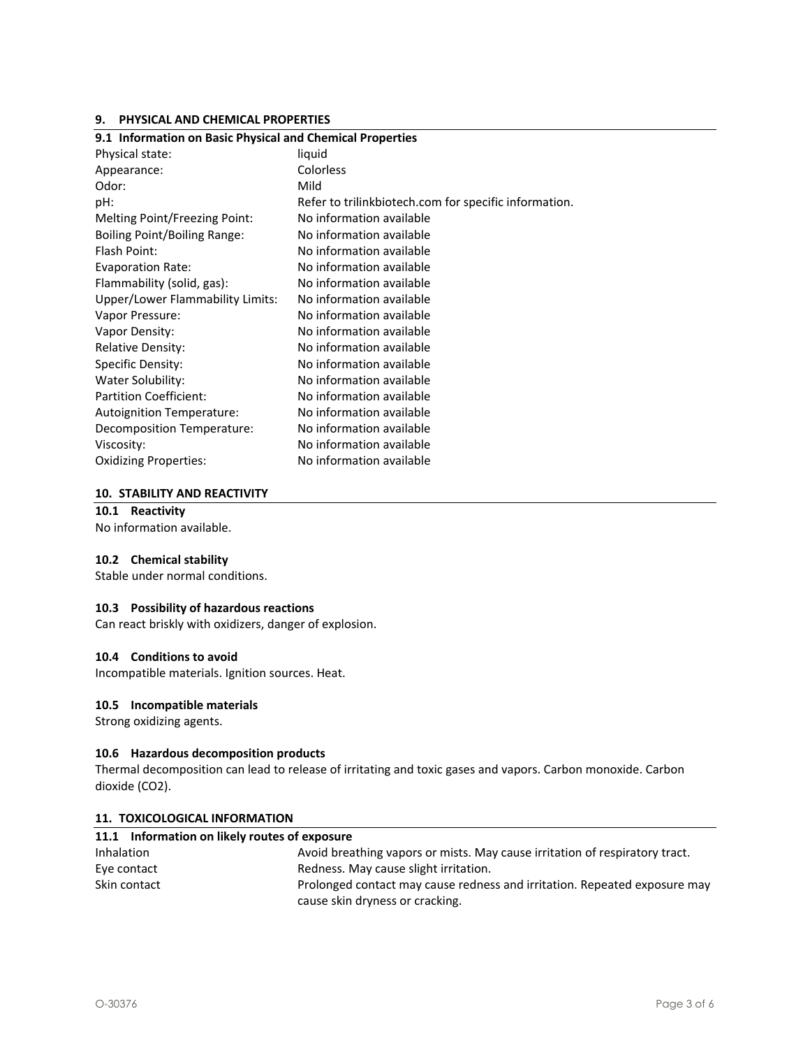## 9. PHYSICAL AND CHEMICAL PROPERTIES

### 9.1 Information on Basic Physical and Chemical Properties

| | |
|---|---|
| Physical state: | liquid |
| Appearance: | Colorless |
| Odor: | Mild |
| pH: | Refer to trilinkbiotech.com for specific information. |
| Melting Point/Freezing Point: | No information available |
| Boiling Point/Boiling Range: | No information available |
| Flash Point: | No information available |
| Evaporation Rate: | No information available |
| Flammability (solid, gas): | No information available |
| Upper/Lower Flammability Limits: | No information available |
| Vapor Pressure: | No information available |
| Vapor Density: | No information available |
| Relative Density: | No information available |
| Specific Density: | No information available |
| Water Solubility: | No information available |
| Partition Coefficient: | No information available |
| Autoignition Temperature: | No information available |
| Decomposition Temperature: | No information available |
| Viscosity: | No information available |
| Oxidizing Properties: | No information available |

## 10. STABILITY AND REACTIVITY

### 10.1 Reactivity

No information available.

### 10.2 Chemical stability

Stable under normal conditions.

### 10.3 Possibility of hazardous reactions

Can react briskly with oxidizers, danger of explosion.

### 10.4 Conditions to avoid

Incompatible materials. Ignition sources. Heat.

### 10.5 Incompatible materials

Strong oxidizing agents.

### 10.6 Hazardous decomposition products

Thermal decomposition can lead to release of irritating and toxic gases and vapors. Carbon monoxide. Carbon dioxide ($CO_2$).

## 11. TOXICOLOGICAL INFORMATION

### 11.1 Information on likely routes of exposure

| | |
|---|---|
| Inhalation | Avoid breathing vapors or mists. May cause irritation of respiratory tract. |
| Eye contact | Redness. May cause slight irritation. |
| Skin contact | Prolonged contact may cause redness and irritation. Repeated exposure may cause skin dryness or cracking. |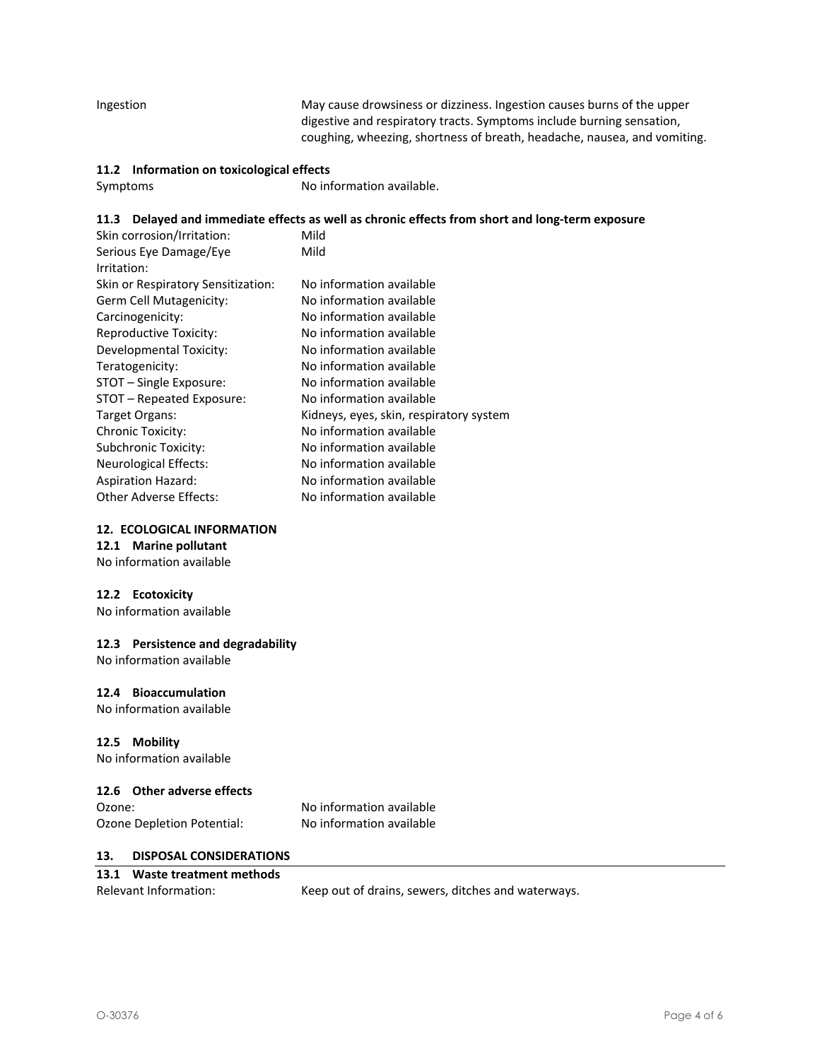| | |
|---|---|
| Ingestion | May cause drowsiness or dizziness. Ingestion causes burns of the upper digestive and respiratory tracts. Symptoms include burning sensation, coughing, wheezing, shortness of breath, headache, nausea, and vomiting. |

### 11.2 Information on toxicological effects

| | |
|---|---|
| Symptoms | No information available. |

### 11.3 Delayed and immediate effects as well as chronic effects from short and long-term exposure

| | |
|---|---|
| Skin corrosion/Irritation: | Mild |
| Serious Eye Damage/Eye Irritation: | Mild |
| Skin or Respiratory Sensitization: | No information available |
| Germ Cell Mutagenicity: | No information available |
| Carcinogenicity: | No information available |
| Reproductive Toxicity: | No information available |
| Developmental Toxicity: | No information available |
| Teratogenicity: | No information available |
| STOT – Single Exposure: | No information available |
| STOT – Repeated Exposure: | No information available |
| Target Organs: | Kidneys, eyes, skin, respiratory system |
| Chronic Toxicity: | No information available |
| Subchronic Toxicity: | No information available |
| Neurological Effects: | No information available |
| Aspiration Hazard: | No information available |
| Other Adverse Effects: | No information available |

## 12. ECOLOGICAL INFORMATION

### 12.1 Marine pollutant

No information available

### 12.2 Ecotoxicity

No information available

### 12.3 Persistence and degradability

No information available

### 12.4 Bioaccumulation

No information available

### 12.5 Mobility

No information available

### 12.6 Other adverse effects

| | |
|---|---|
| Ozone: | No information available |
| Ozone Depletion Potential: | No information available |

## 13. DISPOSAL CONSIDERATIONS

### 13.1 Waste treatment methods

| | |
|---|---|
| Relevant Information: | Keep out of drains, sewers, ditches and waterways. |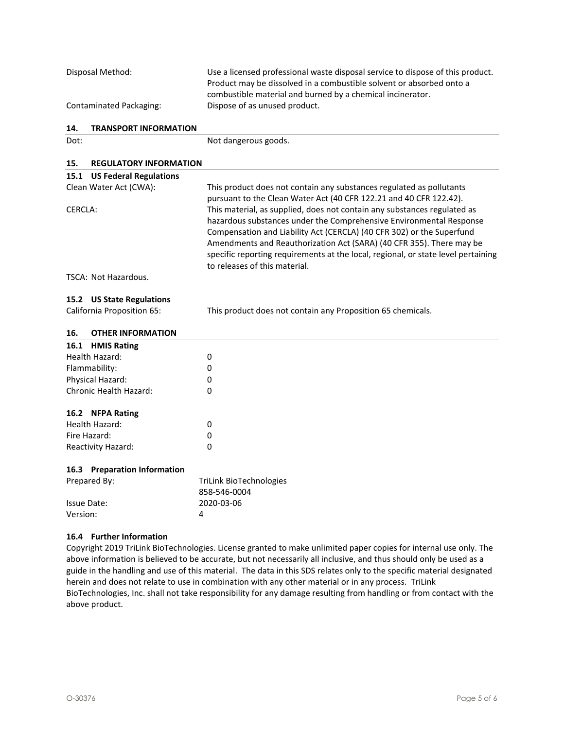| | |
|---|---|
| Disposal Method: | Use a licensed professional waste disposal service to dispose of this product. Product may be dissolved in a combustible solvent or absorbed onto a combustible material and burned by a chemical incinerator. |
| Contaminated Packaging: | Dispose of as unused product. |

## 14. TRANSPORT INFORMATION

| | |
|---|---|
| Dot: | Not dangerous goods. |

## 15. REGULATORY INFORMATION

### 15.1 US Federal Regulations

| | |
|---|---|
| Clean Water Act (CWA): | This product does not contain any substances regulated as pollutants pursuant to the Clean Water Act (40 CFR 122.21 and 40 CFR 122.42). |
| CERCLA: | This material, as supplied, does not contain any substances regulated as hazardous substances under the Comprehensive Environmental Response Compensation and Liability Act (CERCLA) (40 CFR 302) or the Superfund Amendments and Reauthorization Act (SARA) (40 CFR 355). There may be specific reporting requirements at the local, regional, or state level pertaining to releases of this material. |

TSCA: Not Hazardous.

### 15.2 US State Regulations

| | |
|---|---|
| California Proposition 65: | This product does not contain any Proposition 65 chemicals. |

## 16. OTHER INFORMATION

### 16.1 HMIS Rating

| | |
|---|---|
| Health Hazard: | 0 |
| Flammability: | 0 |
| Physical Hazard: | 0 |
| Chronic Health Hazard: | 0 |

### 16.2 NFPA Rating

| | |
|---|---|
| Health Hazard: | 0 |
| Fire Hazard: | 0 |
| Reactivity Hazard: | 0 |

### 16.3 Preparation Information

| | |
|---|---|
| Prepared By: | TriLink BioTechnologies<br>858-546-0004 |
| Issue Date: | 2020-03-06 |
| Version: | 4 |

### 16.4 Further Information

Copyright 2019 TriLink BioTechnologies. License granted to make unlimited paper copies for internal use only. The above information is believed to be accurate, but not necessarily all inclusive, and thus should only be used as a guide in the handling and use of this material. The data in this SDS relates only to the specific material designated herein and does not relate to use in combination with any other material or in any process. TriLink BioTechnologies, Inc. shall not take responsibility for any damage resulting from handling or from contact with the above product.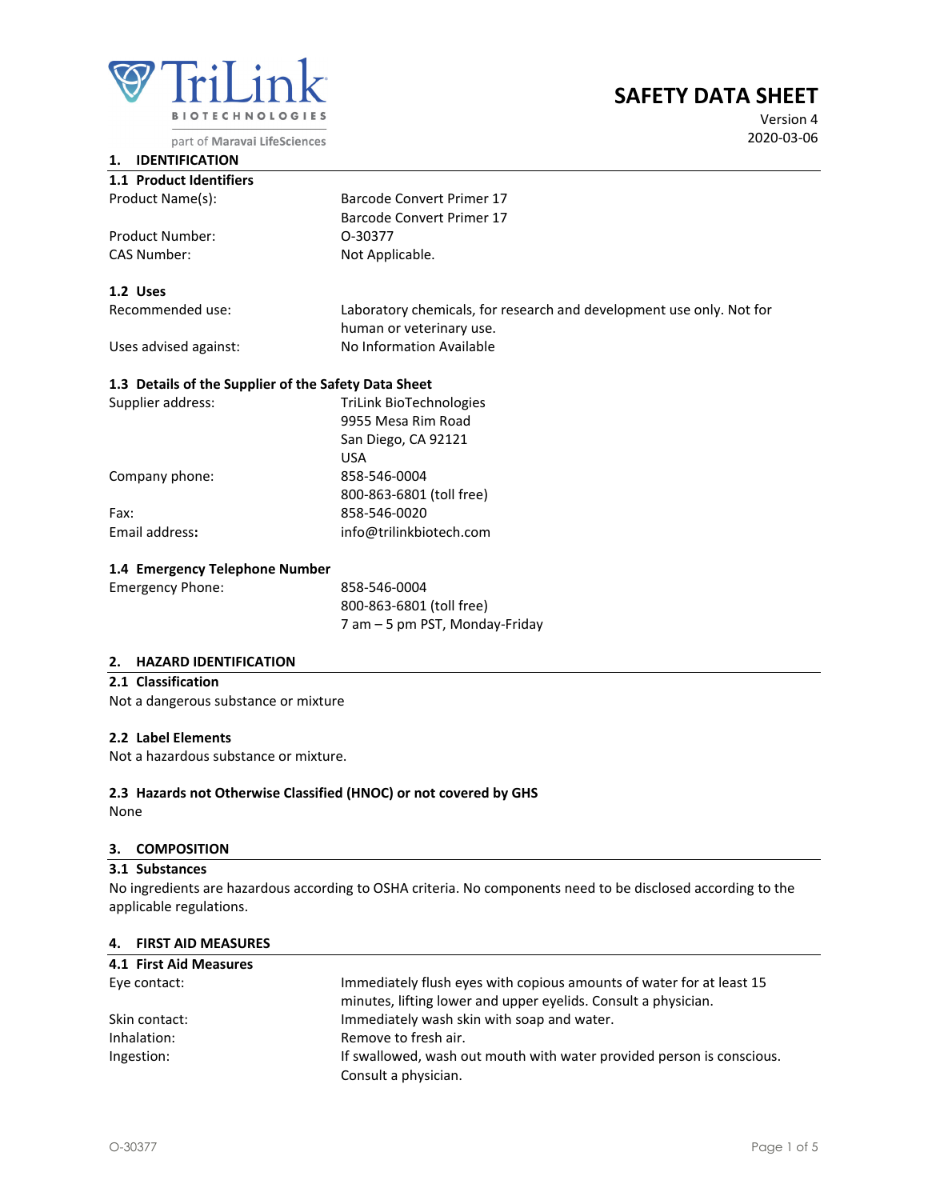TriLink BIOTECHNOLOGIES

part of Maravai LifeSciences

# SAFETY DATA SHEET

Version 4

2020-03-06

## 1. IDENTIFICATION

### 1.1 Product Identifiers

| | |
|---|---|
| Product Name(s): | Barcode Convert Primer 17<br>Barcode Convert Primer 17 |
| Product Number: | O-30377 |
| CAS Number: | Not Applicable. |

### 1.2 Uses

| | |
|---|---|
| Recommended use: | Laboratory chemicals, for research and development use only. Not for human or veterinary use. |
| Uses advised against: | No Information Available |

### 1.3 Details of the Supplier of the Safety Data Sheet

| | |
|---|---|
| Supplier address: | TriLink BioTechnologies<br>9955 Mesa Rim Road<br>San Diego, CA 92121<br>USA |
| Company phone: | 858-546-0004<br>800-863-6801 (toll free) |
| Fax: | 858-546-0020 |
| **Email address:** | info@trilinkbiotech.com |

### 1.4 Emergency Telephone Number

| | |
|---|---|
| Emergency Phone: | 858-546-0004<br>800-863-6801 (toll free)<br>7 am – 5 pm PST, Monday-Friday |

## 2. HAZARD IDENTIFICATION

### 2.1 Classification

Not a dangerous substance or mixture

### 2.2 Label Elements

Not a hazardous substance or mixture.

### 2.3 Hazards not Otherwise Classified (HNOC) or not covered by GHS

None

## 3. COMPOSITION

### 3.1 Substances

No ingredients are hazardous according to OSHA criteria. No components need to be disclosed according to the applicable regulations.

## 4. FIRST AID MEASURES

### 4.1 First Aid Measures

| | |
|---|---|
| Eye contact: | Immediately flush eyes with copious amounts of water for at least 15 minutes, lifting lower and upper eyelids. Consult a physician. |
| Skin contact: | Immediately wash skin with soap and water. |
| Inhalation: | Remove to fresh air. |
| Ingestion: | If swallowed, wash out mouth with water provided person is conscious. Consult a physician. |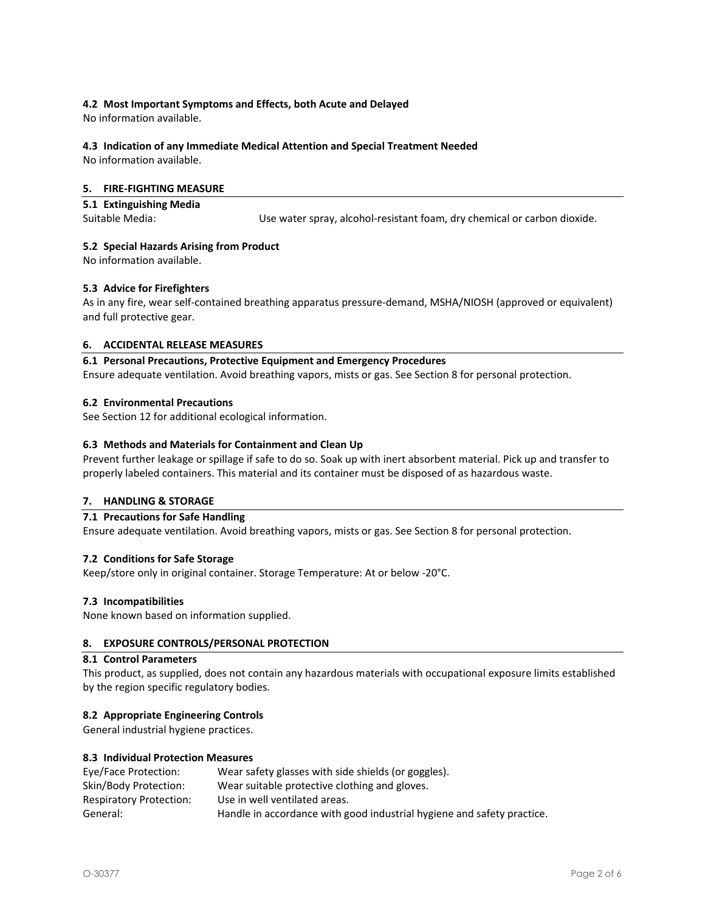### 4.2 Most Important Symptoms and Effects, both Acute and Delayed

No information available.

### 4.3 Indication of any Immediate Medical Attention and Special Treatment Needed

No information available.

## 5. FIRE-FIGHTING MEASURE

### 5.1 Extinguishing Media

Suitable Media: Use water spray, alcohol-resistant foam, dry chemical or carbon dioxide.

### 5.2 Special Hazards Arising from Product

No information available.

### 5.3 Advice for Firefighters

As in any fire, wear self-contained breathing apparatus pressure-demand, MSHA/NIOSH (approved or equivalent) and full protective gear.

## 6. ACCIDENTAL RELEASE MEASURES

### 6.1 Personal Precautions, Protective Equipment and Emergency Procedures

Ensure adequate ventilation. Avoid breathing vapors, mists or gas. See Section 8 for personal protection.

### 6.2 Environmental Precautions

See Section 12 for additional ecological information.

### 6.3 Methods and Materials for Containment and Clean Up

Prevent further leakage or spillage if safe to do so. Soak up with inert absorbent material. Pick up and transfer to properly labeled containers. This material and its container must be disposed of as hazardous waste.

## 7. HANDLING & STORAGE

### 7.1 Precautions for Safe Handling

Ensure adequate ventilation. Avoid breathing vapors, mists or gas. See Section 8 for personal protection.

### 7.2 Conditions for Safe Storage

Keep/store only in original container. Storage Temperature: At or below -20°C.

### 7.3 Incompatibilities

None known based on information supplied.

## 8. EXPOSURE CONTROLS/PERSONAL PROTECTION

### 8.1 Control Parameters

This product, as supplied, does not contain any hazardous materials with occupational exposure limits established by the region specific regulatory bodies.

### 8.2 Appropriate Engineering Controls

General industrial hygiene practices.

### 8.3 Individual Protection Measures

| | |
|---|---|
| Eye/Face Protection: | Wear safety glasses with side shields (or goggles). |
| Skin/Body Protection: | Wear suitable protective clothing and gloves. |
| Respiratory Protection: | Use in well ventilated areas. |
| General: | Handle in accordance with good industrial hygiene and safety practice. |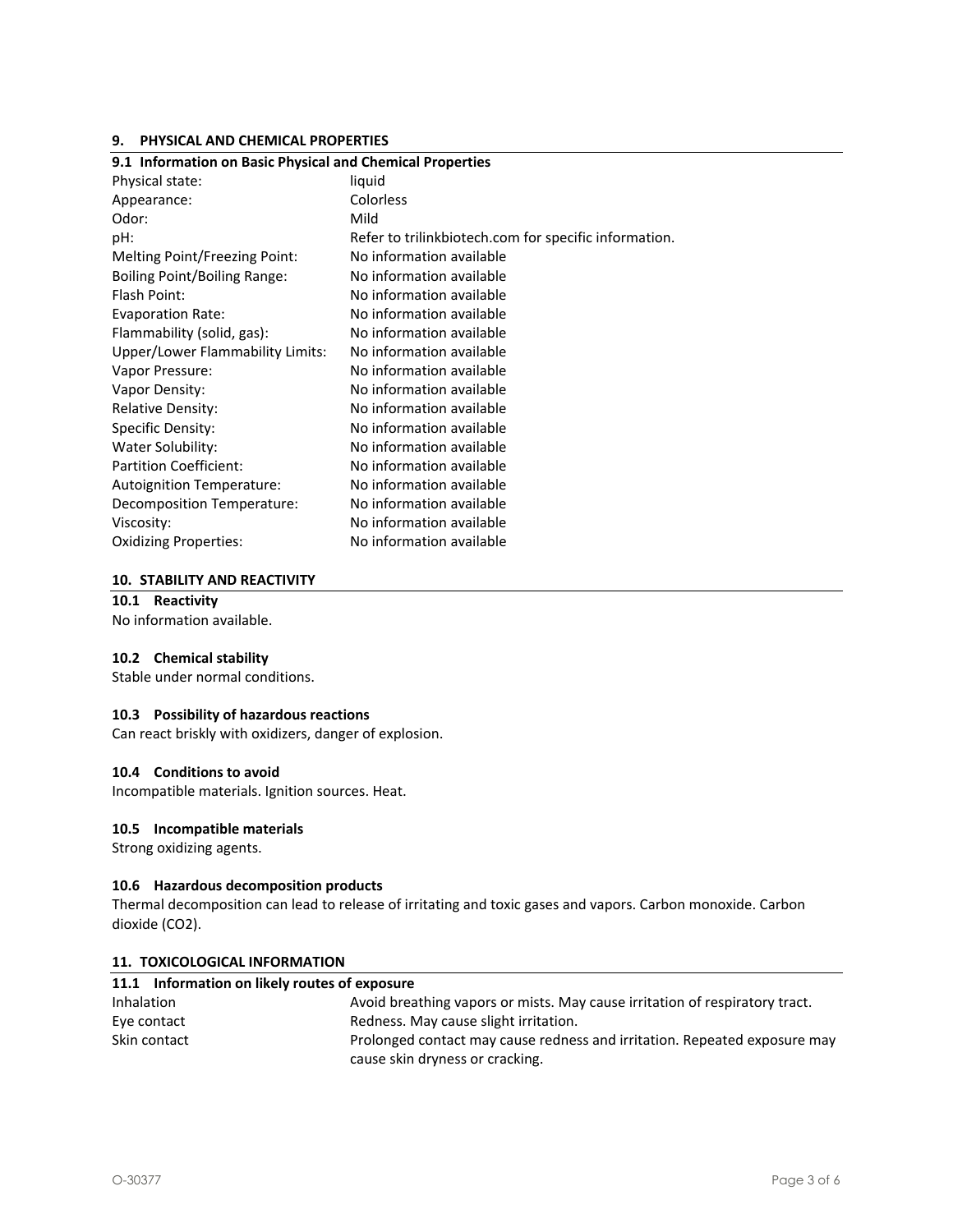## 9. PHYSICAL AND CHEMICAL PROPERTIES

### 9.1 Information on Basic Physical and Chemical Properties

| Property | Value |
|---|---|
| Physical state: | liquid |
| Appearance: | Colorless |
| Odor: | Mild |
| pH: | Refer to trilinkbiotech.com for specific information. |
| Melting Point/Freezing Point: | No information available |
| Boiling Point/Boiling Range: | No information available |
| Flash Point: | No information available |
| Evaporation Rate: | No information available |
| Flammability (solid, gas): | No information available |
| Upper/Lower Flammability Limits: | No information available |
| Vapor Pressure: | No information available |
| Vapor Density: | No information available |
| Relative Density: | No information available |
| Specific Density: | No information available |
| Water Solubility: | No information available |
| Partition Coefficient: | No information available |
| Autoignition Temperature: | No information available |
| Decomposition Temperature: | No information available |
| Viscosity: | No information available |
| Oxidizing Properties: | No information available |

## 10. STABILITY AND REACTIVITY

### 10.1 Reactivity

No information available.

### 10.2 Chemical stability

Stable under normal conditions.

### 10.3 Possibility of hazardous reactions

Can react briskly with oxidizers, danger of explosion.

### 10.4 Conditions to avoid

Incompatible materials. Ignition sources. Heat.

### 10.5 Incompatible materials

Strong oxidizing agents.

### 10.6 Hazardous decomposition products

Thermal decomposition can lead to release of irritating and toxic gases and vapors. Carbon monoxide. Carbon dioxide ($CO_2$).

## 11. TOXICOLOGICAL INFORMATION

### 11.1 Information on likely routes of exposure

| Route | Information |
|---|---|
| Inhalation | Avoid breathing vapors or mists. May cause irritation of respiratory tract. |
| Eye contact | Redness. May cause slight irritation. |
| Skin contact | Prolonged contact may cause redness and irritation. Repeated exposure may cause skin dryness or cracking. |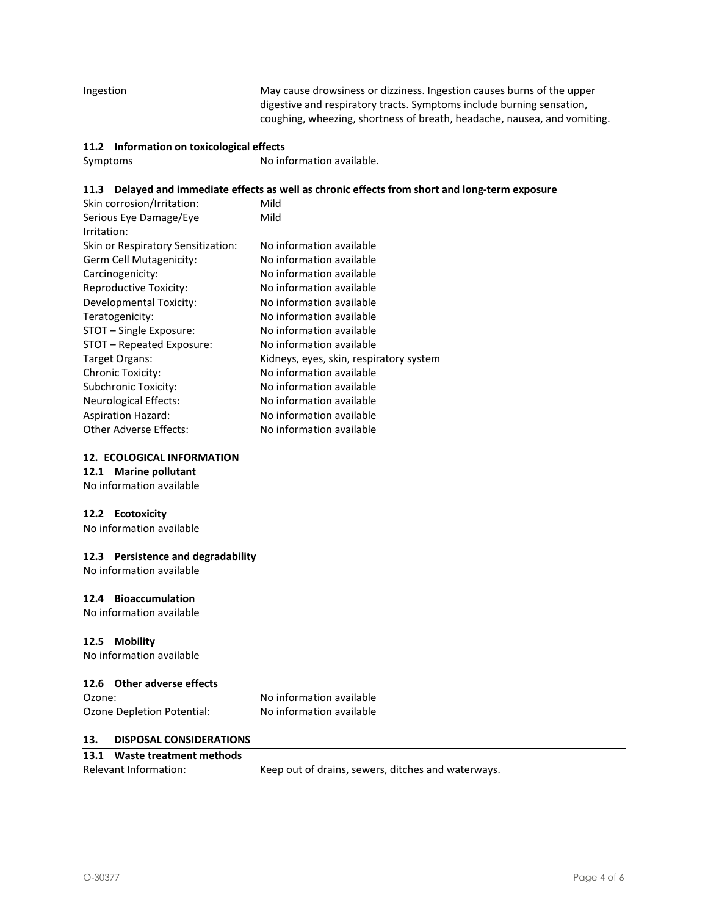| | |
|---|---|
| Ingestion | May cause drowsiness or dizziness. Ingestion causes burns of the upper digestive and respiratory tracts. Symptoms include burning sensation, coughing, wheezing, shortness of breath, headache, nausea, and vomiting. |

### 11.2 Information on toxicological effects

| | |
|---|---|
| Symptoms | No information available. |

### 11.3 Delayed and immediate effects as well as chronic effects from short and long-term exposure

| | |
|---|---|
| Skin corrosion/Irritation: | Mild |
| Serious Eye Damage/Eye Irritation: | Mild |
| Skin or Respiratory Sensitization: | No information available |
| Germ Cell Mutagenicity: | No information available |
| Carcinogenicity: | No information available |
| Reproductive Toxicity: | No information available |
| Developmental Toxicity: | No information available |
| Teratogenicity: | No information available |
| STOT – Single Exposure: | No information available |
| STOT – Repeated Exposure: | No information available |
| Target Organs: | Kidneys, eyes, skin, respiratory system |
| Chronic Toxicity: | No information available |
| Subchronic Toxicity: | No information available |
| Neurological Effects: | No information available |
| Aspiration Hazard: | No information available |
| Other Adverse Effects: | No information available |

## 12. ECOLOGICAL INFORMATION

### 12.1 Marine pollutant

No information available

### 12.2 Ecotoxicity

No information available

### 12.3 Persistence and degradability

No information available

### 12.4 Bioaccumulation

No information available

### 12.5 Mobility

No information available

### 12.6 Other adverse effects

| | |
|---|---|
| Ozone: | No information available |
| Ozone Depletion Potential: | No information available |

## 13. DISPOSAL CONSIDERATIONS

### 13.1 Waste treatment methods

| | |
|---|---|
| Relevant Information: | Keep out of drains, sewers, ditches and waterways. |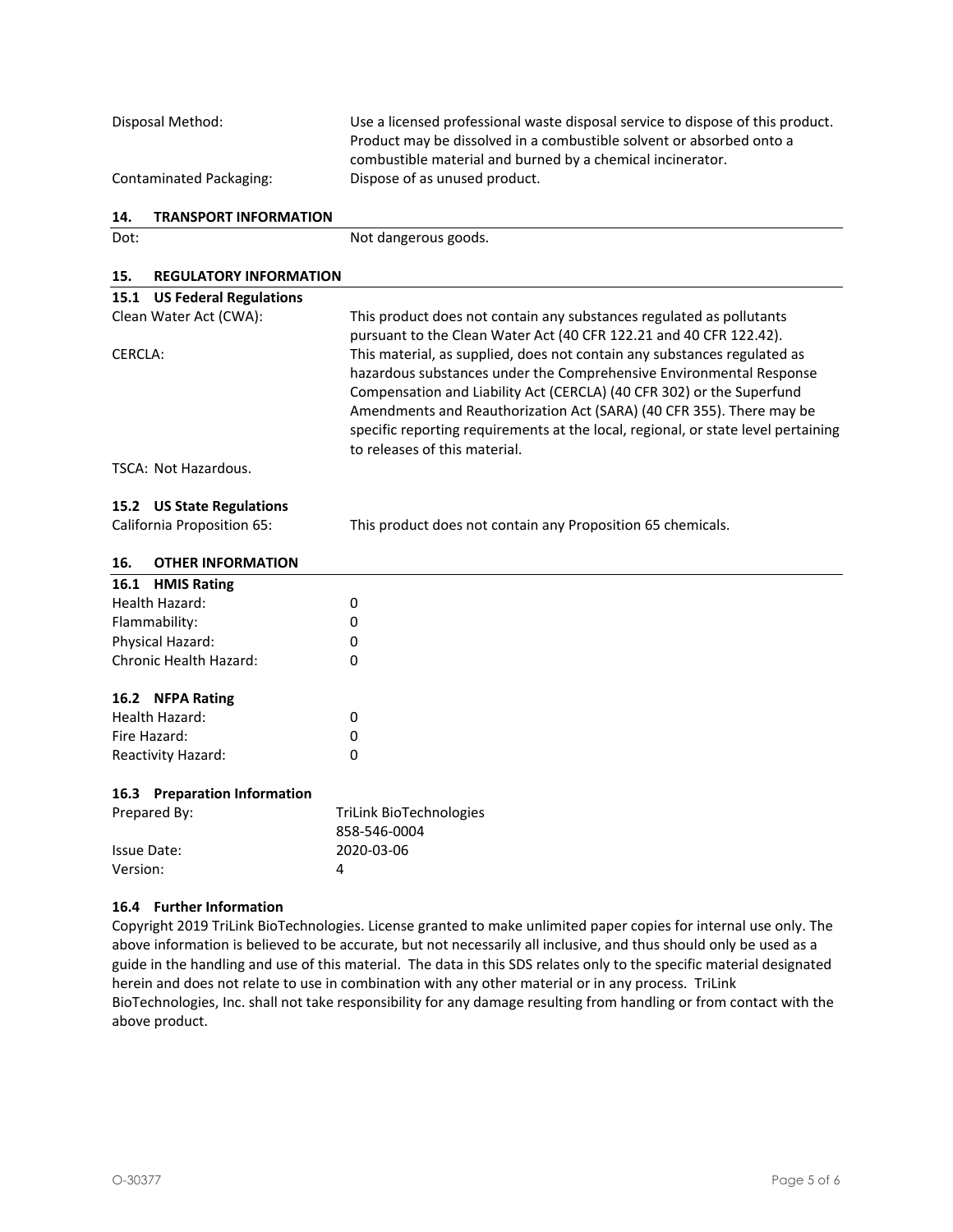| | |
|---|---|
| Disposal Method: | Use a licensed professional waste disposal service to dispose of this product. Product may be dissolved in a combustible solvent or absorbed onto a combustible material and burned by a chemical incinerator. |
| Contaminated Packaging: | Dispose of as unused product. |

## 14. TRANSPORT INFORMATION

| | |
|---|---|
| Dot: | Not dangerous goods. |

## 15. REGULATORY INFORMATION

### 15.1 US Federal Regulations

| | |
|---|---|
| Clean Water Act (CWA): | This product does not contain any substances regulated as pollutants pursuant to the Clean Water Act (40 CFR 122.21 and 40 CFR 122.42). |
| CERCLA: | This material, as supplied, does not contain any substances regulated as hazardous substances under the Comprehensive Environmental Response Compensation and Liability Act (CERCLA) (40 CFR 302) or the Superfund Amendments and Reauthorization Act (SARA) (40 CFR 355). There may be specific reporting requirements at the local, regional, or state level pertaining to releases of this material. |

TSCA: Not Hazardous.

### 15.2 US State Regulations

| | |
|---|---|
| California Proposition 65: | This product does not contain any Proposition 65 chemicals. |

## 16. OTHER INFORMATION

### 16.1 HMIS Rating

| | |
|---|---|
| Health Hazard: | 0 |
| Flammability: | 0 |
| Physical Hazard: | 0 |
| Chronic Health Hazard: | 0 |

### 16.2 NFPA Rating

| | |
|---|---|
| Health Hazard: | 0 |
| Fire Hazard: | 0 |
| Reactivity Hazard: | 0 |

### 16.3 Preparation Information

| | |
|---|---|
| Prepared By: | TriLink BioTechnologies<br>858-546-0004 |
| Issue Date: | 2020-03-06 |
| Version: | 4 |

### 16.4 Further Information

Copyright 2019 TriLink BioTechnologies. License granted to make unlimited paper copies for internal use only. The above information is believed to be accurate, but not necessarily all inclusive, and thus should only be used as a guide in the handling and use of this material. The data in this SDS relates only to the specific material designated herein and does not relate to use in combination with any other material or in any process. TriLink BioTechnologies, Inc. shall not take responsibility for any damage resulting from handling or from contact with the above product.

O-30377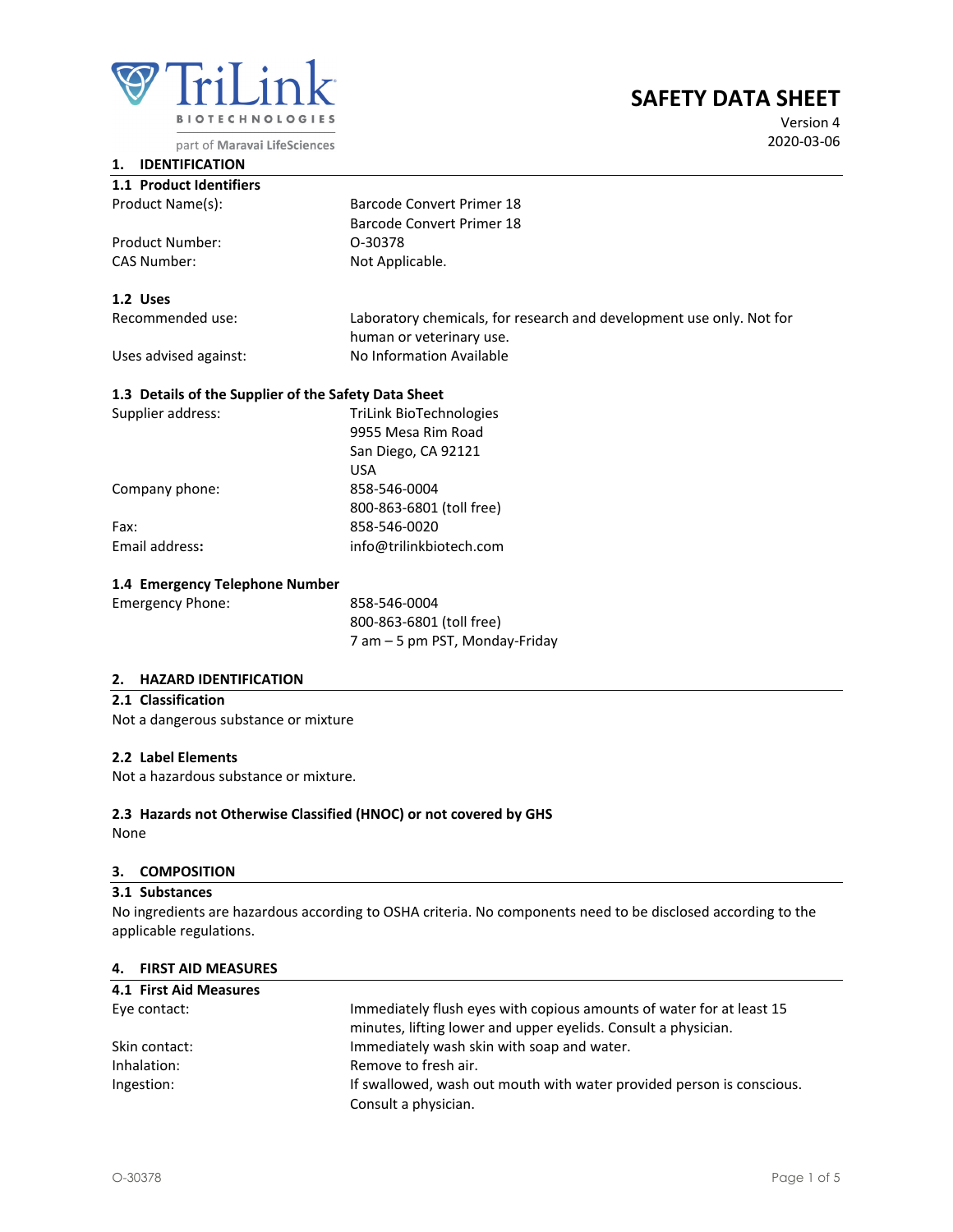TriLink BIOTECHNOLOGIES

part of Maravai LifeSciences

# SAFETY DATA SHEET

Version 4
2020-03-06

## 1. IDENTIFICATION

### 1.1 Product Identifiers

| | |
|---|---|
| Product Name(s): | Barcode Convert Primer 18<br>Barcode Convert Primer 18 |
| Product Number: | O-30378 |
| CAS Number: | Not Applicable. |

### 1.2 Uses

| | |
|---|---|
| Recommended use: | Laboratory chemicals, for research and development use only. Not for human or veterinary use. |
| Uses advised against: | No Information Available |

### 1.3 Details of the Supplier of the Safety Data Sheet

| | |
|---|---|
| Supplier address: | TriLink BioTechnologies<br>9955 Mesa Rim Road<br>San Diego, CA 92121<br>USA |
| Company phone: | 858-546-0004<br>800-863-6801 (toll free) |
| Fax: | 858-546-0020 |
| **Email address:** | info@trilinkbiotech.com |

### 1.4 Emergency Telephone Number

| | |
|---|---|
| Emergency Phone: | 858-546-0004<br>800-863-6801 (toll free)<br>7 am – 5 pm PST, Monday-Friday |

## 2. HAZARD IDENTIFICATION

### 2.1 Classification

Not a dangerous substance or mixture

### 2.2 Label Elements

Not a hazardous substance or mixture.

### 2.3 Hazards not Otherwise Classified (HNOC) or not covered by GHS

None

## 3. COMPOSITION

### 3.1 Substances

No ingredients are hazardous according to OSHA criteria. No components need to be disclosed according to the applicable regulations.

## 4. FIRST AID MEASURES

### 4.1 First Aid Measures

| | |
|---|---|
| Eye contact: | Immediately flush eyes with copious amounts of water for at least 15 minutes, lifting lower and upper eyelids. Consult a physician. |
| Skin contact: | Immediately wash skin with soap and water. |
| Inhalation: | Remove to fresh air. |
| Ingestion: | If swallowed, wash out mouth with water provided person is conscious. Consult a physician. |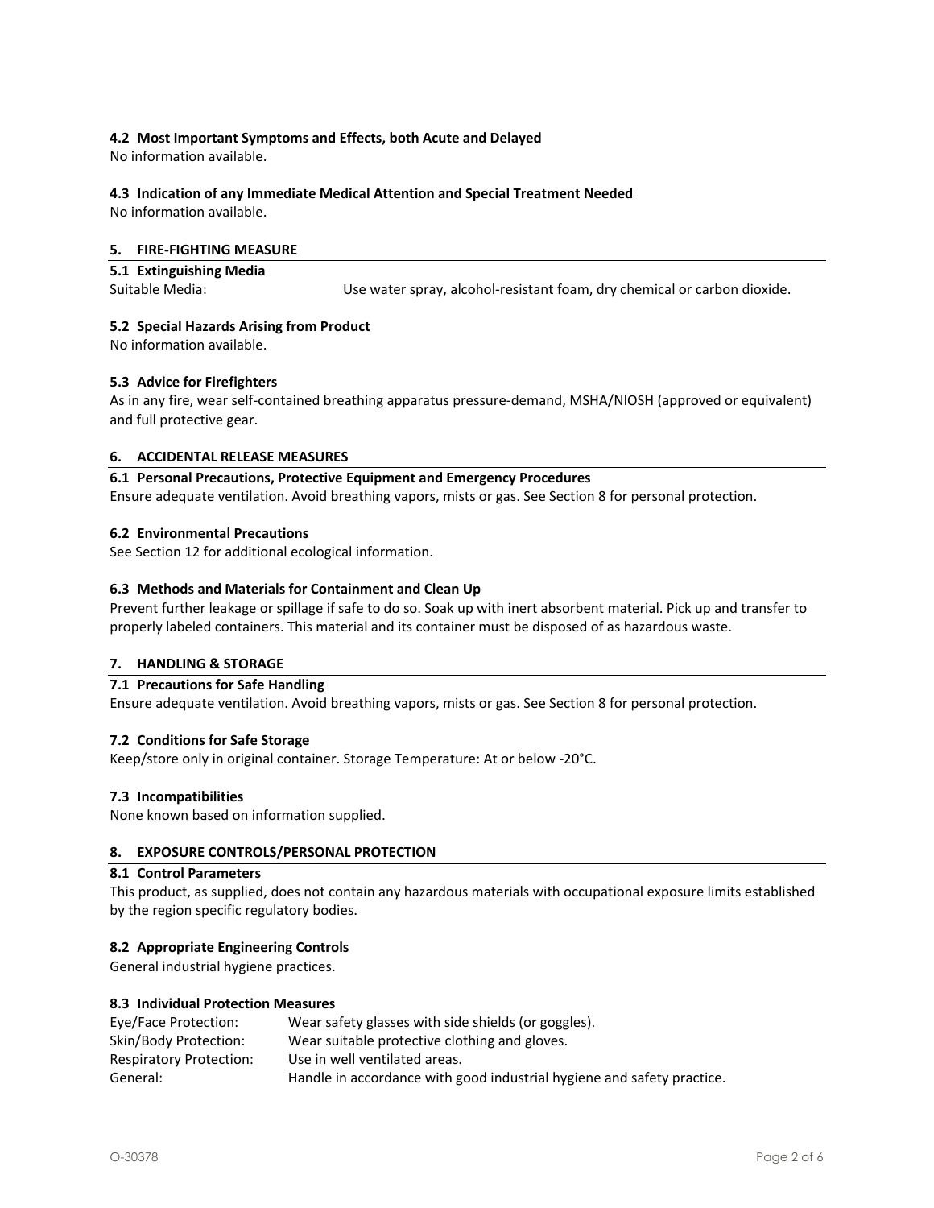### 4.2 Most Important Symptoms and Effects, both Acute and Delayed

No information available.

### 4.3 Indication of any Immediate Medical Attention and Special Treatment Needed

No information available.

## 5. FIRE-FIGHTING MEASURE

### 5.1 Extinguishing Media

Suitable Media: Use water spray, alcohol-resistant foam, dry chemical or carbon dioxide.

### 5.2 Special Hazards Arising from Product

No information available.

### 5.3 Advice for Firefighters

As in any fire, wear self-contained breathing apparatus pressure-demand, MSHA/NIOSH (approved or equivalent) and full protective gear.

## 6. ACCIDENTAL RELEASE MEASURES

### 6.1 Personal Precautions, Protective Equipment and Emergency Procedures

Ensure adequate ventilation. Avoid breathing vapors, mists or gas. See Section 8 for personal protection.

### 6.2 Environmental Precautions

See Section 12 for additional ecological information.

### 6.3 Methods and Materials for Containment and Clean Up

Prevent further leakage or spillage if safe to do so. Soak up with inert absorbent material. Pick up and transfer to properly labeled containers. This material and its container must be disposed of as hazardous waste.

## 7. HANDLING & STORAGE

### 7.1 Precautions for Safe Handling

Ensure adequate ventilation. Avoid breathing vapors, mists or gas. See Section 8 for personal protection.

### 7.2 Conditions for Safe Storage

Keep/store only in original container. Storage Temperature: At or below -20°C.

### 7.3 Incompatibilities

None known based on information supplied.

## 8. EXPOSURE CONTROLS/PERSONAL PROTECTION

### 8.1 Control Parameters

This product, as supplied, does not contain any hazardous materials with occupational exposure limits established by the region specific regulatory bodies.

### 8.2 Appropriate Engineering Controls

General industrial hygiene practices.

### 8.3 Individual Protection Measures

Eye/Face Protection: Wear safety glasses with side shields (or goggles).
Skin/Body Protection: Wear suitable protective clothing and gloves.
Respiratory Protection: Use in well ventilated areas.
General: Handle in accordance with good industrial hygiene and safety practice.

O-30378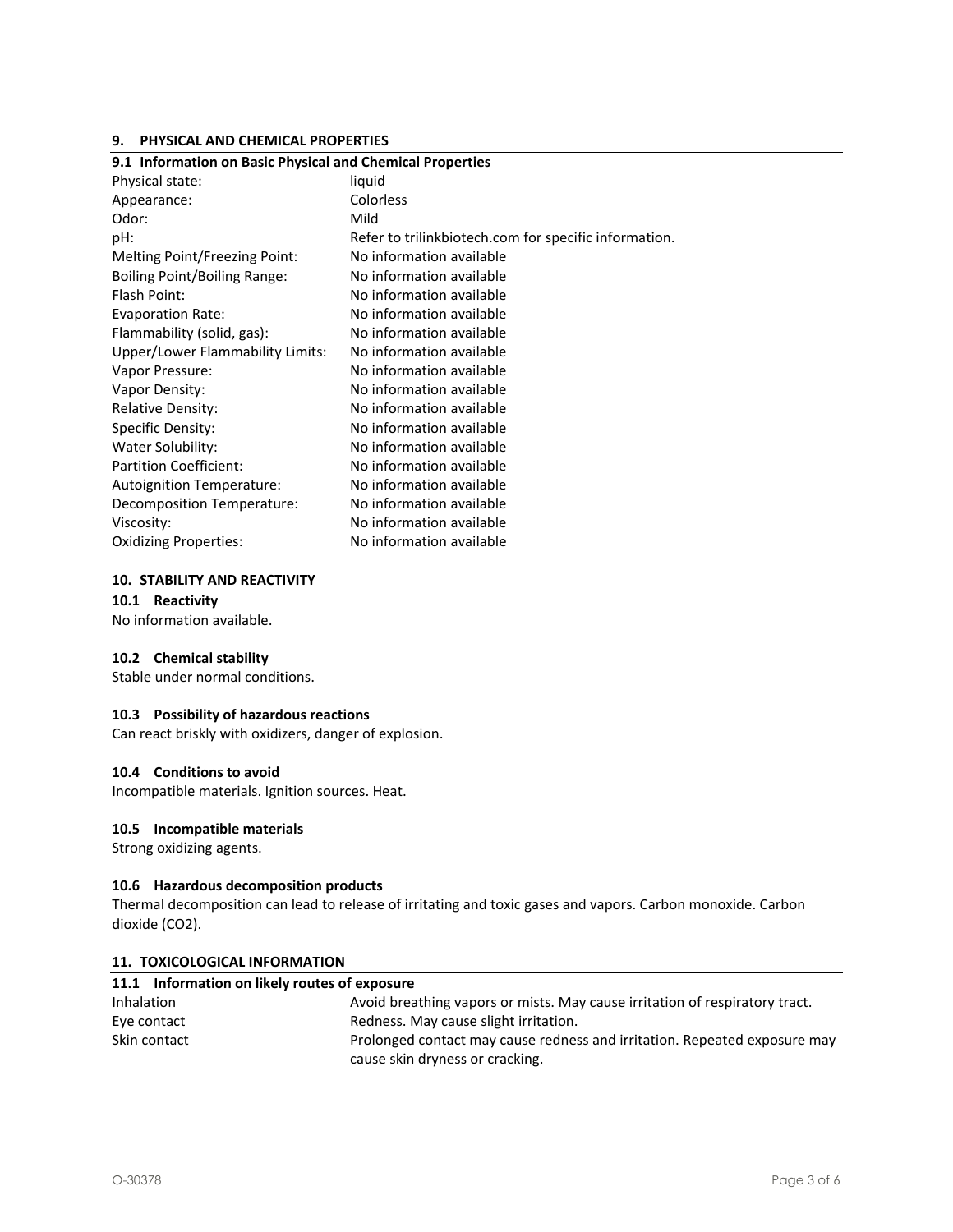## 9. PHYSICAL AND CHEMICAL PROPERTIES

### 9.1 Information on Basic Physical and Chemical Properties

| | |
|---|---|
| Physical state: | liquid |
| Appearance: | Colorless |
| Odor: | Mild |
| pH: | Refer to trilinkbiotech.com for specific information. |
| Melting Point/Freezing Point: | No information available |
| Boiling Point/Boiling Range: | No information available |
| Flash Point: | No information available |
| Evaporation Rate: | No information available |
| Flammability (solid, gas): | No information available |
| Upper/Lower Flammability Limits: | No information available |
| Vapor Pressure: | No information available |
| Vapor Density: | No information available |
| Relative Density: | No information available |
| Specific Density: | No information available |
| Water Solubility: | No information available |
| Partition Coefficient: | No information available |
| Autoignition Temperature: | No information available |
| Decomposition Temperature: | No information available |
| Viscosity: | No information available |
| Oxidizing Properties: | No information available |

## 10. STABILITY AND REACTIVITY

### 10.1 Reactivity

No information available.

### 10.2 Chemical stability

Stable under normal conditions.

### 10.3 Possibility of hazardous reactions

Can react briskly with oxidizers, danger of explosion.

### 10.4 Conditions to avoid

Incompatible materials. Ignition sources. Heat.

### 10.5 Incompatible materials

Strong oxidizing agents.

### 10.6 Hazardous decomposition products

Thermal decomposition can lead to release of irritating and toxic gases and vapors. Carbon monoxide. Carbon dioxide ($CO_2$).

## 11. TOXICOLOGICAL INFORMATION

### 11.1 Information on likely routes of exposure

| | |
|---|---|
| Inhalation | Avoid breathing vapors or mists. May cause irritation of respiratory tract. |
| Eye contact | Redness. May cause slight irritation. |
| Skin contact | Prolonged contact may cause redness and irritation. Repeated exposure may cause skin dryness or cracking. |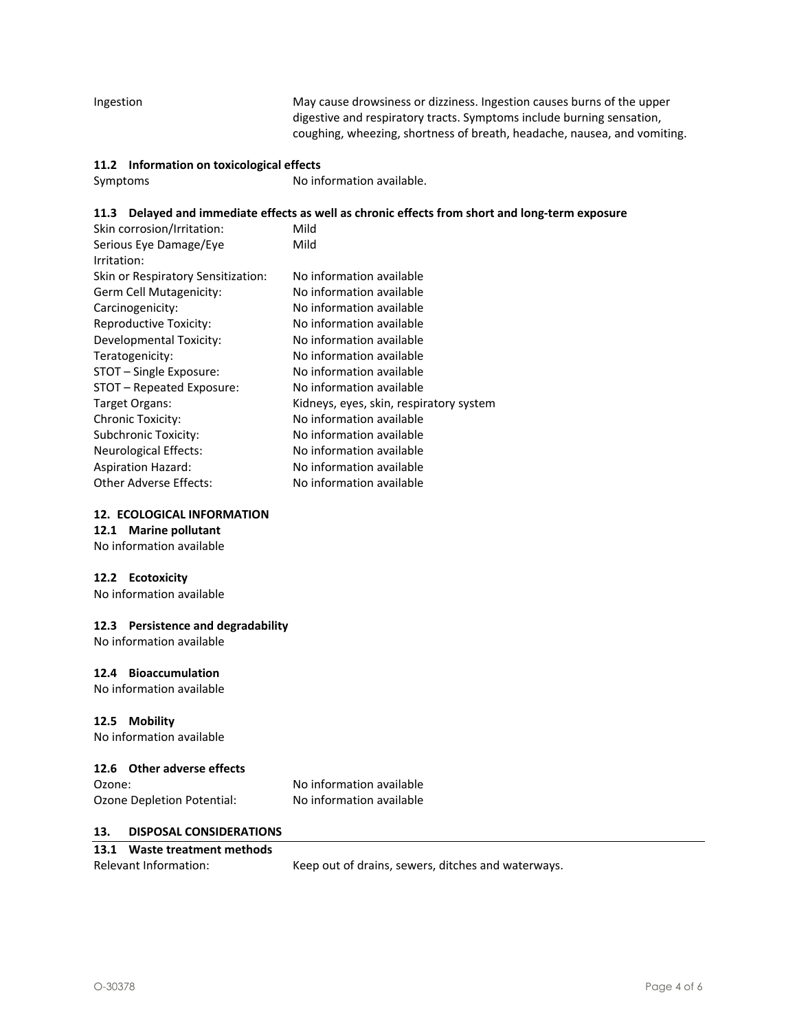| | |
|---|---|
| Ingestion | May cause drowsiness or dizziness. Ingestion causes burns of the upper digestive and respiratory tracts. Symptoms include burning sensation, coughing, wheezing, shortness of breath, headache, nausea, and vomiting. |

### 11.2 Information on toxicological effects

| | |
|---|---|
| Symptoms | No information available. |

### 11.3 Delayed and immediate effects as well as chronic effects from short and long-term exposure

| | |
|---|---|
| Skin corrosion/Irritation: | Mild |
| Serious Eye Damage/Eye Irritation: | Mild |
| Skin or Respiratory Sensitization: | No information available |
| Germ Cell Mutagenicity: | No information available |
| Carcinogenicity: | No information available |
| Reproductive Toxicity: | No information available |
| Developmental Toxicity: | No information available |
| Teratogenicity: | No information available |
| STOT – Single Exposure: | No information available |
| STOT – Repeated Exposure: | No information available |
| Target Organs: | Kidneys, eyes, skin, respiratory system |
| Chronic Toxicity: | No information available |
| Subchronic Toxicity: | No information available |
| Neurological Effects: | No information available |
| Aspiration Hazard: | No information available |
| Other Adverse Effects: | No information available |

## 12. ECOLOGICAL INFORMATION

### 12.1 Marine pollutant

No information available

### 12.2 Ecotoxicity

No information available

### 12.3 Persistence and degradability

No information available

### 12.4 Bioaccumulation

No information available

### 12.5 Mobility

No information available

### 12.6 Other adverse effects

| | |
|---|---|
| Ozone: | No information available |
| Ozone Depletion Potential: | No information available |

## 13. DISPOSAL CONSIDERATIONS

### 13.1 Waste treatment methods

| | |
|---|---|
| Relevant Information: | Keep out of drains, sewers, ditches and waterways. |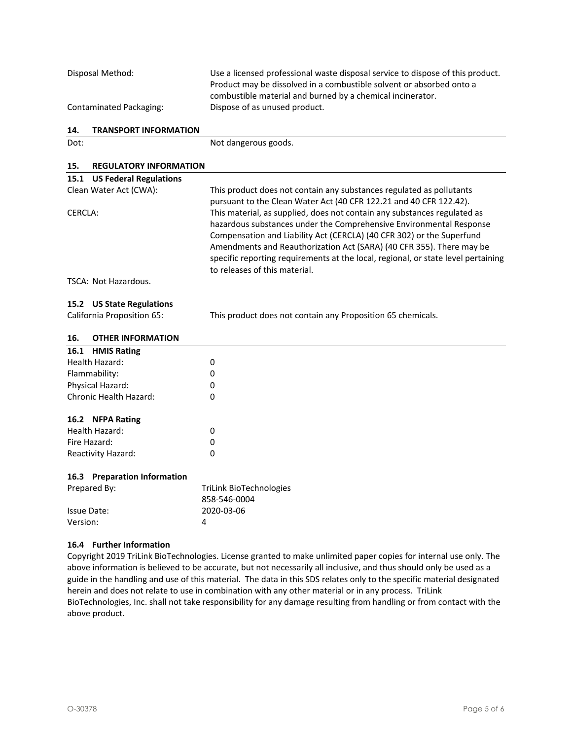| | |
|---|---|
| Disposal Method: | Use a licensed professional waste disposal service to dispose of this product. Product may be dissolved in a combustible solvent or absorbed onto a combustible material and burned by a chemical incinerator. |
| Contaminated Packaging: | Dispose of as unused product. |

## 14. TRANSPORT INFORMATION

| | |
|---|---|
| Dot: | Not dangerous goods. |

## 15. REGULATORY INFORMATION

### 15.1 US Federal Regulations

| | |
|---|---|
| Clean Water Act (CWA): | This product does not contain any substances regulated as pollutants pursuant to the Clean Water Act (40 CFR 122.21 and 40 CFR 122.42). |
| CERCLA: | This material, as supplied, does not contain any substances regulated as hazardous substances under the Comprehensive Environmental Response Compensation and Liability Act (CERCLA) (40 CFR 302) or the Superfund Amendments and Reauthorization Act (SARA) (40 CFR 355). There may be specific reporting requirements at the local, regional, or state level pertaining to releases of this material. |

TSCA: Not Hazardous.

### 15.2 US State Regulations

| | |
|---|---|
| California Proposition 65: | This product does not contain any Proposition 65 chemicals. |

## 16. OTHER INFORMATION

### 16.1 HMIS Rating

| | |
|---|---|
| Health Hazard: | 0 |
| Flammability: | 0 |
| Physical Hazard: | 0 |
| Chronic Health Hazard: | 0 |

### 16.2 NFPA Rating

| | |
|---|---|
| Health Hazard: | 0 |
| Fire Hazard: | 0 |
| Reactivity Hazard: | 0 |

### 16.3 Preparation Information

| | |
|---|---|
| Prepared By: | TriLink BioTechnologies<br>858-546-0004 |
| Issue Date: | 2020-03-06 |
| Version: | 4 |

### 16.4 Further Information

Copyright 2019 TriLink BioTechnologies. License granted to make unlimited paper copies for internal use only. The above information is believed to be accurate, but not necessarily all inclusive, and thus should only be used as a guide in the handling and use of this material. The data in this SDS relates only to the specific material designated herein and does not relate to use in combination with any other material or in any process. TriLink BioTechnologies, Inc. shall not take responsibility for any damage resulting from handling or from contact with the above product.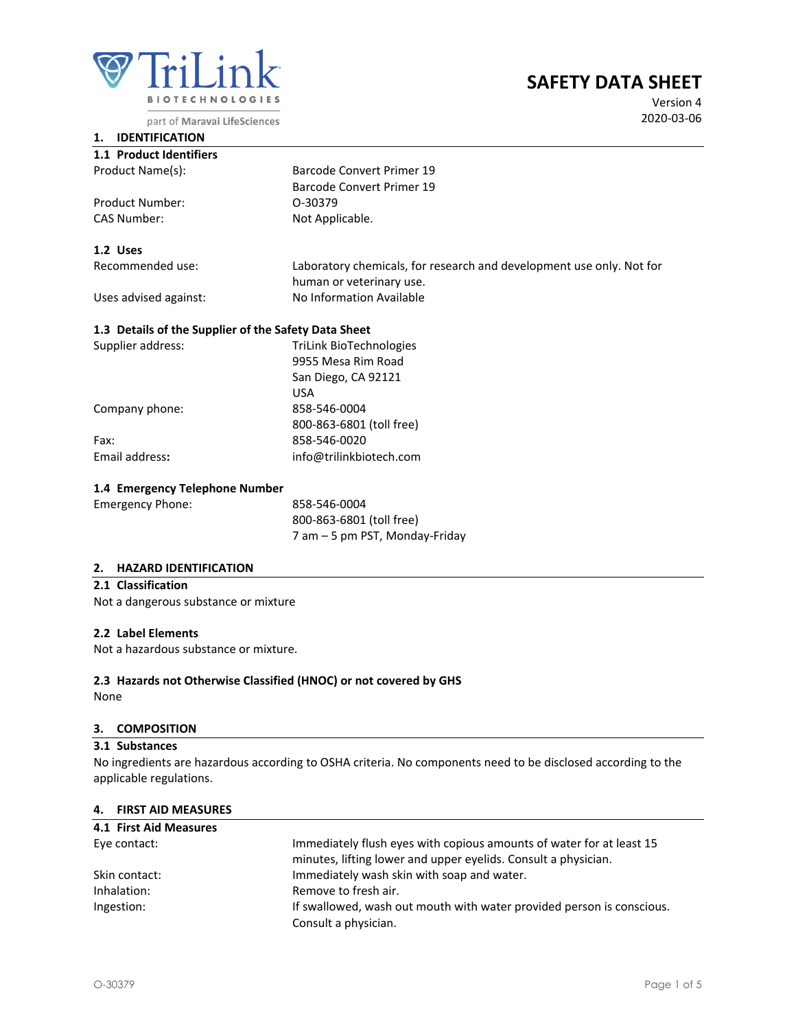TriLink BIOTECHNOLOGIES

part of Maravai LifeSciences

# SAFETY DATA SHEET

Version 4
2020-03-06

## 1. IDENTIFICATION

### 1.1 Product Identifiers

| | |
|---|---|
| Product Name(s): | Barcode Convert Primer 19<br>Barcode Convert Primer 19 |
| Product Number: | O-30379 |
| CAS Number: | Not Applicable. |

### 1.2 Uses

| | |
|---|---|
| Recommended use: | Laboratory chemicals, for research and development use only. Not for human or veterinary use. |
| Uses advised against: | No Information Available |

### 1.3 Details of the Supplier of the Safety Data Sheet

| | |
|---|---|
| Supplier address: | TriLink BioTechnologies<br>9955 Mesa Rim Road<br>San Diego, CA 92121<br>USA |
| Company phone: | 858-546-0004<br>800-863-6801 (toll free) |
| Fax: | 858-546-0020 |
| **Email address:** | info@trilinkbiotech.com |

### 1.4 Emergency Telephone Number

| | |
|---|---|
| Emergency Phone: | 858-546-0004<br>800-863-6801 (toll free)<br>7 am – 5 pm PST, Monday-Friday |

## 2. HAZARD IDENTIFICATION

### 2.1 Classification

Not a dangerous substance or mixture

### 2.2 Label Elements

Not a hazardous substance or mixture.

### 2.3 Hazards not Otherwise Classified (HNOC) or not covered by GHS

None

## 3. COMPOSITION

### 3.1 Substances

No ingredients are hazardous according to OSHA criteria. No components need to be disclosed according to the applicable regulations.

## 4. FIRST AID MEASURES

### 4.1 First Aid Measures

| | |
|---|---|
| Eye contact: | Immediately flush eyes with copious amounts of water for at least 15 minutes, lifting lower and upper eyelids. Consult a physician. |
| Skin contact: | Immediately wash skin with soap and water. |
| Inhalation: | Remove to fresh air. |
| Ingestion: | If swallowed, wash out mouth with water provided person is conscious. Consult a physician. |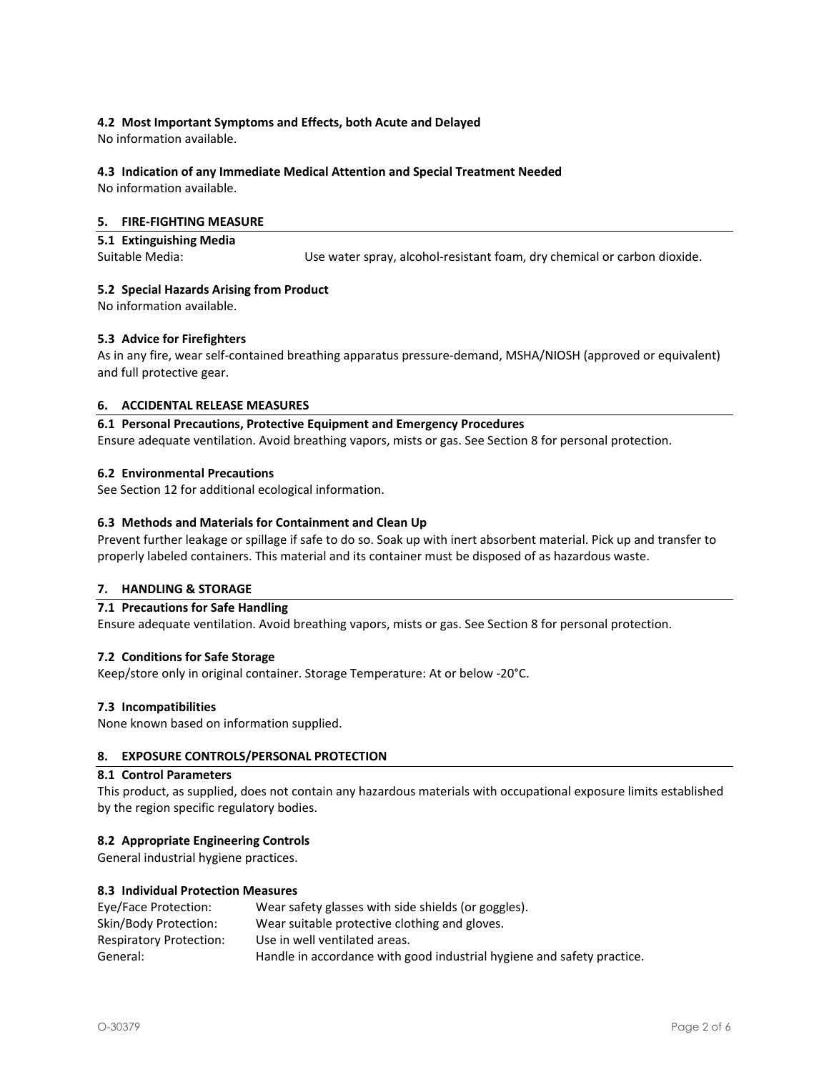### 4.2 Most Important Symptoms and Effects, both Acute and Delayed

No information available.

### 4.3 Indication of any Immediate Medical Attention and Special Treatment Needed

No information available.

## 5. FIRE-FIGHTING MEASURE

### 5.1 Extinguishing Media

Suitable Media: Use water spray, alcohol-resistant foam, dry chemical or carbon dioxide.

### 5.2 Special Hazards Arising from Product

No information available.

### 5.3 Advice for Firefighters

As in any fire, wear self-contained breathing apparatus pressure-demand, MSHA/NIOSH (approved or equivalent) and full protective gear.

## 6. ACCIDENTAL RELEASE MEASURES

### 6.1 Personal Precautions, Protective Equipment and Emergency Procedures

Ensure adequate ventilation. Avoid breathing vapors, mists or gas. See Section 8 for personal protection.

### 6.2 Environmental Precautions

See Section 12 for additional ecological information.

### 6.3 Methods and Materials for Containment and Clean Up

Prevent further leakage or spillage if safe to do so. Soak up with inert absorbent material. Pick up and transfer to properly labeled containers. This material and its container must be disposed of as hazardous waste.

## 7. HANDLING & STORAGE

### 7.1 Precautions for Safe Handling

Ensure adequate ventilation. Avoid breathing vapors, mists or gas. See Section 8 for personal protection.

### 7.2 Conditions for Safe Storage

Keep/store only in original container. Storage Temperature: At or below -20°C.

### 7.3 Incompatibilities

None known based on information supplied.

## 8. EXPOSURE CONTROLS/PERSONAL PROTECTION

### 8.1 Control Parameters

This product, as supplied, does not contain any hazardous materials with occupational exposure limits established by the region specific regulatory bodies.

### 8.2 Appropriate Engineering Controls

General industrial hygiene practices.

### 8.3 Individual Protection Measures

Eye/Face Protection: Wear safety glasses with side shields (or goggles).
Skin/Body Protection: Wear suitable protective clothing and gloves.
Respiratory Protection: Use in well ventilated areas.
General: Handle in accordance with good industrial hygiene and safety practice.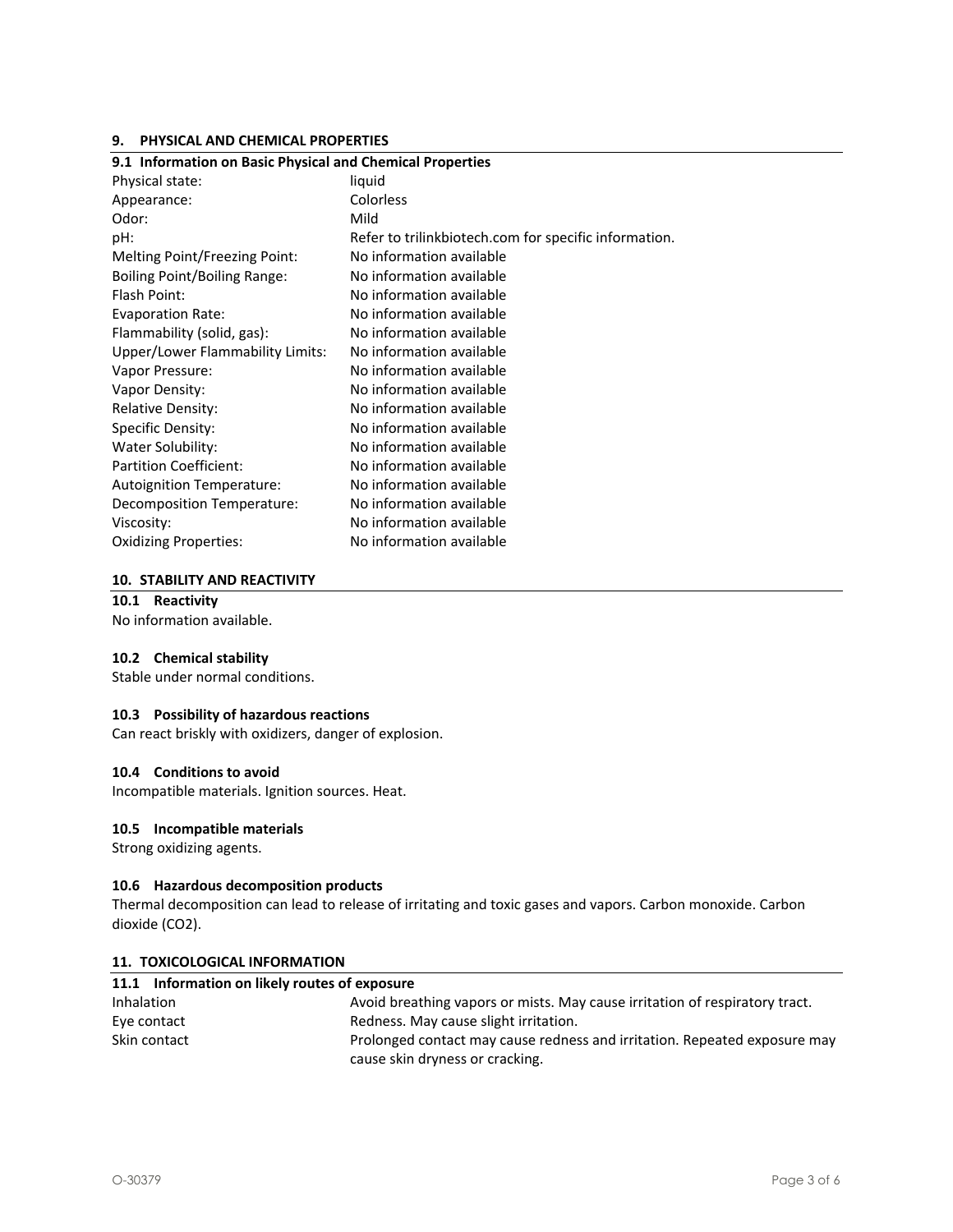## 9. PHYSICAL AND CHEMICAL PROPERTIES

### 9.1 Information on Basic Physical and Chemical Properties

| | |
|---|---|
| Physical state: | liquid |
| Appearance: | Colorless |
| Odor: | Mild |
| pH: | Refer to trilinkbiotech.com for specific information. |
| Melting Point/Freezing Point: | No information available |
| Boiling Point/Boiling Range: | No information available |
| Flash Point: | No information available |
| Evaporation Rate: | No information available |
| Flammability (solid, gas): | No information available |
| Upper/Lower Flammability Limits: | No information available |
| Vapor Pressure: | No information available |
| Vapor Density: | No information available |
| Relative Density: | No information available |
| Specific Density: | No information available |
| Water Solubility: | No information available |
| Partition Coefficient: | No information available |
| Autoignition Temperature: | No information available |
| Decomposition Temperature: | No information available |
| Viscosity: | No information available |
| Oxidizing Properties: | No information available |

## 10. STABILITY AND REACTIVITY

### 10.1 Reactivity

No information available.

### 10.2 Chemical stability

Stable under normal conditions.

### 10.3 Possibility of hazardous reactions

Can react briskly with oxidizers, danger of explosion.

### 10.4 Conditions to avoid

Incompatible materials. Ignition sources. Heat.

### 10.5 Incompatible materials

Strong oxidizing agents.

### 10.6 Hazardous decomposition products

Thermal decomposition can lead to release of irritating and toxic gases and vapors. Carbon monoxide. Carbon dioxide ($CO_2$).

## 11. TOXICOLOGICAL INFORMATION

### 11.1 Information on likely routes of exposure

| | |
|---|---|
| Inhalation | Avoid breathing vapors or mists. May cause irritation of respiratory tract. |
| Eye contact | Redness. May cause slight irritation. |
| Skin contact | Prolonged contact may cause redness and irritation. Repeated exposure may cause skin dryness or cracking. |

O-30379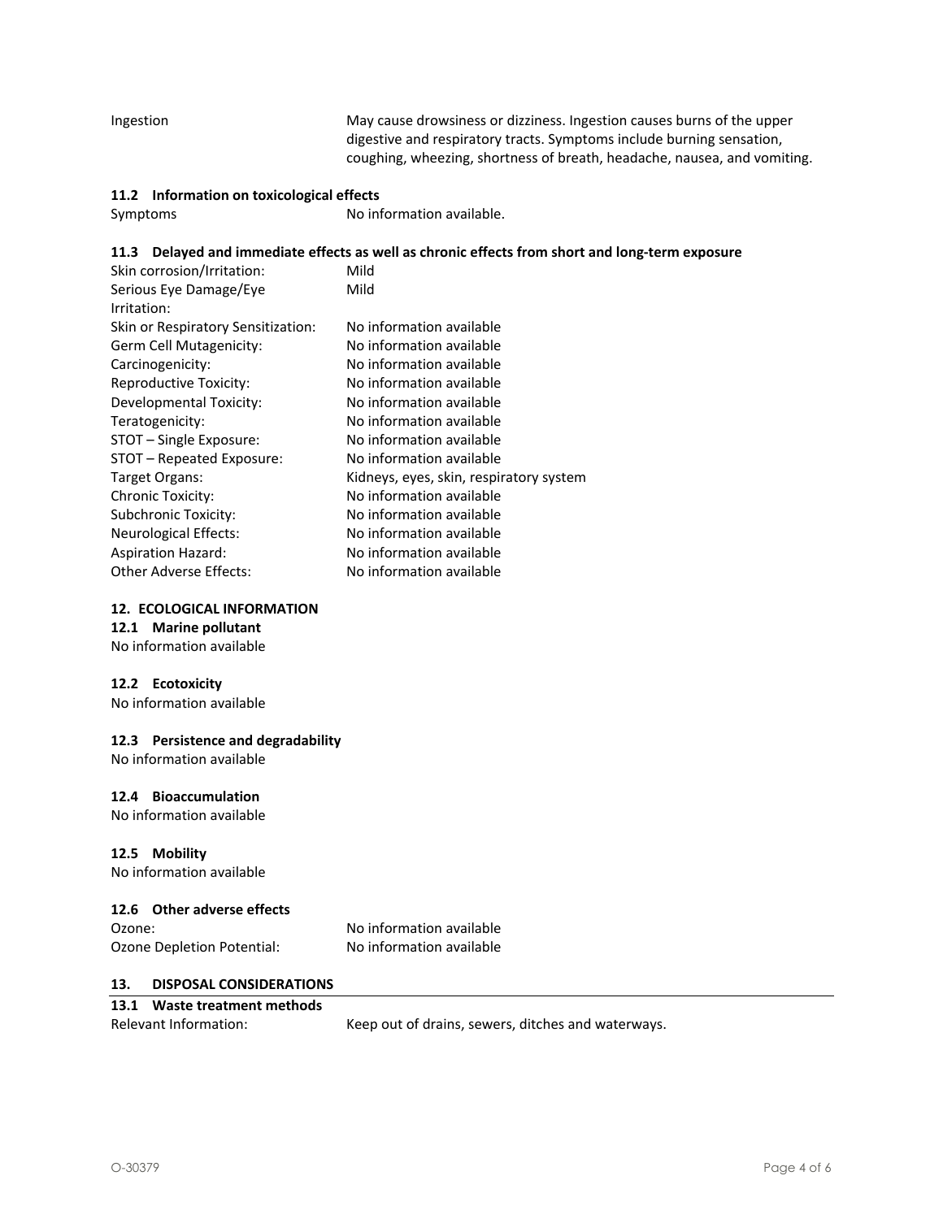Ingestion: May cause drowsiness or dizziness. Ingestion causes burns of the upper digestive and respiratory tracts. Symptoms include burning sensation, coughing, wheezing, shortness of breath, headache, nausea, and vomiting.

### 11.2 Information on toxicological effects

Symptoms: No information available.

### 11.3 Delayed and immediate effects as well as chronic effects from short and long-term exposure

| | |
|---|---|
| Skin corrosion/Irritation: | Mild |
| Serious Eye Damage/Eye Irritation: | Mild |
| Skin or Respiratory Sensitization: | No information available |
| Germ Cell Mutagenicity: | No information available |
| Carcinogenicity: | No information available |
| Reproductive Toxicity: | No information available |
| Developmental Toxicity: | No information available |
| Teratogenicity: | No information available |
| STOT – Single Exposure: | No information available |
| STOT – Repeated Exposure: | No information available |
| Target Organs: | Kidneys, eyes, skin, respiratory system |
| Chronic Toxicity: | No information available |
| Subchronic Toxicity: | No information available |
| Neurological Effects: | No information available |
| Aspiration Hazard: | No information available |
| Other Adverse Effects: | No information available |

## 12. ECOLOGICAL INFORMATION

### 12.1 Marine pollutant

No information available

### 12.2 Ecotoxicity

No information available

### 12.3 Persistence and degradability

No information available

### 12.4 Bioaccumulation

No information available

### 12.5 Mobility

No information available

### 12.6 Other adverse effects

| | |
|---|---|
| Ozone: | No information available |
| Ozone Depletion Potential: | No information available |

## 13. DISPOSAL CONSIDERATIONS

### 13.1 Waste treatment methods

Relevant Information: Keep out of drains, sewers, ditches and waterways.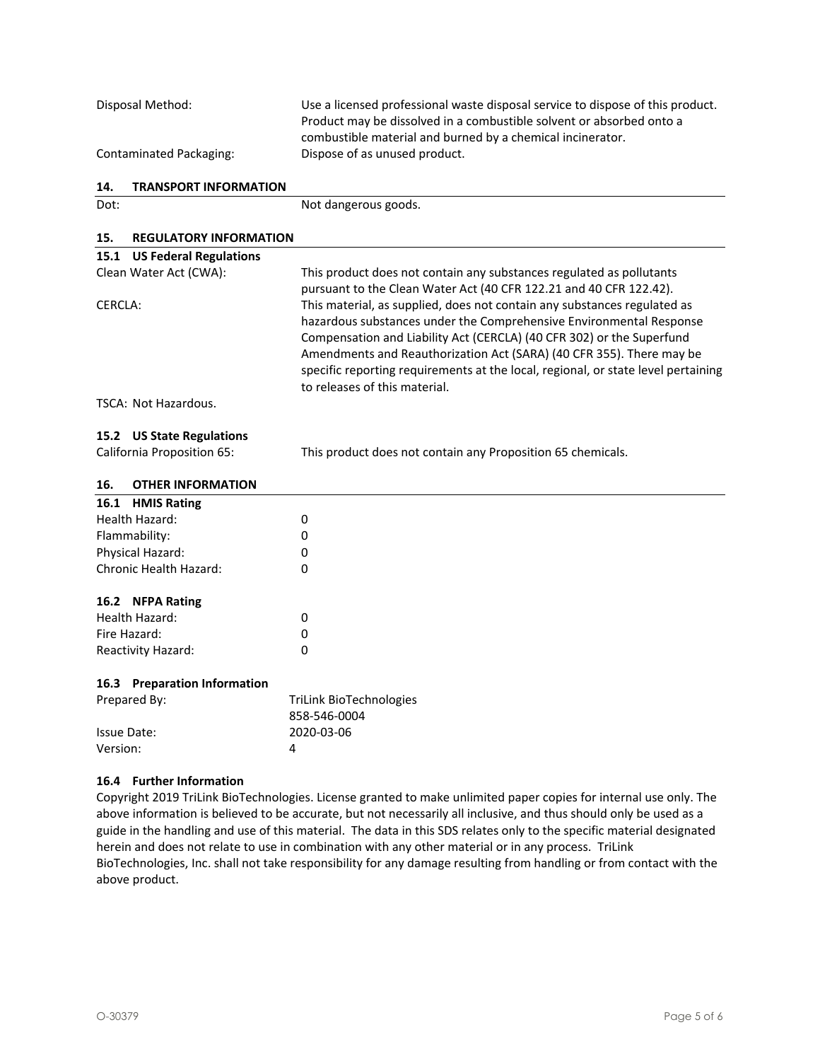| | |
|---|---|
| Disposal Method: | Use a licensed professional waste disposal service to dispose of this product. Product may be dissolved in a combustible solvent or absorbed onto a combustible material and burned by a chemical incinerator. |
| Contaminated Packaging: | Dispose of as unused product. |

## 14. TRANSPORT INFORMATION

| | |
|---|---|
| Dot: | Not dangerous goods. |

## 15. REGULATORY INFORMATION

### 15.1 US Federal Regulations

| | |
|---|---|
| Clean Water Act (CWA): | This product does not contain any substances regulated as pollutants pursuant to the Clean Water Act (40 CFR 122.21 and 40 CFR 122.42). |
| CERCLA: | This material, as supplied, does not contain any substances regulated as hazardous substances under the Comprehensive Environmental Response Compensation and Liability Act (CERCLA) (40 CFR 302) or the Superfund Amendments and Reauthorization Act (SARA) (40 CFR 355). There may be specific reporting requirements at the local, regional, or state level pertaining to releases of this material. |

TSCA: Not Hazardous.

### 15.2 US State Regulations

| | |
|---|---|
| California Proposition 65: | This product does not contain any Proposition 65 chemicals. |

## 16. OTHER INFORMATION

### 16.1 HMIS Rating

| | |
|---|---|
| Health Hazard: | 0 |
| Flammability: | 0 |
| Physical Hazard: | 0 |
| Chronic Health Hazard: | 0 |

### 16.2 NFPA Rating

| | |
|---|---|
| Health Hazard: | 0 |
| Fire Hazard: | 0 |
| Reactivity Hazard: | 0 |

### 16.3 Preparation Information

| | |
|---|---|
| Prepared By: | TriLink BioTechnologies<br>858-546-0004 |
| Issue Date: | 2020-03-06 |
| Version: | 4 |

### 16.4 Further Information

Copyright 2019 TriLink BioTechnologies. License granted to make unlimited paper copies for internal use only. The above information is believed to be accurate, but not necessarily all inclusive, and thus should only be used as a guide in the handling and use of this material. The data in this SDS relates only to the specific material designated herein and does not relate to use in combination with any other material or in any process. TriLink BioTechnologies, Inc. shall not take responsibility for any damage resulting from handling or from contact with the above product.

O-30379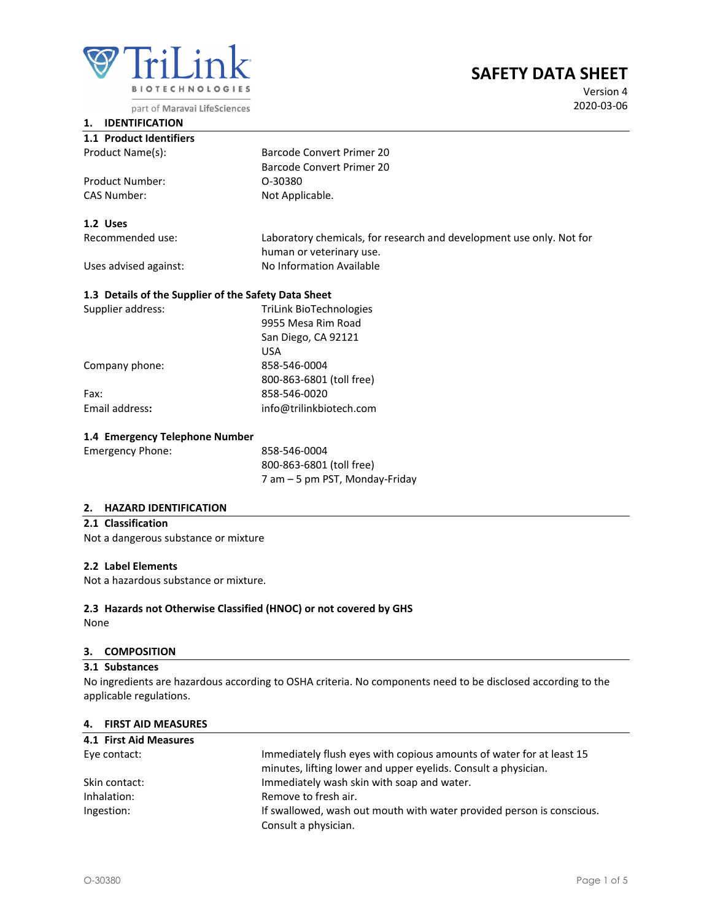TriLink

BIOTECHNOLOGIES

part of Maravai LifeSciences

# SAFETY DATA SHEET

Version 4
2020-03-06

## 1. IDENTIFICATION

### 1.1 Product Identifiers

| | |
|---|---|
| Product Name(s): | Barcode Convert Primer 20<br>Barcode Convert Primer 20 |
| Product Number: | O-30380 |
| CAS Number: | Not Applicable. |

### 1.2 Uses

| | |
|---|---|
| Recommended use: | Laboratory chemicals, for research and development use only. Not for human or veterinary use. |
| Uses advised against: | No Information Available |

### 1.3 Details of the Supplier of the Safety Data Sheet

| | |
|---|---|
| Supplier address: | TriLink BioTechnologies<br>9955 Mesa Rim Road<br>San Diego, CA 92121<br>USA |
| Company phone: | 858-546-0004<br>800-863-6801 (toll free) |
| Fax: | 858-546-0020 |
| **Email address:** | info@trilinkbiotech.com |

### 1.4 Emergency Telephone Number

| | |
|---|---|
| Emergency Phone: | 858-546-0004<br>800-863-6801 (toll free)<br>7 am – 5 pm PST, Monday-Friday |

## 2. HAZARD IDENTIFICATION

### 2.1 Classification

Not a dangerous substance or mixture

### 2.2 Label Elements

Not a hazardous substance or mixture.

### 2.3 Hazards not Otherwise Classified (HNOC) or not covered by GHS

None

## 3. COMPOSITION

### 3.1 Substances

No ingredients are hazardous according to OSHA criteria. No components need to be disclosed according to the applicable regulations.

## 4. FIRST AID MEASURES

### 4.1 First Aid Measures

| | |
|---|---|
| Eye contact: | Immediately flush eyes with copious amounts of water for at least 15 minutes, lifting lower and upper eyelids. Consult a physician. |
| Skin contact: | Immediately wash skin with soap and water. |
| Inhalation: | Remove to fresh air. |
| Ingestion: | If swallowed, wash out mouth with water provided person is conscious. Consult a physician. |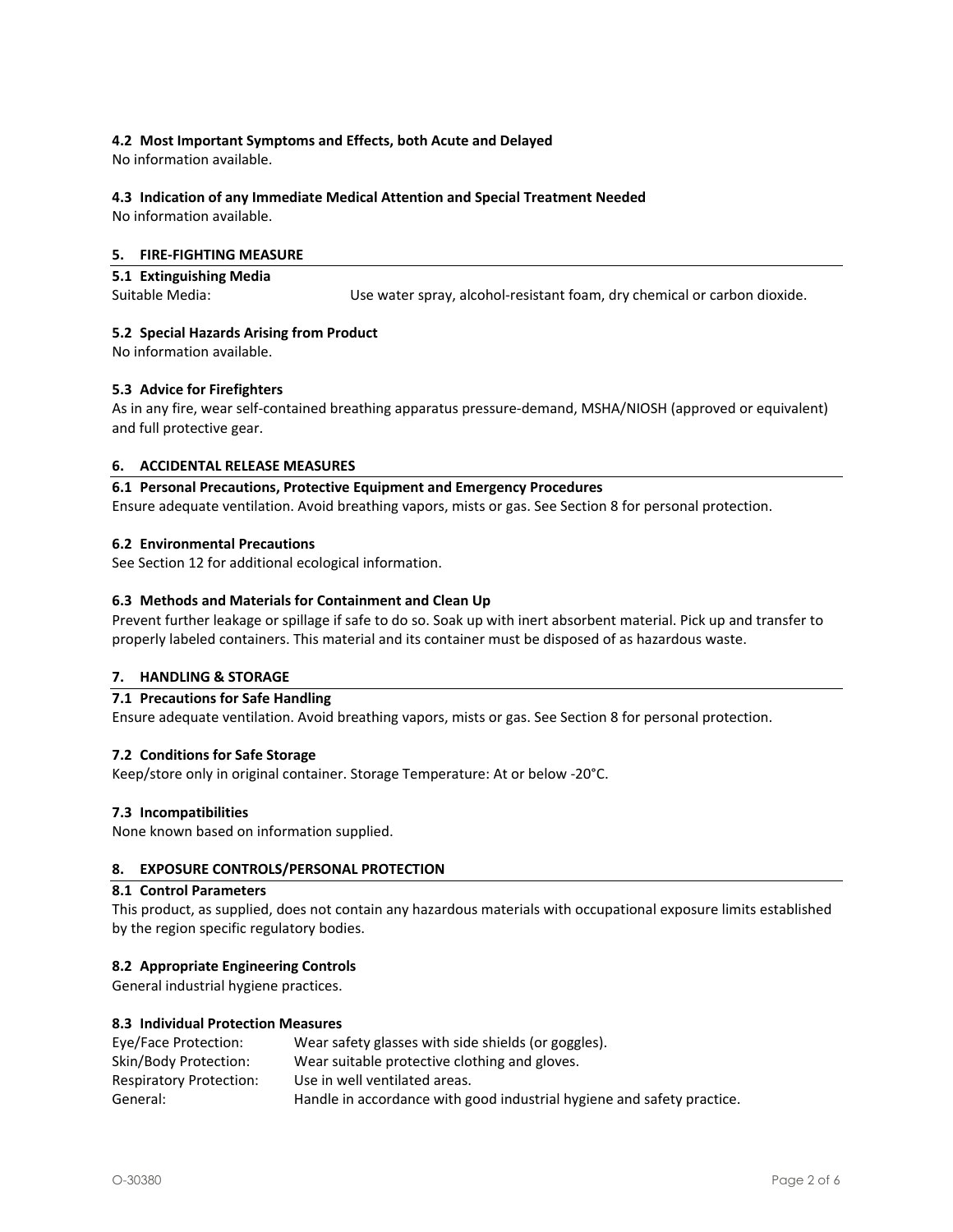### 4.2 Most Important Symptoms and Effects, both Acute and Delayed

No information available.

### 4.3 Indication of any Immediate Medical Attention and Special Treatment Needed

No information available.

## 5. FIRE-FIGHTING MEASURE

### 5.1 Extinguishing Media

Suitable Media: Use water spray, alcohol-resistant foam, dry chemical or carbon dioxide.

### 5.2 Special Hazards Arising from Product

No information available.

### 5.3 Advice for Firefighters

As in any fire, wear self-contained breathing apparatus pressure-demand, MSHA/NIOSH (approved or equivalent) and full protective gear.

## 6. ACCIDENTAL RELEASE MEASURES

### 6.1 Personal Precautions, Protective Equipment and Emergency Procedures

Ensure adequate ventilation. Avoid breathing vapors, mists or gas. See Section 8 for personal protection.

### 6.2 Environmental Precautions

See Section 12 for additional ecological information.

### 6.3 Methods and Materials for Containment and Clean Up

Prevent further leakage or spillage if safe to do so. Soak up with inert absorbent material. Pick up and transfer to properly labeled containers. This material and its container must be disposed of as hazardous waste.

## 7. HANDLING & STORAGE

### 7.1 Precautions for Safe Handling

Ensure adequate ventilation. Avoid breathing vapors, mists or gas. See Section 8 for personal protection.

### 7.2 Conditions for Safe Storage

Keep/store only in original container. Storage Temperature: At or below -20°C.

### 7.3 Incompatibilities

None known based on information supplied.

## 8. EXPOSURE CONTROLS/PERSONAL PROTECTION

### 8.1 Control Parameters

This product, as supplied, does not contain any hazardous materials with occupational exposure limits established by the region specific regulatory bodies.

### 8.2 Appropriate Engineering Controls

General industrial hygiene practices.

### 8.3 Individual Protection Measures

Eye/Face Protection: Wear safety glasses with side shields (or goggles).
Skin/Body Protection: Wear suitable protective clothing and gloves.
Respiratory Protection: Use in well ventilated areas.
General: Handle in accordance with good industrial hygiene and safety practice.

O-30380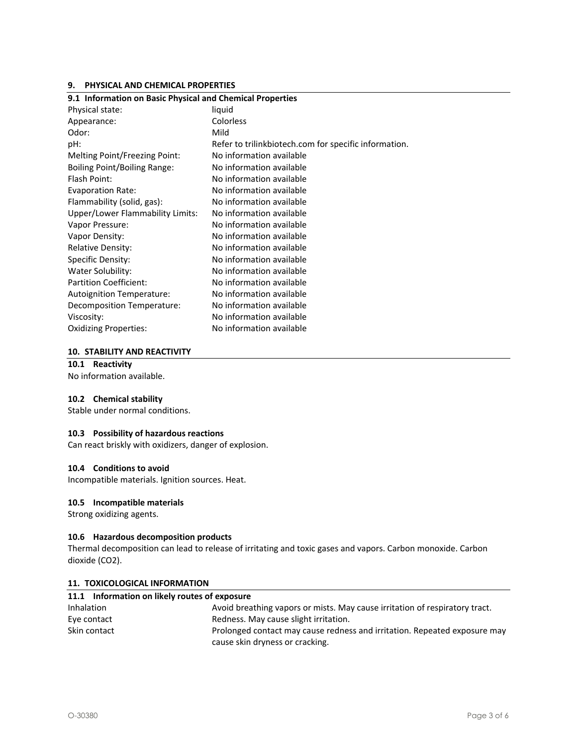## 9. PHYSICAL AND CHEMICAL PROPERTIES

### 9.1 Information on Basic Physical and Chemical Properties

| Property | Value |
|---|---|
| Physical state: | liquid |
| Appearance: | Colorless |
| Odor: | Mild |
| pH: | Refer to trilinkbiotech.com for specific information. |
| Melting Point/Freezing Point: | No information available |
| Boiling Point/Boiling Range: | No information available |
| Flash Point: | No information available |
| Evaporation Rate: | No information available |
| Flammability (solid, gas): | No information available |
| Upper/Lower Flammability Limits: | No information available |
| Vapor Pressure: | No information available |
| Vapor Density: | No information available |
| Relative Density: | No information available |
| Specific Density: | No information available |
| Water Solubility: | No information available |
| Partition Coefficient: | No information available |
| Autoignition Temperature: | No information available |
| Decomposition Temperature: | No information available |
| Viscosity: | No information available |
| Oxidizing Properties: | No information available |

## 10. STABILITY AND REACTIVITY

### 10.1 Reactivity

No information available.

### 10.2 Chemical stability

Stable under normal conditions.

### 10.3 Possibility of hazardous reactions

Can react briskly with oxidizers, danger of explosion.

### 10.4 Conditions to avoid

Incompatible materials. Ignition sources. Heat.

### 10.5 Incompatible materials

Strong oxidizing agents.

### 10.6 Hazardous decomposition products

Thermal decomposition can lead to release of irritating and toxic gases and vapors. Carbon monoxide. Carbon dioxide ($CO_2$).

## 11. TOXICOLOGICAL INFORMATION

### 11.1 Information on likely routes of exposure

| Route | Information |
|---|---|
| Inhalation | Avoid breathing vapors or mists. May cause irritation of respiratory tract. |
| Eye contact | Redness. May cause slight irritation. |
| Skin contact | Prolonged contact may cause redness and irritation. Repeated exposure may cause skin dryness or cracking. |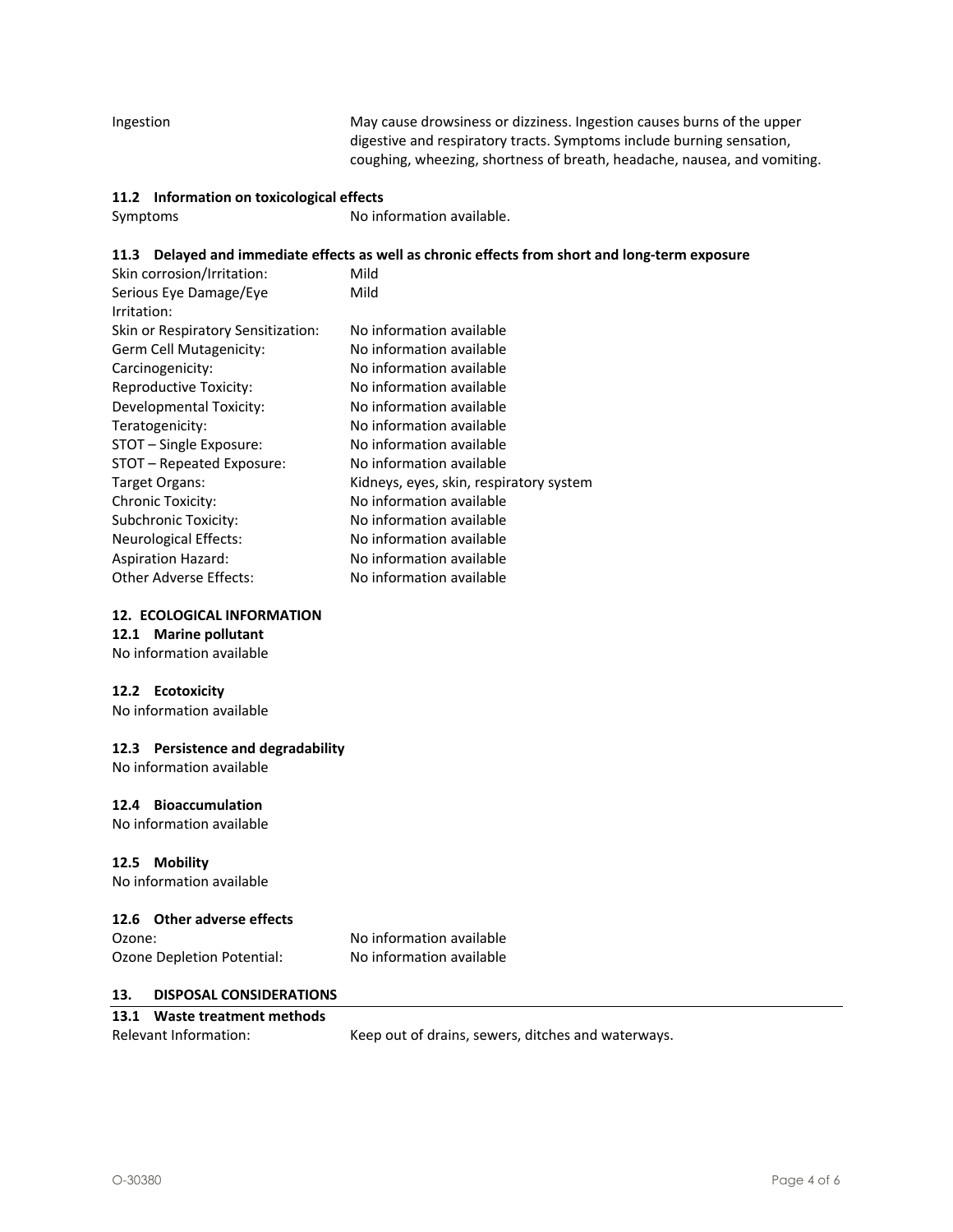| | |
|---|---|
| Ingestion | May cause drowsiness or dizziness. Ingestion causes burns of the upper digestive and respiratory tracts. Symptoms include burning sensation, coughing, wheezing, shortness of breath, headache, nausea, and vomiting. |

### 11.2 Information on toxicological effects

| | |
|---|---|
| Symptoms | No information available. |

### 11.3 Delayed and immediate effects as well as chronic effects from short and long-term exposure

| | |
|---|---|
| Skin corrosion/Irritation: | Mild |
| Serious Eye Damage/Eye Irritation: | Mild |
| Skin or Respiratory Sensitization: | No information available |
| Germ Cell Mutagenicity: | No information available |
| Carcinogenicity: | No information available |
| Reproductive Toxicity: | No information available |
| Developmental Toxicity: | No information available |
| Teratogenicity: | No information available |
| STOT – Single Exposure: | No information available |
| STOT – Repeated Exposure: | No information available |
| Target Organs: | Kidneys, eyes, skin, respiratory system |
| Chronic Toxicity: | No information available |
| Subchronic Toxicity: | No information available |
| Neurological Effects: | No information available |
| Aspiration Hazard: | No information available |
| Other Adverse Effects: | No information available |

## 12. ECOLOGICAL INFORMATION

### 12.1 Marine pollutant

No information available

### 12.2 Ecotoxicity

No information available

### 12.3 Persistence and degradability

No information available

### 12.4 Bioaccumulation

No information available

### 12.5 Mobility

No information available

### 12.6 Other adverse effects

| | |
|---|---|
| Ozone: | No information available |
| Ozone Depletion Potential: | No information available |

## 13. DISPOSAL CONSIDERATIONS

### 13.1 Waste treatment methods

| | |
|---|---|
| Relevant Information: | Keep out of drains, sewers, ditches and waterways. |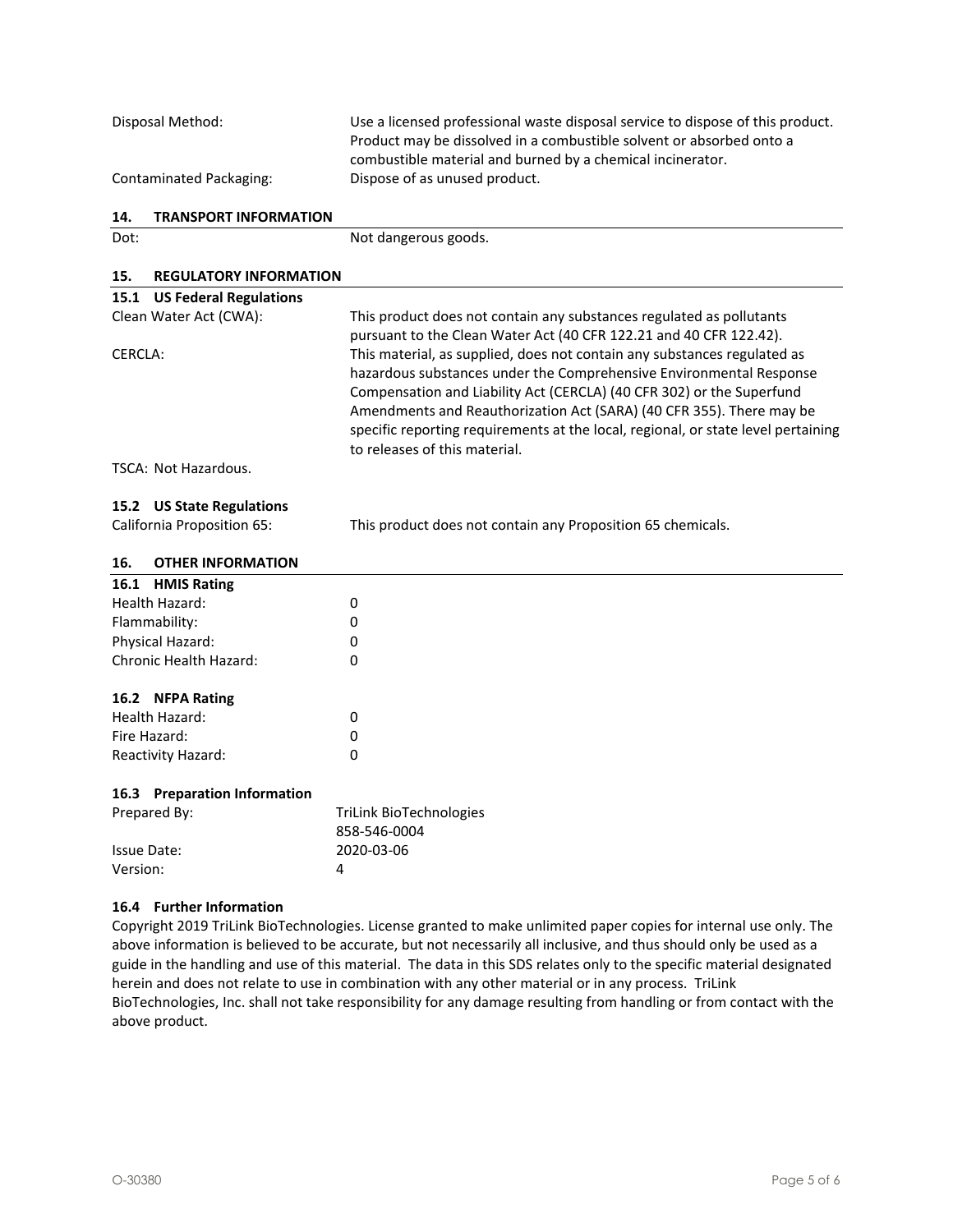| | |
|---|---|
| Disposal Method: | Use a licensed professional waste disposal service to dispose of this product. Product may be dissolved in a combustible solvent or absorbed onto a combustible material and burned by a chemical incinerator. |
| Contaminated Packaging: | Dispose of as unused product. |

## 14. TRANSPORT INFORMATION

| | |
|---|---|
| Dot: | Not dangerous goods. |

## 15. REGULATORY INFORMATION

### 15.1 US Federal Regulations

| | |
|---|---|
| Clean Water Act (CWA): | This product does not contain any substances regulated as pollutants pursuant to the Clean Water Act (40 CFR 122.21 and 40 CFR 122.42). |
| CERCLA: | This material, as supplied, does not contain any substances regulated as hazardous substances under the Comprehensive Environmental Response Compensation and Liability Act (CERCLA) (40 CFR 302) or the Superfund Amendments and Reauthorization Act (SARA) (40 CFR 355). There may be specific reporting requirements at the local, regional, or state level pertaining to releases of this material. |

TSCA: Not Hazardous.

### 15.2 US State Regulations

| | |
|---|---|
| California Proposition 65: | This product does not contain any Proposition 65 chemicals. |

## 16. OTHER INFORMATION

### 16.1 HMIS Rating

| | |
|---|---|
| Health Hazard: | 0 |
| Flammability: | 0 |
| Physical Hazard: | 0 |
| Chronic Health Hazard: | 0 |

### 16.2 NFPA Rating

| | |
|---|---|
| Health Hazard: | 0 |
| Fire Hazard: | 0 |
| Reactivity Hazard: | 0 |

### 16.3 Preparation Information

| | |
|---|---|
| Prepared By: | TriLink BioTechnologies<br>858-546-0004 |
| Issue Date: | 2020-03-06 |
| Version: | 4 |

### 16.4 Further Information

Copyright 2019 TriLink BioTechnologies. License granted to make unlimited paper copies for internal use only. The above information is believed to be accurate, but not necessarily all inclusive, and thus should only be used as a guide in the handling and use of this material. The data in this SDS relates only to the specific material designated herein and does not relate to use in combination with any other material or in any process. TriLink BioTechnologies, Inc. shall not take responsibility for any damage resulting from handling or from contact with the above product.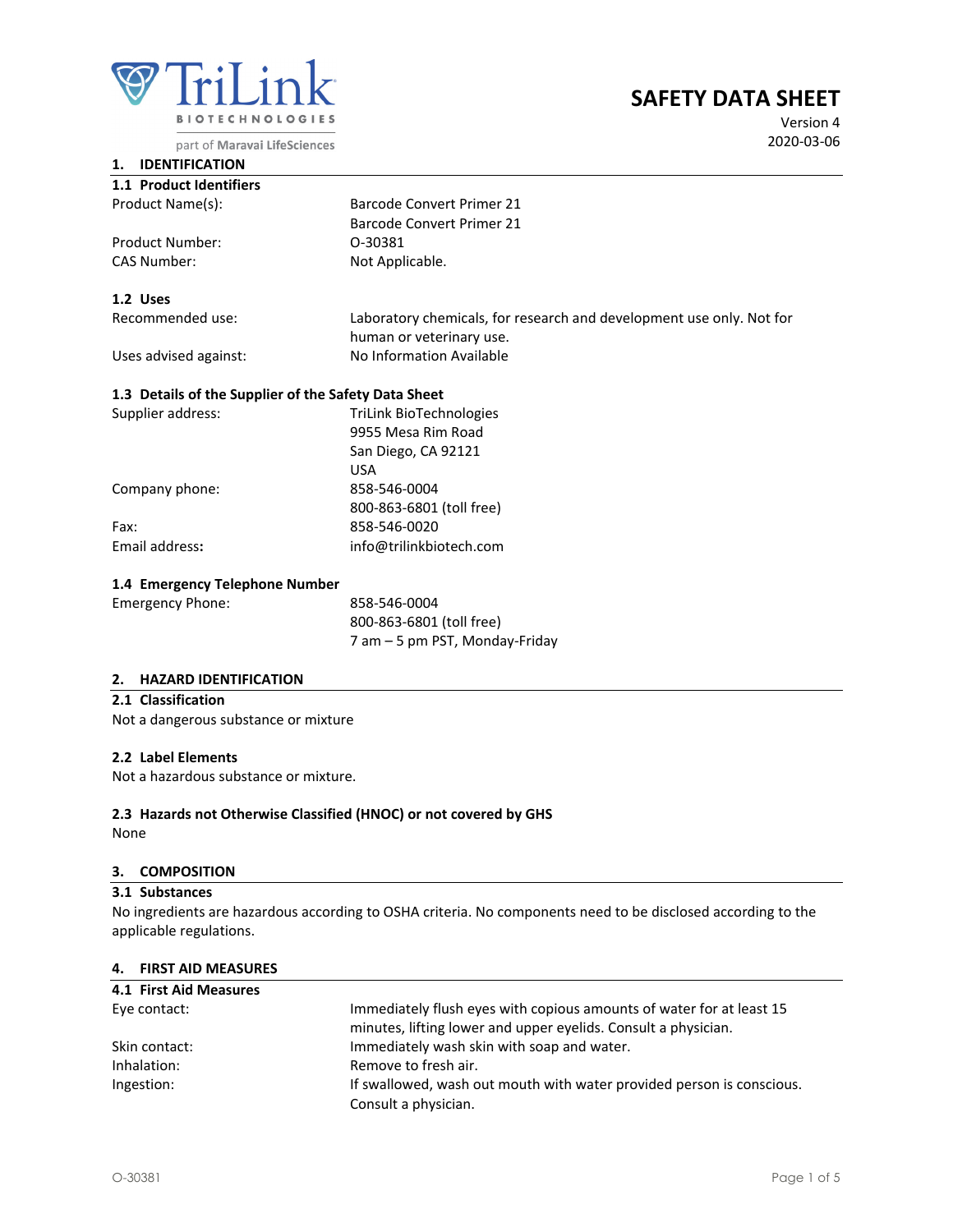TriLink BIOTECHNOLOGIES

part of Maravai LifeSciences

# SAFETY DATA SHEET

Version 4
2020-03-06

## 1. IDENTIFICATION

### 1.1 Product Identifiers

| | |
|---|---|
| Product Name(s): | Barcode Convert Primer 21 |
| | Barcode Convert Primer 21 |
| Product Number: | O-30381 |
| CAS Number: | Not Applicable. |

### 1.2 Uses

| | |
|---|---|
| Recommended use: | Laboratory chemicals, for research and development use only. Not for human or veterinary use. |
| Uses advised against: | No Information Available |

### 1.3 Details of the Supplier of the Safety Data Sheet

| | |
|---|---|
| Supplier address: | TriLink BioTechnologies<br>9955 Mesa Rim Road<br>San Diego, CA 92121<br>USA |
| Company phone: | 858-546-0004<br>800-863-6801 (toll free) |
| Fax: | 858-546-0020 |
| **Email address:** | info@trilinkbiotech.com |

### 1.4 Emergency Telephone Number

| | |
|---|---|
| Emergency Phone: | 858-546-0004<br>800-863-6801 (toll free)<br>7 am – 5 pm PST, Monday-Friday |

## 2. HAZARD IDENTIFICATION

### 2.1 Classification

Not a dangerous substance or mixture

### 2.2 Label Elements

Not a hazardous substance or mixture.

### 2.3 Hazards not Otherwise Classified (HNOC) or not covered by GHS

None

## 3. COMPOSITION

### 3.1 Substances

No ingredients are hazardous according to OSHA criteria. No components need to be disclosed according to the applicable regulations.

## 4. FIRST AID MEASURES

### 4.1 First Aid Measures

| | |
|---|---|
| Eye contact: | Immediately flush eyes with copious amounts of water for at least 15 minutes, lifting lower and upper eyelids. Consult a physician. |
| Skin contact: | Immediately wash skin with soap and water. |
| Inhalation: | Remove to fresh air. |
| Ingestion: | If swallowed, wash out mouth with water provided person is conscious. Consult a physician. |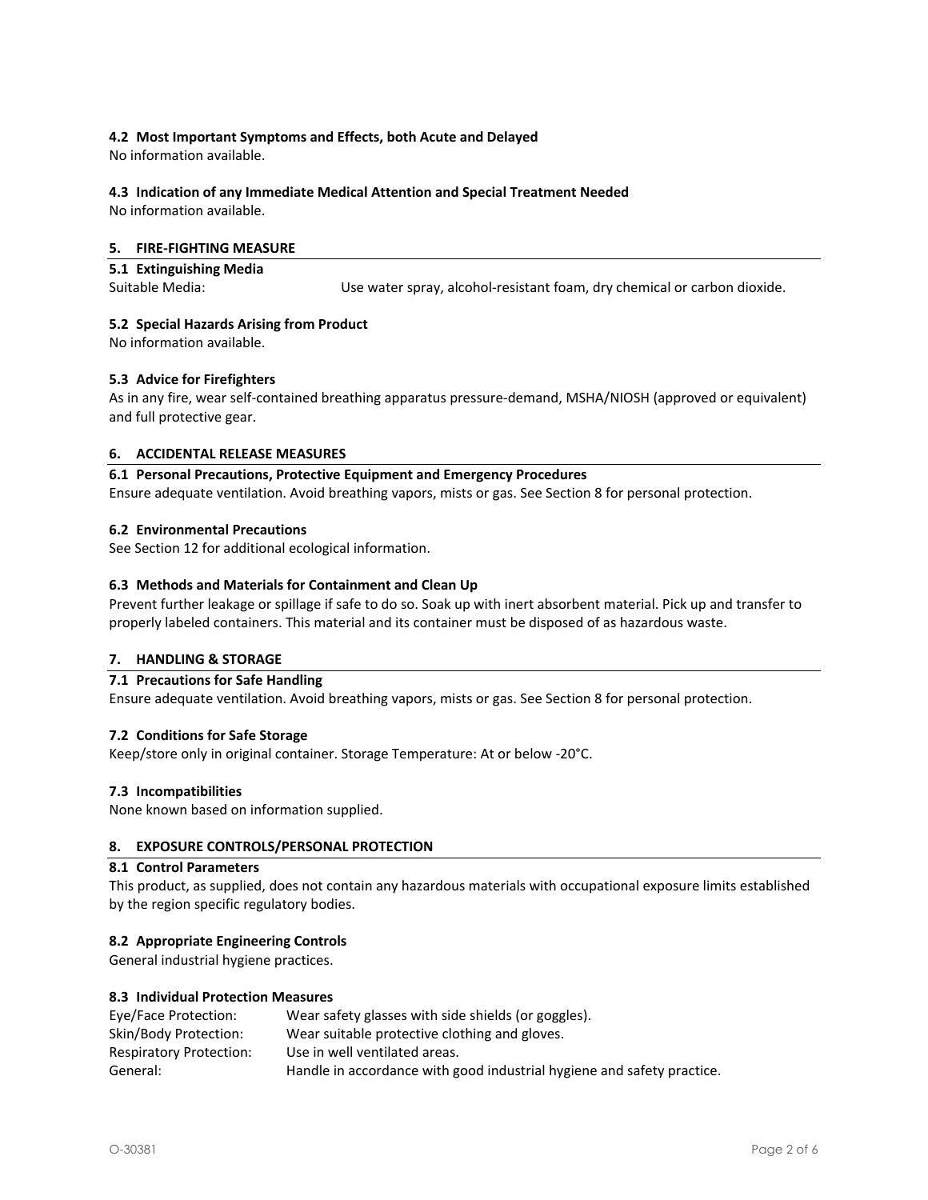### 4.2 Most Important Symptoms and Effects, both Acute and Delayed

No information available.

### 4.3 Indication of any Immediate Medical Attention and Special Treatment Needed

No information available.

## 5. FIRE-FIGHTING MEASURE

### 5.1 Extinguishing Media

Suitable Media: Use water spray, alcohol-resistant foam, dry chemical or carbon dioxide.

### 5.2 Special Hazards Arising from Product

No information available.

### 5.3 Advice for Firefighters

As in any fire, wear self-contained breathing apparatus pressure-demand, MSHA/NIOSH (approved or equivalent) and full protective gear.

## 6. ACCIDENTAL RELEASE MEASURES

### 6.1 Personal Precautions, Protective Equipment and Emergency Procedures

Ensure adequate ventilation. Avoid breathing vapors, mists or gas. See Section 8 for personal protection.

### 6.2 Environmental Precautions

See Section 12 for additional ecological information.

### 6.3 Methods and Materials for Containment and Clean Up

Prevent further leakage or spillage if safe to do so. Soak up with inert absorbent material. Pick up and transfer to properly labeled containers. This material and its container must be disposed of as hazardous waste.

## 7. HANDLING & STORAGE

### 7.1 Precautions for Safe Handling

Ensure adequate ventilation. Avoid breathing vapors, mists or gas. See Section 8 for personal protection.

### 7.2 Conditions for Safe Storage

Keep/store only in original container. Storage Temperature: At or below -20°C.

### 7.3 Incompatibilities

None known based on information supplied.

## 8. EXPOSURE CONTROLS/PERSONAL PROTECTION

### 8.1 Control Parameters

This product, as supplied, does not contain any hazardous materials with occupational exposure limits established by the region specific regulatory bodies.

### 8.2 Appropriate Engineering Controls

General industrial hygiene practices.

### 8.3 Individual Protection Measures

Eye/Face Protection: Wear safety glasses with side shields (or goggles).
Skin/Body Protection: Wear suitable protective clothing and gloves.
Respiratory Protection: Use in well ventilated areas.
General: Handle in accordance with good industrial hygiene and safety practice.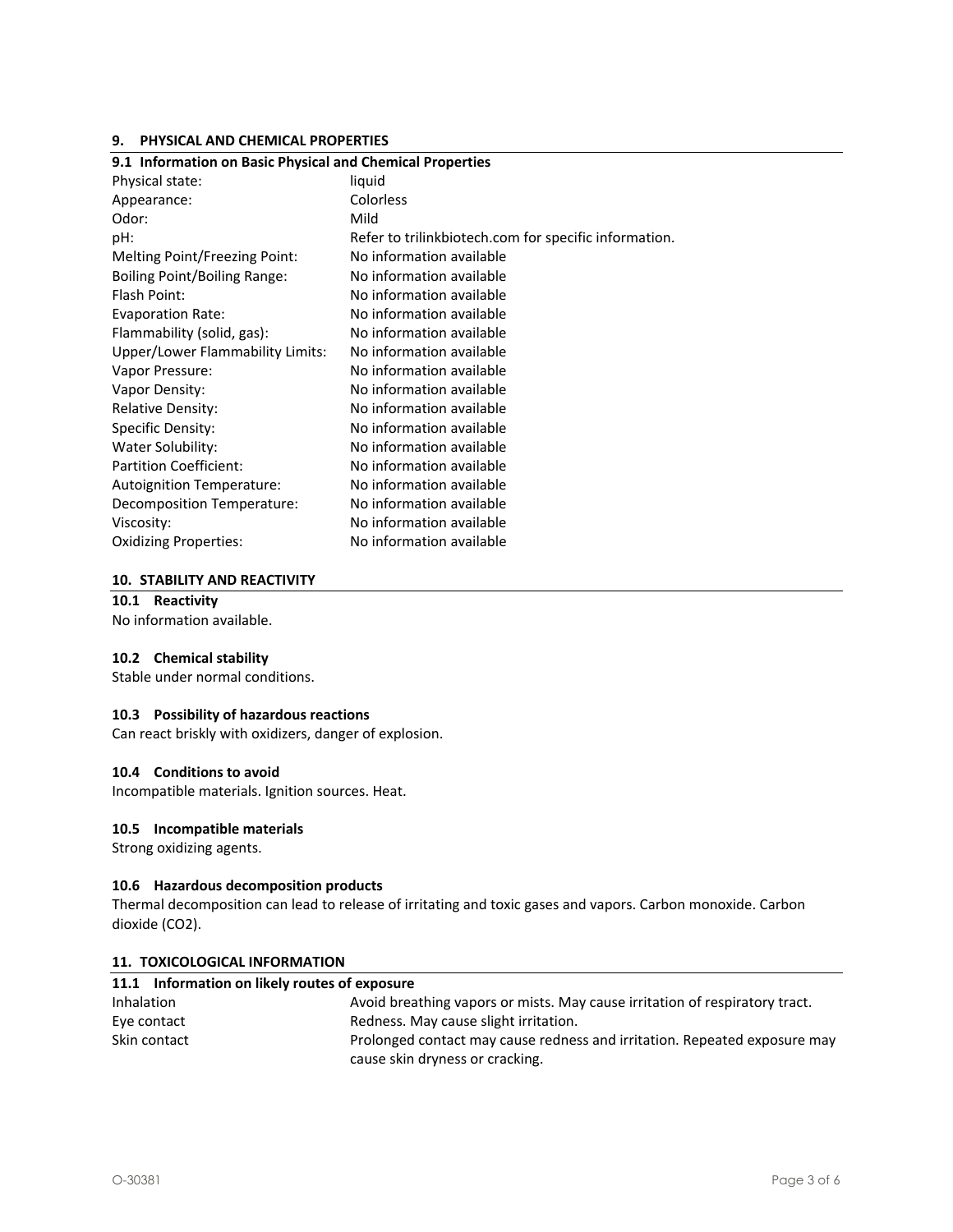## 9. PHYSICAL AND CHEMICAL PROPERTIES

### 9.1 Information on Basic Physical and Chemical Properties

| | |
|---|---|
| Physical state: | liquid |
| Appearance: | Colorless |
| Odor: | Mild |
| pH: | Refer to trilinkbiotech.com for specific information. |
| Melting Point/Freezing Point: | No information available |
| Boiling Point/Boiling Range: | No information available |
| Flash Point: | No information available |
| Evaporation Rate: | No information available |
| Flammability (solid, gas): | No information available |
| Upper/Lower Flammability Limits: | No information available |
| Vapor Pressure: | No information available |
| Vapor Density: | No information available |
| Relative Density: | No information available |
| Specific Density: | No information available |
| Water Solubility: | No information available |
| Partition Coefficient: | No information available |
| Autoignition Temperature: | No information available |
| Decomposition Temperature: | No information available |
| Viscosity: | No information available |
| Oxidizing Properties: | No information available |

## 10. STABILITY AND REACTIVITY

### 10.1 Reactivity

No information available.

### 10.2 Chemical stability

Stable under normal conditions.

### 10.3 Possibility of hazardous reactions

Can react briskly with oxidizers, danger of explosion.

### 10.4 Conditions to avoid

Incompatible materials. Ignition sources. Heat.

### 10.5 Incompatible materials

Strong oxidizing agents.

### 10.6 Hazardous decomposition products

Thermal decomposition can lead to release of irritating and toxic gases and vapors. Carbon monoxide. Carbon dioxide ($CO_2$).

## 11. TOXICOLOGICAL INFORMATION

### 11.1 Information on likely routes of exposure

| | |
|---|---|
| Inhalation | Avoid breathing vapors or mists. May cause irritation of respiratory tract. |
| Eye contact | Redness. May cause slight irritation. |
| Skin contact | Prolonged contact may cause redness and irritation. Repeated exposure may cause skin dryness or cracking. |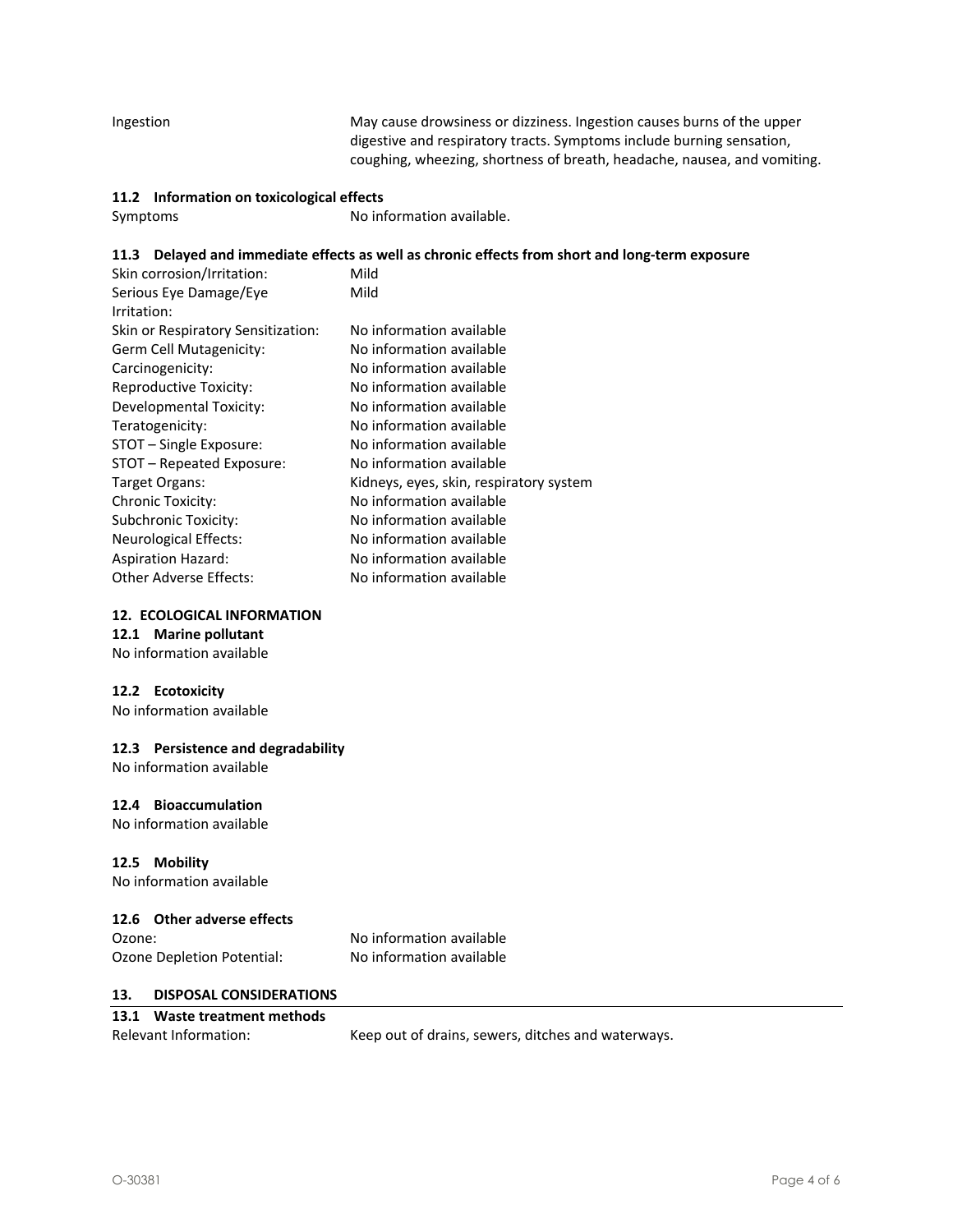| | |
|---|---|
| Ingestion | May cause drowsiness or dizziness. Ingestion causes burns of the upper digestive and respiratory tracts. Symptoms include burning sensation, coughing, wheezing, shortness of breath, headache, nausea, and vomiting. |

### 11.2 Information on toxicological effects

| | |
|---|---|
| Symptoms | No information available. |

### 11.3 Delayed and immediate effects as well as chronic effects from short and long-term exposure

| | |
|---|---|
| Skin corrosion/Irritation: | Mild |
| Serious Eye Damage/Eye Irritation: | Mild |
| Skin or Respiratory Sensitization: | No information available |
| Germ Cell Mutagenicity: | No information available |
| Carcinogenicity: | No information available |
| Reproductive Toxicity: | No information available |
| Developmental Toxicity: | No information available |
| Teratogenicity: | No information available |
| STOT – Single Exposure: | No information available |
| STOT – Repeated Exposure: | No information available |
| Target Organs: | Kidneys, eyes, skin, respiratory system |
| Chronic Toxicity: | No information available |
| Subchronic Toxicity: | No information available |
| Neurological Effects: | No information available |
| Aspiration Hazard: | No information available |
| Other Adverse Effects: | No information available |

## 12. ECOLOGICAL INFORMATION

### 12.1 Marine pollutant

No information available

### 12.2 Ecotoxicity

No information available

### 12.3 Persistence and degradability

No information available

### 12.4 Bioaccumulation

No information available

### 12.5 Mobility

No information available

### 12.6 Other adverse effects

| | |
|---|---|
| Ozone: | No information available |
| Ozone Depletion Potential: | No information available |

## 13. DISPOSAL CONSIDERATIONS

### 13.1 Waste treatment methods

| | |
|---|---|
| Relevant Information: | Keep out of drains, sewers, ditches and waterways. |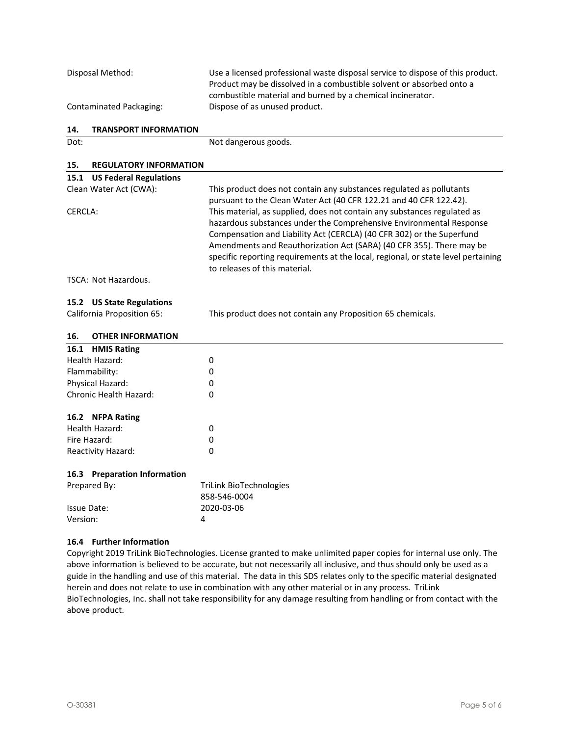| | |
|---|---|
| Disposal Method: | Use a licensed professional waste disposal service to dispose of this product. Product may be dissolved in a combustible solvent or absorbed onto a combustible material and burned by a chemical incinerator. |
| Contaminated Packaging: | Dispose of as unused product. |

## 14. TRANSPORT INFORMATION

| | |
|---|---|
| Dot: | Not dangerous goods. |

## 15. REGULATORY INFORMATION

### 15.1 US Federal Regulations

| | |
|---|---|
| Clean Water Act (CWA): | This product does not contain any substances regulated as pollutants pursuant to the Clean Water Act (40 CFR 122.21 and 40 CFR 122.42). |
| CERCLA: | This material, as supplied, does not contain any substances regulated as hazardous substances under the Comprehensive Environmental Response Compensation and Liability Act (CERCLA) (40 CFR 302) or the Superfund Amendments and Reauthorization Act (SARA) (40 CFR 355). There may be specific reporting requirements at the local, regional, or state level pertaining to releases of this material. |

TSCA: Not Hazardous.

### 15.2 US State Regulations

| | |
|---|---|
| California Proposition 65: | This product does not contain any Proposition 65 chemicals. |

## 16. OTHER INFORMATION

### 16.1 HMIS Rating

| | |
|---|---|
| Health Hazard: | 0 |
| Flammability: | 0 |
| Physical Hazard: | 0 |
| Chronic Health Hazard: | 0 |

### 16.2 NFPA Rating

| | |
|---|---|
| Health Hazard: | 0 |
| Fire Hazard: | 0 |
| Reactivity Hazard: | 0 |

### 16.3 Preparation Information

| | |
|---|---|
| Prepared By: | TriLink BioTechnologies<br>858-546-0004 |
| Issue Date: | 2020-03-06 |
| Version: | 4 |

### 16.4 Further Information

Copyright 2019 TriLink BioTechnologies. License granted to make unlimited paper copies for internal use only. The above information is believed to be accurate, but not necessarily all inclusive, and thus should only be used as a guide in the handling and use of this material. The data in this SDS relates only to the specific material designated herein and does not relate to use in combination with any other material or in any process. TriLink BioTechnologies, Inc. shall not take responsibility for any damage resulting from handling or from contact with the above product.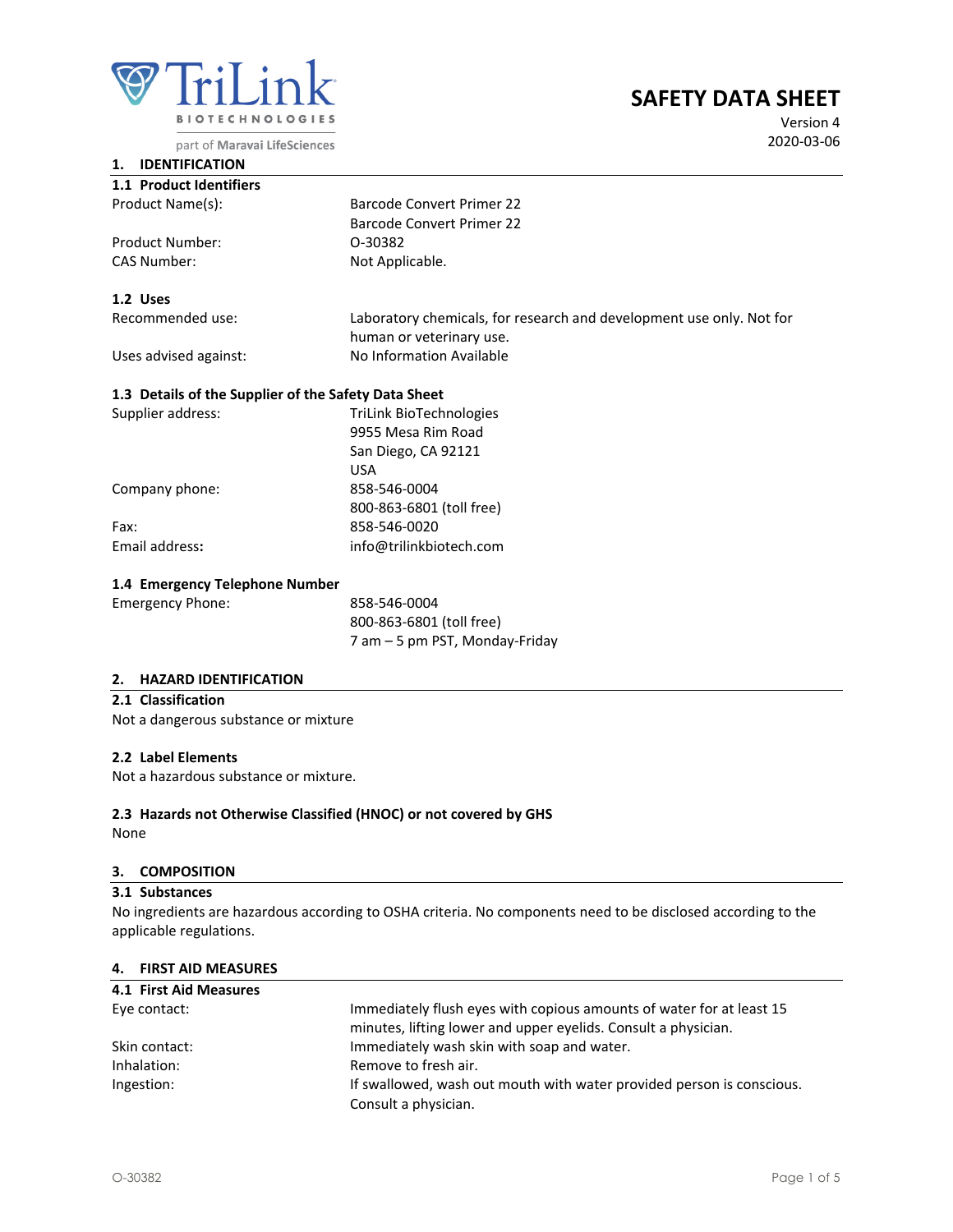TriLink BIOTECHNOLOGIES
part of Maravai LifeSciences

# SAFETY DATA SHEET

Version 4
2020-03-06

## 1. IDENTIFICATION

### 1.1 Product Identifiers

| | |
|---|---|
| Product Name(s): | Barcode Convert Primer 22 |
| | Barcode Convert Primer 22 |
| Product Number: | O-30382 |
| CAS Number: | Not Applicable. |

### 1.2 Uses

| | |
|---|---|
| Recommended use: | Laboratory chemicals, for research and development use only. Not for human or veterinary use. |
| Uses advised against: | No Information Available |

### 1.3 Details of the Supplier of the Safety Data Sheet

| | |
|---|---|
| Supplier address: | TriLink BioTechnologies<br>9955 Mesa Rim Road<br>San Diego, CA 92121<br>USA |
| Company phone: | 858-546-0004<br>800-863-6801 (toll free) |
| Fax: | 858-546-0020 |
| Email address**:** | info@trilinkbiotech.com |

### 1.4 Emergency Telephone Number

| | |
|---|---|
| Emergency Phone: | 858-546-0004<br>800-863-6801 (toll free)<br>7 am – 5 pm PST, Monday-Friday |

## 2. HAZARD IDENTIFICATION

### 2.1 Classification

Not a dangerous substance or mixture

### 2.2 Label Elements

Not a hazardous substance or mixture.

### 2.3 Hazards not Otherwise Classified (HNOC) or not covered by GHS

None

## 3. COMPOSITION

### 3.1 Substances

No ingredients are hazardous according to OSHA criteria. No components need to be disclosed according to the applicable regulations.

## 4. FIRST AID MEASURES

### 4.1 First Aid Measures

| | |
|---|---|
| Eye contact: | Immediately flush eyes with copious amounts of water for at least 15 minutes, lifting lower and upper eyelids. Consult a physician. |
| Skin contact: | Immediately wash skin with soap and water. |
| Inhalation: | Remove to fresh air. |
| Ingestion: | If swallowed, wash out mouth with water provided person is conscious. Consult a physician. |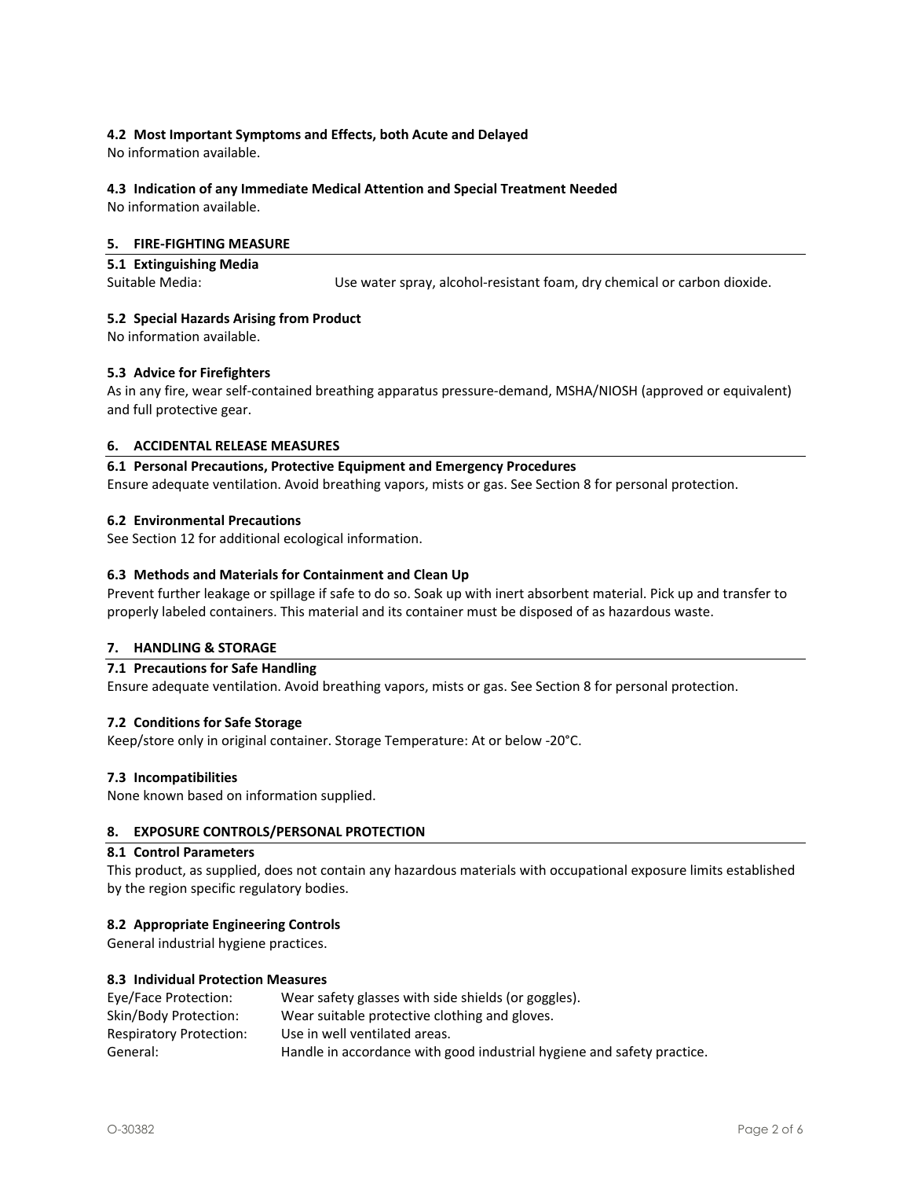### 4.2 Most Important Symptoms and Effects, both Acute and Delayed

No information available.

### 4.3 Indication of any Immediate Medical Attention and Special Treatment Needed

No information available.

## 5. FIRE-FIGHTING MEASURE

### 5.1 Extinguishing Media

Suitable Media: Use water spray, alcohol-resistant foam, dry chemical or carbon dioxide.

### 5.2 Special Hazards Arising from Product

No information available.

### 5.3 Advice for Firefighters

As in any fire, wear self-contained breathing apparatus pressure-demand, MSHA/NIOSH (approved or equivalent) and full protective gear.

## 6. ACCIDENTAL RELEASE MEASURES

### 6.1 Personal Precautions, Protective Equipment and Emergency Procedures

Ensure adequate ventilation. Avoid breathing vapors, mists or gas. See Section 8 for personal protection.

### 6.2 Environmental Precautions

See Section 12 for additional ecological information.

### 6.3 Methods and Materials for Containment and Clean Up

Prevent further leakage or spillage if safe to do so. Soak up with inert absorbent material. Pick up and transfer to properly labeled containers. This material and its container must be disposed of as hazardous waste.

## 7. HANDLING & STORAGE

### 7.1 Precautions for Safe Handling

Ensure adequate ventilation. Avoid breathing vapors, mists or gas. See Section 8 for personal protection.

### 7.2 Conditions for Safe Storage

Keep/store only in original container. Storage Temperature: At or below -20°C.

### 7.3 Incompatibilities

None known based on information supplied.

## 8. EXPOSURE CONTROLS/PERSONAL PROTECTION

### 8.1 Control Parameters

This product, as supplied, does not contain any hazardous materials with occupational exposure limits established by the region specific regulatory bodies.

### 8.2 Appropriate Engineering Controls

General industrial hygiene practices.

### 8.3 Individual Protection Measures

| | |
|---|---|
| Eye/Face Protection: | Wear safety glasses with side shields (or goggles). |
| Skin/Body Protection: | Wear suitable protective clothing and gloves. |
| Respiratory Protection: | Use in well ventilated areas. |
| General: | Handle in accordance with good industrial hygiene and safety practice. |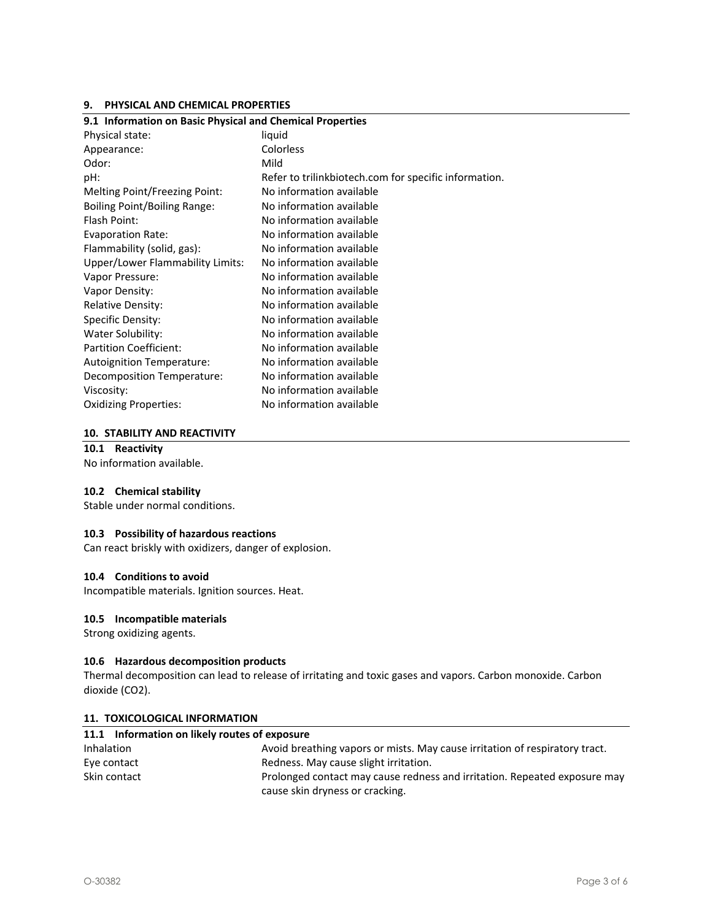## 9. PHYSICAL AND CHEMICAL PROPERTIES

### 9.1 Information on Basic Physical and Chemical Properties

| Property | Value |
|---|---|
| Physical state: | liquid |
| Appearance: | Colorless |
| Odor: | Mild |
| pH: | Refer to trilinkbiotech.com for specific information. |
| Melting Point/Freezing Point: | No information available |
| Boiling Point/Boiling Range: | No information available |
| Flash Point: | No information available |
| Evaporation Rate: | No information available |
| Flammability (solid, gas): | No information available |
| Upper/Lower Flammability Limits: | No information available |
| Vapor Pressure: | No information available |
| Vapor Density: | No information available |
| Relative Density: | No information available |
| Specific Density: | No information available |
| Water Solubility: | No information available |
| Partition Coefficient: | No information available |
| Autoignition Temperature: | No information available |
| Decomposition Temperature: | No information available |
| Viscosity: | No information available |
| Oxidizing Properties: | No information available |

## 10. STABILITY AND REACTIVITY

### 10.1 Reactivity

No information available.

### 10.2 Chemical stability

Stable under normal conditions.

### 10.3 Possibility of hazardous reactions

Can react briskly with oxidizers, danger of explosion.

### 10.4 Conditions to avoid

Incompatible materials. Ignition sources. Heat.

### 10.5 Incompatible materials

Strong oxidizing agents.

### 10.6 Hazardous decomposition products

Thermal decomposition can lead to release of irritating and toxic gases and vapors. Carbon monoxide. Carbon dioxide ($CO_2$).

## 11. TOXICOLOGICAL INFORMATION

### 11.1 Information on likely routes of exposure

| Route | Information |
|---|---|
| Inhalation | Avoid breathing vapors or mists. May cause irritation of respiratory tract. |
| Eye contact | Redness. May cause slight irritation. |
| Skin contact | Prolonged contact may cause redness and irritation. Repeated exposure may cause skin dryness or cracking. |

O-30382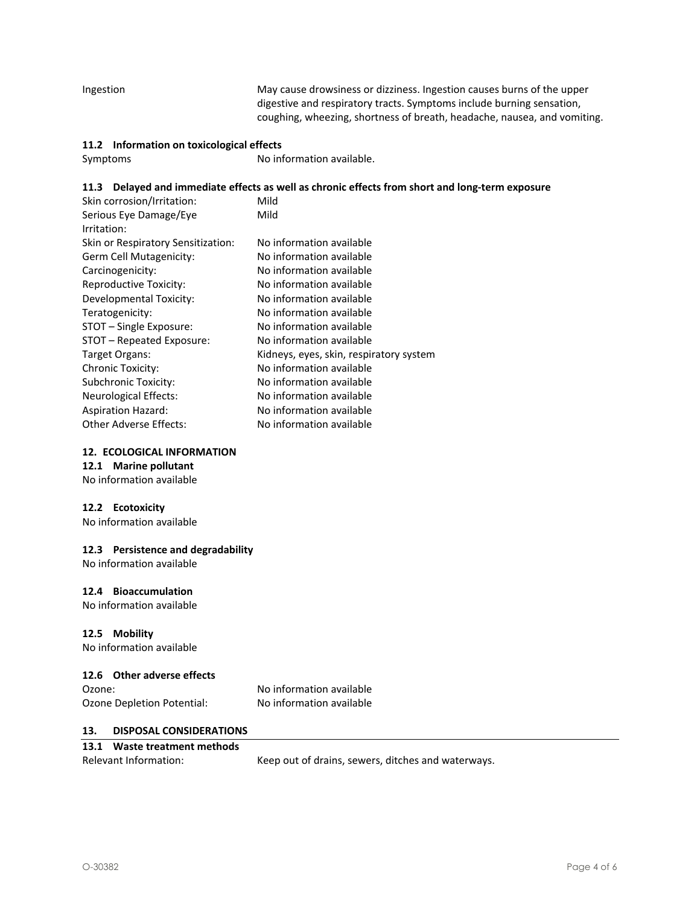| | |
|---|---|
| Ingestion | May cause drowsiness or dizziness. Ingestion causes burns of the upper digestive and respiratory tracts. Symptoms include burning sensation, coughing, wheezing, shortness of breath, headache, nausea, and vomiting. |

### 11.2 Information on toxicological effects

| | |
|---|---|
| Symptoms | No information available. |

### 11.3 Delayed and immediate effects as well as chronic effects from short and long-term exposure

| | |
|---|---|
| Skin corrosion/Irritation: | Mild |
| Serious Eye Damage/Eye Irritation: | Mild |
| Skin or Respiratory Sensitization: | No information available |
| Germ Cell Mutagenicity: | No information available |
| Carcinogenicity: | No information available |
| Reproductive Toxicity: | No information available |
| Developmental Toxicity: | No information available |
| Teratogenicity: | No information available |
| STOT – Single Exposure: | No information available |
| STOT – Repeated Exposure: | No information available |
| Target Organs: | Kidneys, eyes, skin, respiratory system |
| Chronic Toxicity: | No information available |
| Subchronic Toxicity: | No information available |
| Neurological Effects: | No information available |
| Aspiration Hazard: | No information available |
| Other Adverse Effects: | No information available |

## 12. ECOLOGICAL INFORMATION

### 12.1 Marine pollutant

No information available

### 12.2 Ecotoxicity

No information available

### 12.3 Persistence and degradability

No information available

### 12.4 Bioaccumulation

No information available

### 12.5 Mobility

No information available

### 12.6 Other adverse effects

| | |
|---|---|
| Ozone: | No information available |
| Ozone Depletion Potential: | No information available |

## 13. DISPOSAL CONSIDERATIONS

### 13.1 Waste treatment methods

| | |
|---|---|
| Relevant Information: | Keep out of drains, sewers, ditches and waterways. |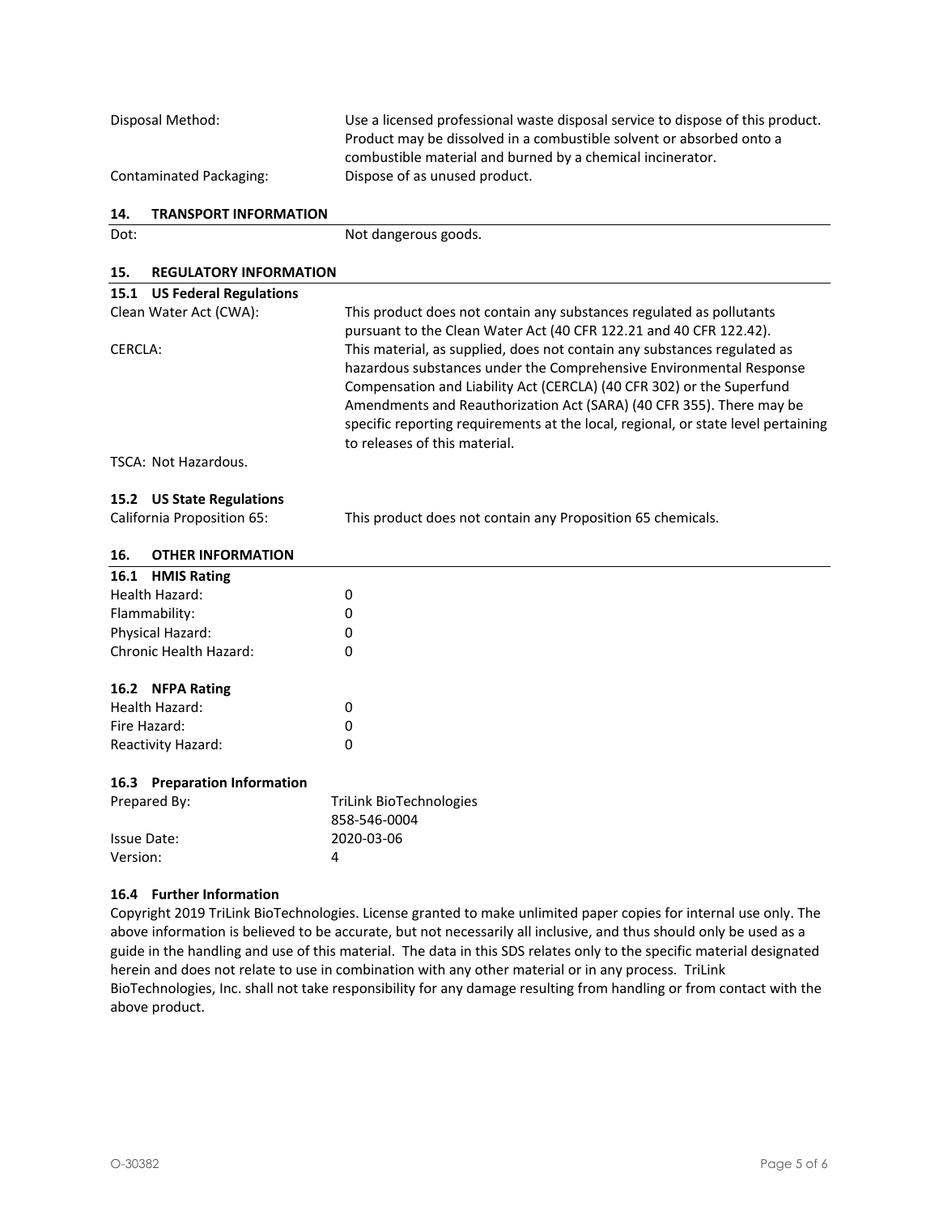| | |
|---|---|
| Disposal Method: | Use a licensed professional waste disposal service to dispose of this product. Product may be dissolved in a combustible solvent or absorbed onto a combustible material and burned by a chemical incinerator. |
| Contaminated Packaging: | Dispose of as unused product. |

## 14. TRANSPORT INFORMATION

| | |
|---|---|
| Dot: | Not dangerous goods. |

## 15. REGULATORY INFORMATION

### 15.1 US Federal Regulations

| | |
|---|---|
| Clean Water Act (CWA): | This product does not contain any substances regulated as pollutants pursuant to the Clean Water Act (40 CFR 122.21 and 40 CFR 122.42). |
| CERCLA: | This material, as supplied, does not contain any substances regulated as hazardous substances under the Comprehensive Environmental Response Compensation and Liability Act (CERCLA) (40 CFR 302) or the Superfund Amendments and Reauthorization Act (SARA) (40 CFR 355). There may be specific reporting requirements at the local, regional, or state level pertaining to releases of this material. |

TSCA: Not Hazardous.

### 15.2 US State Regulations

| | |
|---|---|
| California Proposition 65: | This product does not contain any Proposition 65 chemicals. |

## 16. OTHER INFORMATION

### 16.1 HMIS Rating

| | |
|---|---|
| Health Hazard: | 0 |
| Flammability: | 0 |
| Physical Hazard: | 0 |
| Chronic Health Hazard: | 0 |

### 16.2 NFPA Rating

| | |
|---|---|
| Health Hazard: | 0 |
| Fire Hazard: | 0 |
| Reactivity Hazard: | 0 |

### 16.3 Preparation Information

| | |
|---|---|
| Prepared By: | TriLink BioTechnologies<br>858-546-0004 |
| Issue Date: | 2020-03-06 |
| Version: | 4 |

### 16.4 Further Information

Copyright 2019 TriLink BioTechnologies. License granted to make unlimited paper copies for internal use only. The above information is believed to be accurate, but not necessarily all inclusive, and thus should only be used as a guide in the handling and use of this material. The data in this SDS relates only to the specific material designated herein and does not relate to use in combination with any other material or in any process. TriLink BioTechnologies, Inc. shall not take responsibility for any damage resulting from handling or from contact with the above product.

O-30382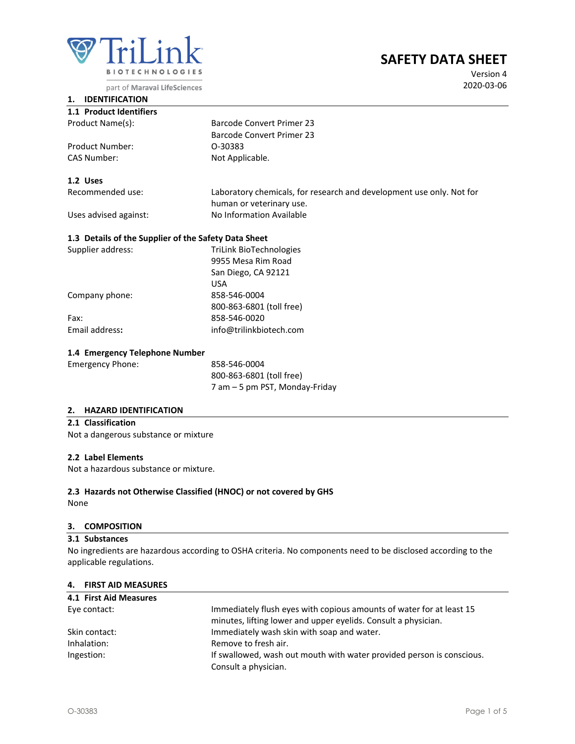TriLink BIOTECHNOLOGIES

part of Maravai LifeSciences

# SAFETY DATA SHEET

Version 4
2020-03-06

## 1. IDENTIFICATION

### 1.1 Product Identifiers

| | |
|---|---|
| Product Name(s): | Barcode Convert Primer 23<br>Barcode Convert Primer 23 |
| Product Number: | O-30383 |
| CAS Number: | Not Applicable. |

### 1.2 Uses

| | |
|---|---|
| Recommended use: | Laboratory chemicals, for research and development use only. Not for human or veterinary use. |
| Uses advised against: | No Information Available |

### 1.3 Details of the Supplier of the Safety Data Sheet

| | |
|---|---|
| Supplier address: | TriLink BioTechnologies<br>9955 Mesa Rim Road<br>San Diego, CA 92121<br>USA |
| Company phone: | 858-546-0004<br>800-863-6801 (toll free) |
| Fax: | 858-546-0020 |
| **Email address:** | info@trilinkbiotech.com |

### 1.4 Emergency Telephone Number

| | |
|---|---|
| Emergency Phone: | 858-546-0004<br>800-863-6801 (toll free)<br>7 am – 5 pm PST, Monday-Friday |

## 2. HAZARD IDENTIFICATION

### 2.1 Classification

Not a dangerous substance or mixture

### 2.2 Label Elements

Not a hazardous substance or mixture.

### 2.3 Hazards not Otherwise Classified (HNOC) or not covered by GHS

None

## 3. COMPOSITION

### 3.1 Substances

No ingredients are hazardous according to OSHA criteria. No components need to be disclosed according to the applicable regulations.

## 4. FIRST AID MEASURES

### 4.1 First Aid Measures

| | |
|---|---|
| Eye contact: | Immediately flush eyes with copious amounts of water for at least 15 minutes, lifting lower and upper eyelids. Consult a physician. |
| Skin contact: | Immediately wash skin with soap and water. |
| Inhalation: | Remove to fresh air. |
| Ingestion: | If swallowed, wash out mouth with water provided person is conscious. Consult a physician. |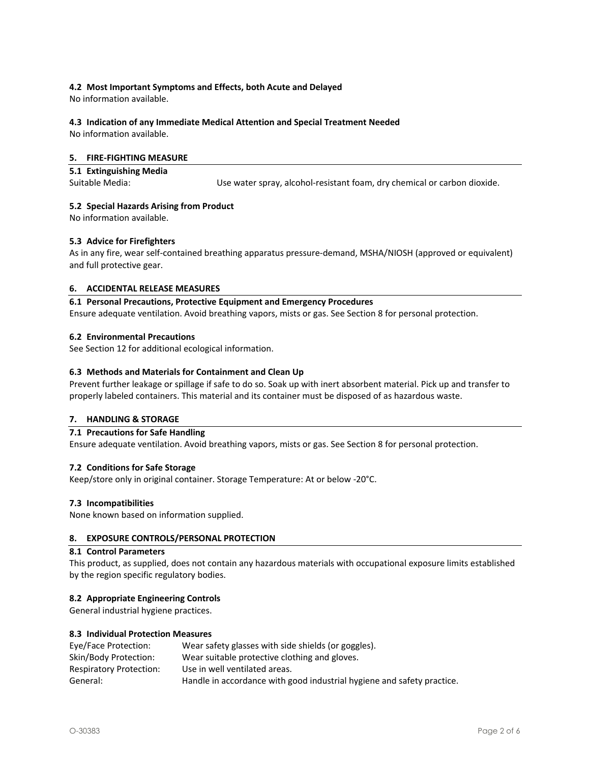### 4.2 Most Important Symptoms and Effects, both Acute and Delayed

No information available.

### 4.3 Indication of any Immediate Medical Attention and Special Treatment Needed

No information available.

## 5. FIRE-FIGHTING MEASURE

### 5.1 Extinguishing Media

Suitable Media: Use water spray, alcohol-resistant foam, dry chemical or carbon dioxide.

### 5.2 Special Hazards Arising from Product

No information available.

### 5.3 Advice for Firefighters

As in any fire, wear self-contained breathing apparatus pressure-demand, MSHA/NIOSH (approved or equivalent) and full protective gear.

## 6. ACCIDENTAL RELEASE MEASURES

### 6.1 Personal Precautions, Protective Equipment and Emergency Procedures

Ensure adequate ventilation. Avoid breathing vapors, mists or gas. See Section 8 for personal protection.

### 6.2 Environmental Precautions

See Section 12 for additional ecological information.

### 6.3 Methods and Materials for Containment and Clean Up

Prevent further leakage or spillage if safe to do so. Soak up with inert absorbent material. Pick up and transfer to properly labeled containers. This material and its container must be disposed of as hazardous waste.

## 7. HANDLING & STORAGE

### 7.1 Precautions for Safe Handling

Ensure adequate ventilation. Avoid breathing vapors, mists or gas. See Section 8 for personal protection.

### 7.2 Conditions for Safe Storage

Keep/store only in original container. Storage Temperature: At or below -20°C.

### 7.3 Incompatibilities

None known based on information supplied.

## 8. EXPOSURE CONTROLS/PERSONAL PROTECTION

### 8.1 Control Parameters

This product, as supplied, does not contain any hazardous materials with occupational exposure limits established by the region specific regulatory bodies.

### 8.2 Appropriate Engineering Controls

General industrial hygiene practices.

### 8.3 Individual Protection Measures

| | |
|---|---|
| Eye/Face Protection: | Wear safety glasses with side shields (or goggles). |
| Skin/Body Protection: | Wear suitable protective clothing and gloves. |
| Respiratory Protection: | Use in well ventilated areas. |
| General: | Handle in accordance with good industrial hygiene and safety practice. |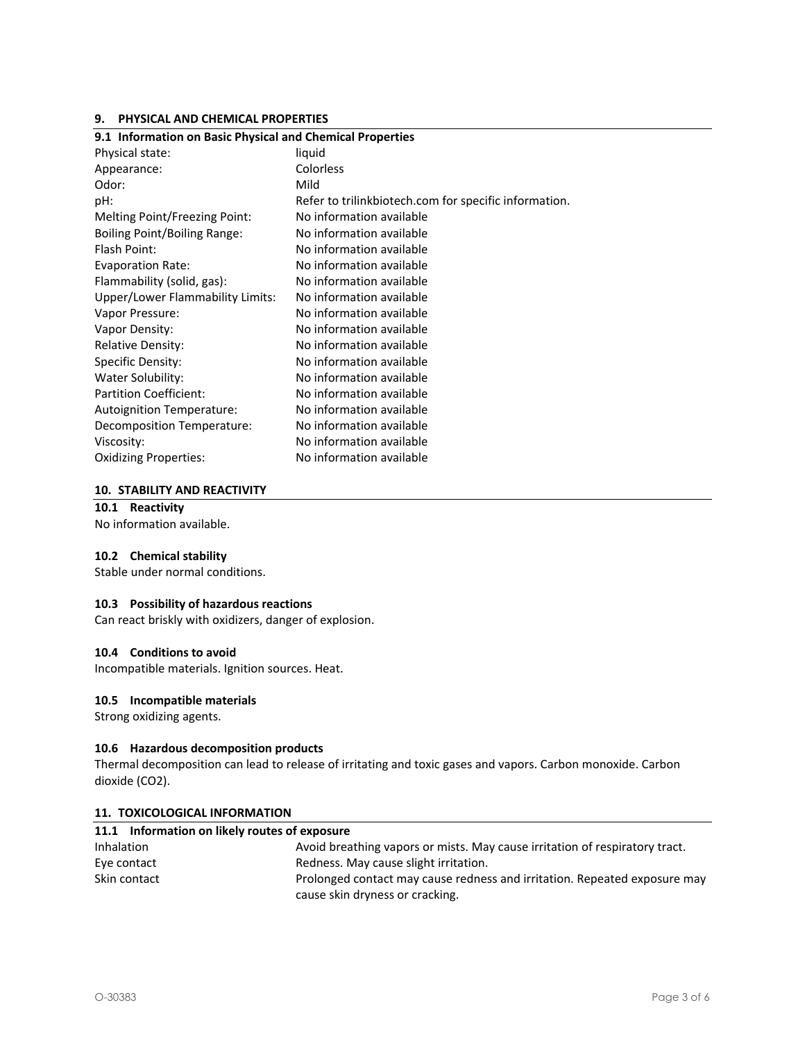## 9. PHYSICAL AND CHEMICAL PROPERTIES

### 9.1 Information on Basic Physical and Chemical Properties

| | |
|---|---|
| Physical state: | liquid |
| Appearance: | Colorless |
| Odor: | Mild |
| pH: | Refer to trilinkbiotech.com for specific information. |
| Melting Point/Freezing Point: | No information available |
| Boiling Point/Boiling Range: | No information available |
| Flash Point: | No information available |
| Evaporation Rate: | No information available |
| Flammability (solid, gas): | No information available |
| Upper/Lower Flammability Limits: | No information available |
| Vapor Pressure: | No information available |
| Vapor Density: | No information available |
| Relative Density: | No information available |
| Specific Density: | No information available |
| Water Solubility: | No information available |
| Partition Coefficient: | No information available |
| Autoignition Temperature: | No information available |
| Decomposition Temperature: | No information available |
| Viscosity: | No information available |
| Oxidizing Properties: | No information available |

## 10. STABILITY AND REACTIVITY

### 10.1 Reactivity

No information available.

### 10.2 Chemical stability

Stable under normal conditions.

### 10.3 Possibility of hazardous reactions

Can react briskly with oxidizers, danger of explosion.

### 10.4 Conditions to avoid

Incompatible materials. Ignition sources. Heat.

### 10.5 Incompatible materials

Strong oxidizing agents.

### 10.6 Hazardous decomposition products

Thermal decomposition can lead to release of irritating and toxic gases and vapors. Carbon monoxide. Carbon dioxide ($CO_2$).

## 11. TOXICOLOGICAL INFORMATION

### 11.1 Information on likely routes of exposure

| | |
|---|---|
| Inhalation | Avoid breathing vapors or mists. May cause irritation of respiratory tract. |
| Eye contact | Redness. May cause slight irritation. |
| Skin contact | Prolonged contact may cause redness and irritation. Repeated exposure may cause skin dryness or cracking. |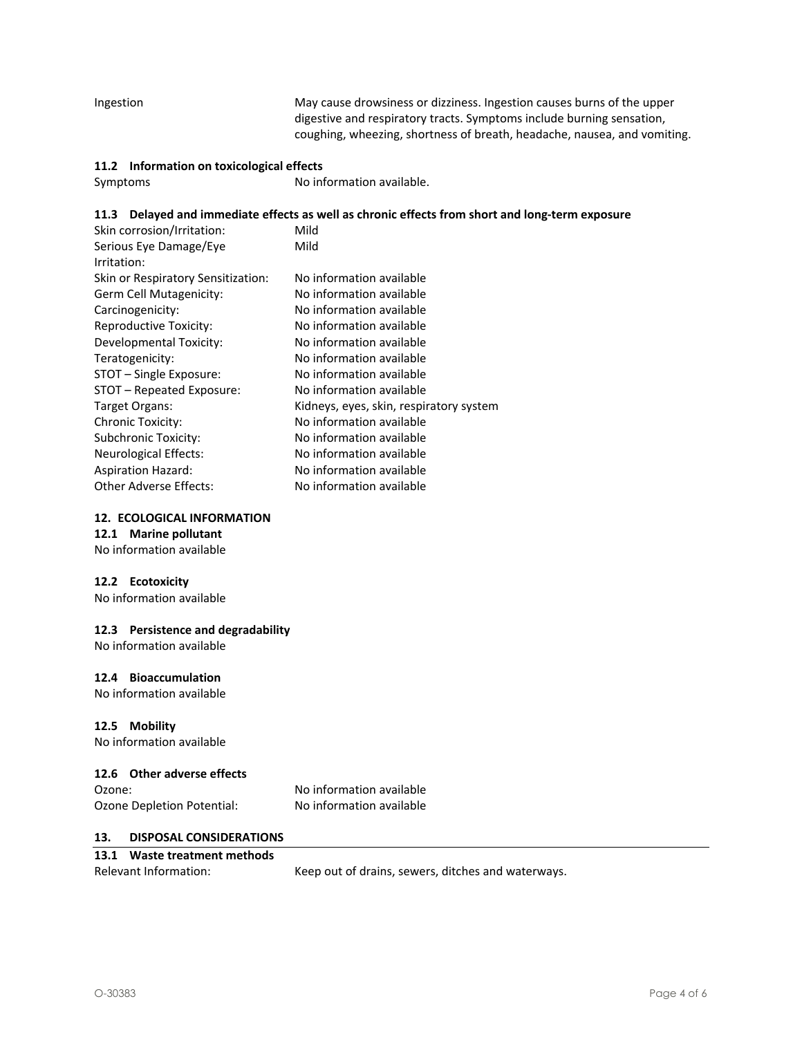| | |
|---|---|
| Ingestion | May cause drowsiness or dizziness. Ingestion causes burns of the upper digestive and respiratory tracts. Symptoms include burning sensation, coughing, wheezing, shortness of breath, headache, nausea, and vomiting. |

### 11.2 Information on toxicological effects

| | |
|---|---|
| Symptoms | No information available. |

### 11.3 Delayed and immediate effects as well as chronic effects from short and long-term exposure

| | |
|---|---|
| Skin corrosion/Irritation: | Mild |
| Serious Eye Damage/Eye Irritation: | Mild |
| Skin or Respiratory Sensitization: | No information available |
| Germ Cell Mutagenicity: | No information available |
| Carcinogenicity: | No information available |
| Reproductive Toxicity: | No information available |
| Developmental Toxicity: | No information available |
| Teratogenicity: | No information available |
| STOT – Single Exposure: | No information available |
| STOT – Repeated Exposure: | No information available |
| Target Organs: | Kidneys, eyes, skin, respiratory system |
| Chronic Toxicity: | No information available |
| Subchronic Toxicity: | No information available |
| Neurological Effects: | No information available |
| Aspiration Hazard: | No information available |
| Other Adverse Effects: | No information available |

## 12. ECOLOGICAL INFORMATION

### 12.1 Marine pollutant

No information available

### 12.2 Ecotoxicity

No information available

### 12.3 Persistence and degradability

No information available

### 12.4 Bioaccumulation

No information available

### 12.5 Mobility

No information available

### 12.6 Other adverse effects

| | |
|---|---|
| Ozone: | No information available |
| Ozone Depletion Potential: | No information available |

## 13. DISPOSAL CONSIDERATIONS

### 13.1 Waste treatment methods

| | |
|---|---|
| Relevant Information: | Keep out of drains, sewers, ditches and waterways. |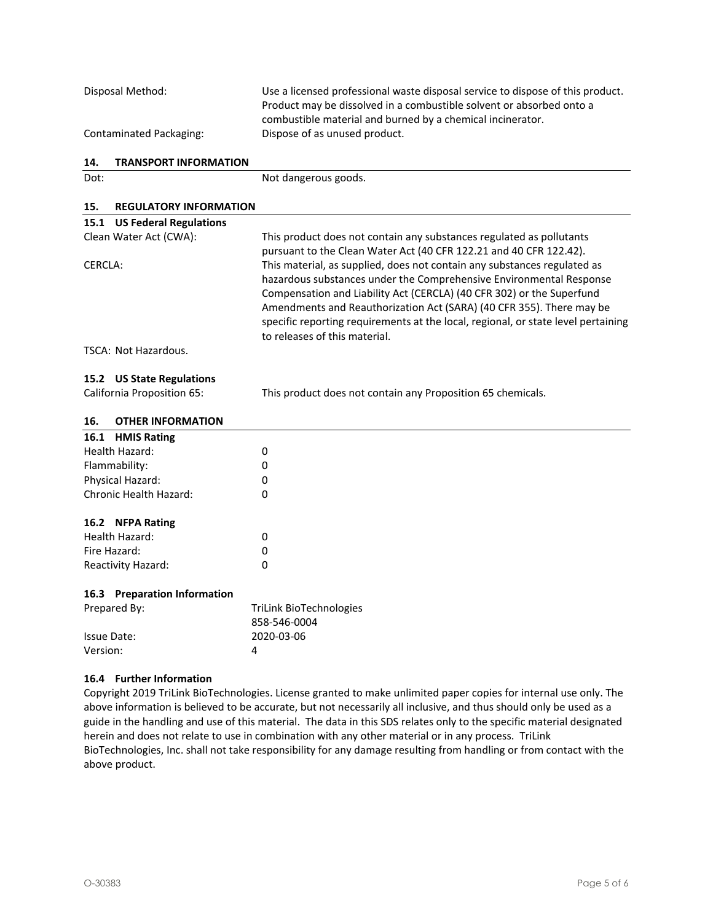| | |
|---|---|
| Disposal Method: | Use a licensed professional waste disposal service to dispose of this product. Product may be dissolved in a combustible solvent or absorbed onto a combustible material and burned by a chemical incinerator. |
| Contaminated Packaging: | Dispose of as unused product. |

## 14. TRANSPORT INFORMATION

| | |
|---|---|
| Dot: | Not dangerous goods. |

## 15. REGULATORY INFORMATION

### 15.1 US Federal Regulations

| | |
|---|---|
| Clean Water Act (CWA): | This product does not contain any substances regulated as pollutants pursuant to the Clean Water Act (40 CFR 122.21 and 40 CFR 122.42). |
| CERCLA: | This material, as supplied, does not contain any substances regulated as hazardous substances under the Comprehensive Environmental Response Compensation and Liability Act (CERCLA) (40 CFR 302) or the Superfund Amendments and Reauthorization Act (SARA) (40 CFR 355). There may be specific reporting requirements at the local, regional, or state level pertaining to releases of this material. |

TSCA: Not Hazardous.

### 15.2 US State Regulations

| | |
|---|---|
| California Proposition 65: | This product does not contain any Proposition 65 chemicals. |

## 16. OTHER INFORMATION

### 16.1 HMIS Rating

| | |
|---|---|
| Health Hazard: | 0 |
| Flammability: | 0 |
| Physical Hazard: | 0 |
| Chronic Health Hazard: | 0 |

### 16.2 NFPA Rating

| | |
|---|---|
| Health Hazard: | 0 |
| Fire Hazard: | 0 |
| Reactivity Hazard: | 0 |

### 16.3 Preparation Information

| | |
|---|---|
| Prepared By: | TriLink BioTechnologies<br>858-546-0004 |
| Issue Date: | 2020-03-06 |
| Version: | 4 |

### 16.4 Further Information

Copyright 2019 TriLink BioTechnologies. License granted to make unlimited paper copies for internal use only. The above information is believed to be accurate, but not necessarily all inclusive, and thus should only be used as a guide in the handling and use of this material. The data in this SDS relates only to the specific material designated herein and does not relate to use in combination with any other material or in any process. TriLink BioTechnologies, Inc. shall not take responsibility for any damage resulting from handling or from contact with the above product.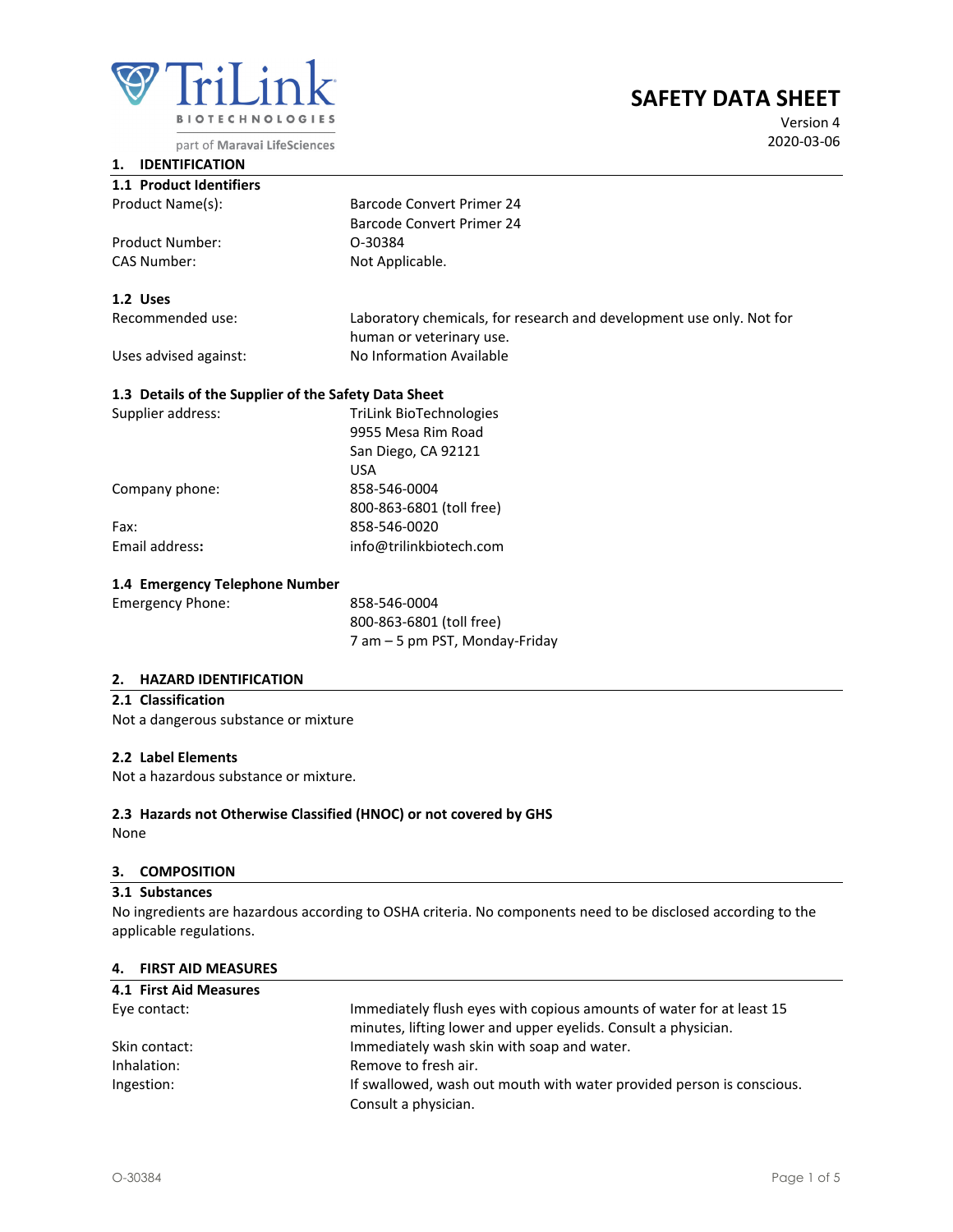TriLink BIOTECHNOLOGIES

part of Maravai LifeSciences

# SAFETY DATA SHEET

Version 4
2020-03-06

## 1. IDENTIFICATION

### 1.1 Product Identifiers

| | |
|---|---|
| Product Name(s): | Barcode Convert Primer 24 |
| | Barcode Convert Primer 24 |
| Product Number: | O-30384 |
| CAS Number: | Not Applicable. |

### 1.2 Uses

| | |
|---|---|
| Recommended use: | Laboratory chemicals, for research and development use only. Not for human or veterinary use. |
| Uses advised against: | No Information Available |

### 1.3 Details of the Supplier of the Safety Data Sheet

| | |
|---|---|
| Supplier address: | TriLink BioTechnologies<br>9955 Mesa Rim Road<br>San Diego, CA 92121<br>USA |
| Company phone: | 858-546-0004<br>800-863-6801 (toll free) |
| Fax: | 858-546-0020 |
| **Email address:** | info@trilinkbiotech.com |

### 1.4 Emergency Telephone Number

| | |
|---|---|
| Emergency Phone: | 858-546-0004<br>800-863-6801 (toll free)<br>7 am – 5 pm PST, Monday-Friday |

## 2. HAZARD IDENTIFICATION

### 2.1 Classification

Not a dangerous substance or mixture

### 2.2 Label Elements

Not a hazardous substance or mixture.

### 2.3 Hazards not Otherwise Classified (HNOC) or not covered by GHS

None

## 3. COMPOSITION

### 3.1 Substances

No ingredients are hazardous according to OSHA criteria. No components need to be disclosed according to the applicable regulations.

## 4. FIRST AID MEASURES

### 4.1 First Aid Measures

| | |
|---|---|
| Eye contact: | Immediately flush eyes with copious amounts of water for at least 15 minutes, lifting lower and upper eyelids. Consult a physician. |
| Skin contact: | Immediately wash skin with soap and water. |
| Inhalation: | Remove to fresh air. |
| Ingestion: | If swallowed, wash out mouth with water provided person is conscious. Consult a physician. |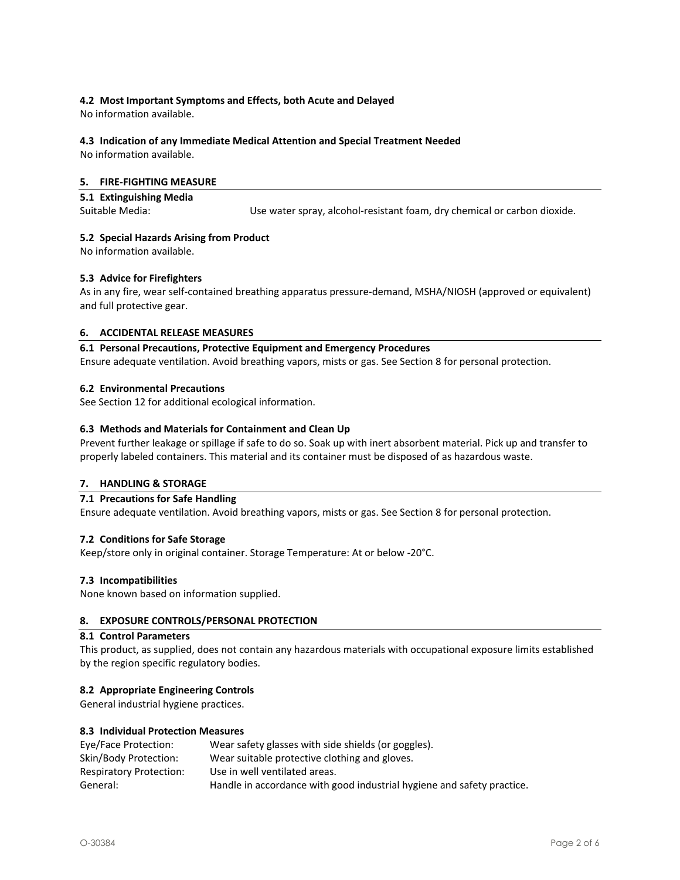### 4.2 Most Important Symptoms and Effects, both Acute and Delayed

No information available.

### 4.3 Indication of any Immediate Medical Attention and Special Treatment Needed

No information available.

## 5. FIRE-FIGHTING MEASURE

### 5.1 Extinguishing Media

Suitable Media: Use water spray, alcohol-resistant foam, dry chemical or carbon dioxide.

### 5.2 Special Hazards Arising from Product

No information available.

### 5.3 Advice for Firefighters

As in any fire, wear self-contained breathing apparatus pressure-demand, MSHA/NIOSH (approved or equivalent) and full protective gear.

## 6. ACCIDENTAL RELEASE MEASURES

### 6.1 Personal Precautions, Protective Equipment and Emergency Procedures

Ensure adequate ventilation. Avoid breathing vapors, mists or gas. See Section 8 for personal protection.

### 6.2 Environmental Precautions

See Section 12 for additional ecological information.

### 6.3 Methods and Materials for Containment and Clean Up

Prevent further leakage or spillage if safe to do so. Soak up with inert absorbent material. Pick up and transfer to properly labeled containers. This material and its container must be disposed of as hazardous waste.

## 7. HANDLING & STORAGE

### 7.1 Precautions for Safe Handling

Ensure adequate ventilation. Avoid breathing vapors, mists or gas. See Section 8 for personal protection.

### 7.2 Conditions for Safe Storage

Keep/store only in original container. Storage Temperature: At or below -20°C.

### 7.3 Incompatibilities

None known based on information supplied.

## 8. EXPOSURE CONTROLS/PERSONAL PROTECTION

### 8.1 Control Parameters

This product, as supplied, does not contain any hazardous materials with occupational exposure limits established by the region specific regulatory bodies.

### 8.2 Appropriate Engineering Controls

General industrial hygiene practices.

### 8.3 Individual Protection Measures

Eye/Face Protection: Wear safety glasses with side shields (or goggles).
Skin/Body Protection: Wear suitable protective clothing and gloves.
Respiratory Protection: Use in well ventilated areas.
General: Handle in accordance with good industrial hygiene and safety practice.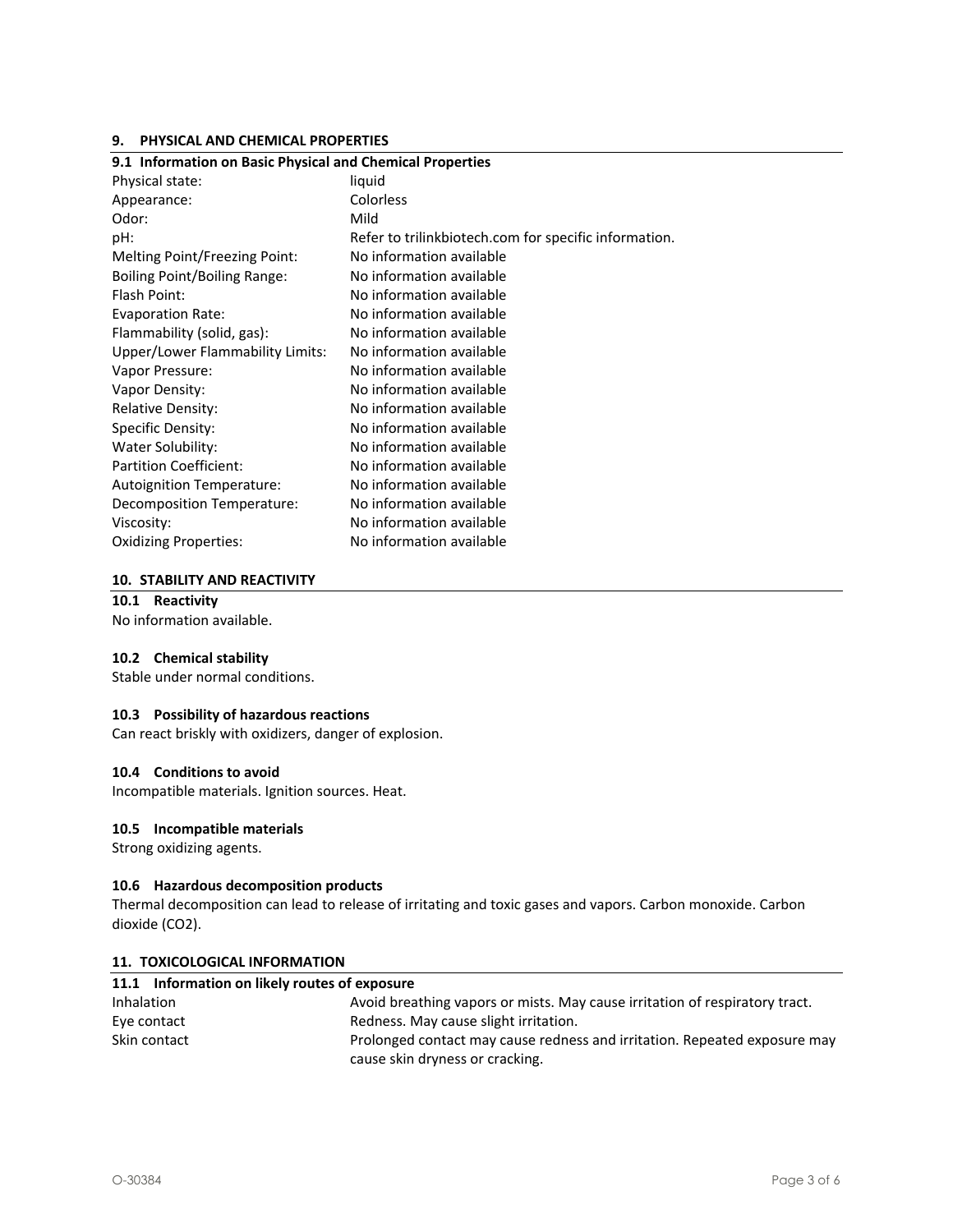## 9. PHYSICAL AND CHEMICAL PROPERTIES

### 9.1 Information on Basic Physical and Chemical Properties

| | |
|---|---|
| Physical state: | liquid |
| Appearance: | Colorless |
| Odor: | Mild |
| pH: | Refer to trilinkbiotech.com for specific information. |
| Melting Point/Freezing Point: | No information available |
| Boiling Point/Boiling Range: | No information available |
| Flash Point: | No information available |
| Evaporation Rate: | No information available |
| Flammability (solid, gas): | No information available |
| Upper/Lower Flammability Limits: | No information available |
| Vapor Pressure: | No information available |
| Vapor Density: | No information available |
| Relative Density: | No information available |
| Specific Density: | No information available |
| Water Solubility: | No information available |
| Partition Coefficient: | No information available |
| Autoignition Temperature: | No information available |
| Decomposition Temperature: | No information available |
| Viscosity: | No information available |
| Oxidizing Properties: | No information available |

## 10. STABILITY AND REACTIVITY

### 10.1 Reactivity

No information available.

### 10.2 Chemical stability

Stable under normal conditions.

### 10.3 Possibility of hazardous reactions

Can react briskly with oxidizers, danger of explosion.

### 10.4 Conditions to avoid

Incompatible materials. Ignition sources. Heat.

### 10.5 Incompatible materials

Strong oxidizing agents.

### 10.6 Hazardous decomposition products

Thermal decomposition can lead to release of irritating and toxic gases and vapors. Carbon monoxide. Carbon dioxide ($CO_2$).

## 11. TOXICOLOGICAL INFORMATION

### 11.1 Information on likely routes of exposure

| | |
|---|---|
| Inhalation | Avoid breathing vapors or mists. May cause irritation of respiratory tract. |
| Eye contact | Redness. May cause slight irritation. |
| Skin contact | Prolonged contact may cause redness and irritation. Repeated exposure may cause skin dryness or cracking. |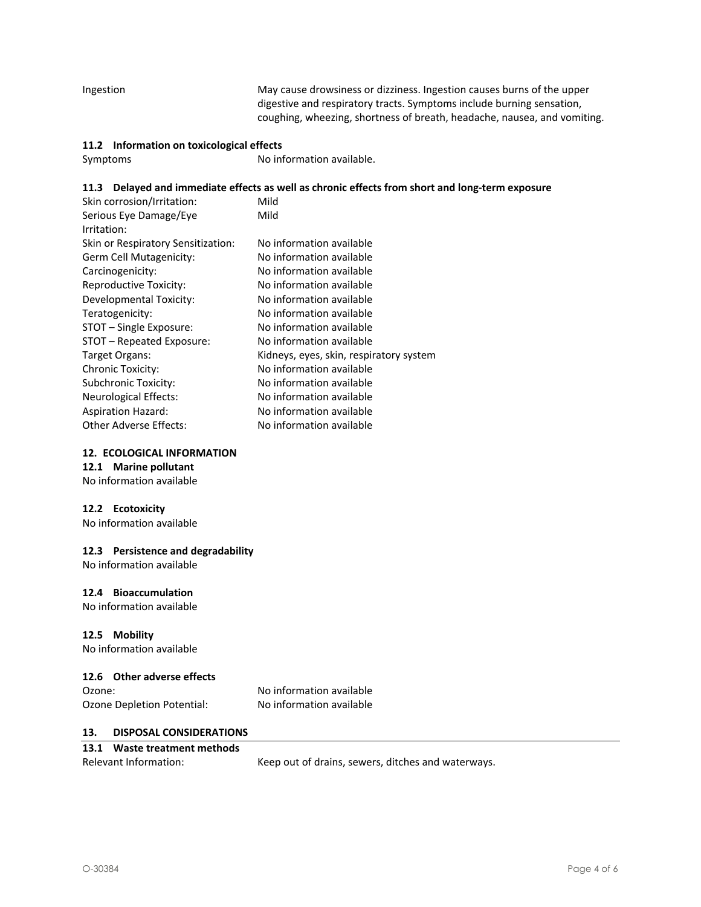| | |
|---|---|
| Ingestion | May cause drowsiness or dizziness. Ingestion causes burns of the upper digestive and respiratory tracts. Symptoms include burning sensation, coughing, wheezing, shortness of breath, headache, nausea, and vomiting. |

### 11.2 Information on toxicological effects

| | |
|---|---|
| Symptoms | No information available. |

### 11.3 Delayed and immediate effects as well as chronic effects from short and long-term exposure

| | |
|---|---|
| Skin corrosion/Irritation: | Mild |
| Serious Eye Damage/Eye Irritation: | Mild |
| Skin or Respiratory Sensitization: | No information available |
| Germ Cell Mutagenicity: | No information available |
| Carcinogenicity: | No information available |
| Reproductive Toxicity: | No information available |
| Developmental Toxicity: | No information available |
| Teratogenicity: | No information available |
| STOT – Single Exposure: | No information available |
| STOT – Repeated Exposure: | No information available |
| Target Organs: | Kidneys, eyes, skin, respiratory system |
| Chronic Toxicity: | No information available |
| Subchronic Toxicity: | No information available |
| Neurological Effects: | No information available |
| Aspiration Hazard: | No information available |
| Other Adverse Effects: | No information available |

## 12. ECOLOGICAL INFORMATION

### 12.1 Marine pollutant

No information available

### 12.2 Ecotoxicity

No information available

### 12.3 Persistence and degradability

No information available

### 12.4 Bioaccumulation

No information available

### 12.5 Mobility

No information available

### 12.6 Other adverse effects

| | |
|---|---|
| Ozone: | No information available |
| Ozone Depletion Potential: | No information available |

## 13. DISPOSAL CONSIDERATIONS

### 13.1 Waste treatment methods

| | |
|---|---|
| Relevant Information: | Keep out of drains, sewers, ditches and waterways. |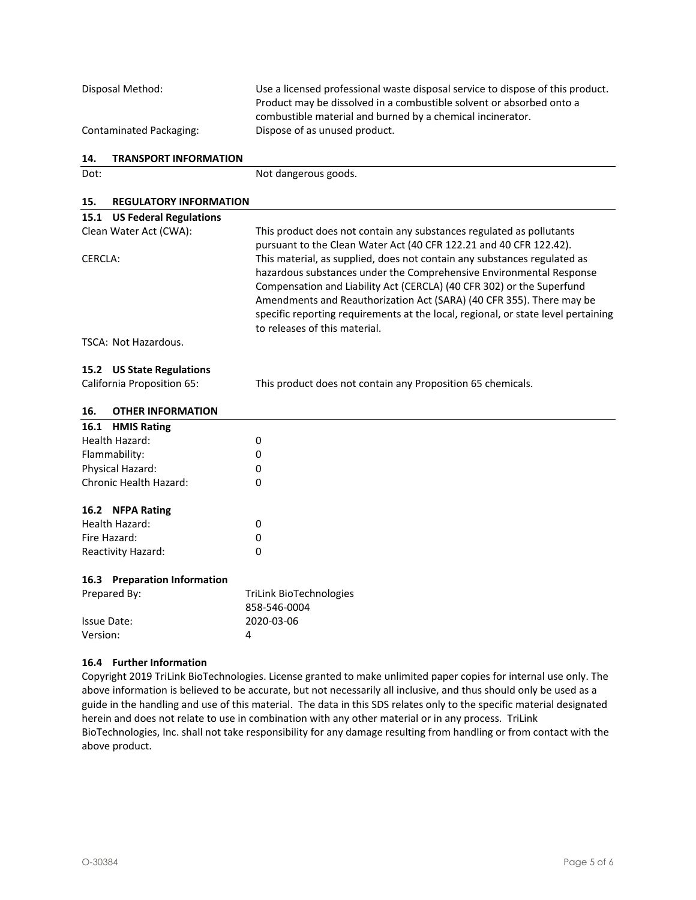| | |
|---|---|
| Disposal Method: | Use a licensed professional waste disposal service to dispose of this product. Product may be dissolved in a combustible solvent or absorbed onto a combustible material and burned by a chemical incinerator. |
| Contaminated Packaging: | Dispose of as unused product. |

## 14. TRANSPORT INFORMATION

| | |
|---|---|
| Dot: | Not dangerous goods. |

## 15. REGULATORY INFORMATION

### 15.1 US Federal Regulations

| | |
|---|---|
| Clean Water Act (CWA): | This product does not contain any substances regulated as pollutants pursuant to the Clean Water Act (40 CFR 122.21 and 40 CFR 122.42). |
| CERCLA: | This material, as supplied, does not contain any substances regulated as hazardous substances under the Comprehensive Environmental Response Compensation and Liability Act (CERCLA) (40 CFR 302) or the Superfund Amendments and Reauthorization Act (SARA) (40 CFR 355). There may be specific reporting requirements at the local, regional, or state level pertaining to releases of this material. |

TSCA: Not Hazardous.

### 15.2 US State Regulations

| | |
|---|---|
| California Proposition 65: | This product does not contain any Proposition 65 chemicals. |

## 16. OTHER INFORMATION

### 16.1 HMIS Rating

| | |
|---|---|
| Health Hazard: | 0 |
| Flammability: | 0 |
| Physical Hazard: | 0 |
| Chronic Health Hazard: | 0 |

### 16.2 NFPA Rating

| | |
|---|---|
| Health Hazard: | 0 |
| Fire Hazard: | 0 |
| Reactivity Hazard: | 0 |

### 16.3 Preparation Information

| | |
|---|---|
| Prepared By: | TriLink BioTechnologies<br>858-546-0004 |
| Issue Date: | 2020-03-06 |
| Version: | 4 |

### 16.4 Further Information

Copyright 2019 TriLink BioTechnologies. License granted to make unlimited paper copies for internal use only. The above information is believed to be accurate, but not necessarily all inclusive, and thus should only be used as a guide in the handling and use of this material. The data in this SDS relates only to the specific material designated herein and does not relate to use in combination with any other material or in any process. TriLink BioTechnologies, Inc. shall not take responsibility for any damage resulting from handling or from contact with the above product.